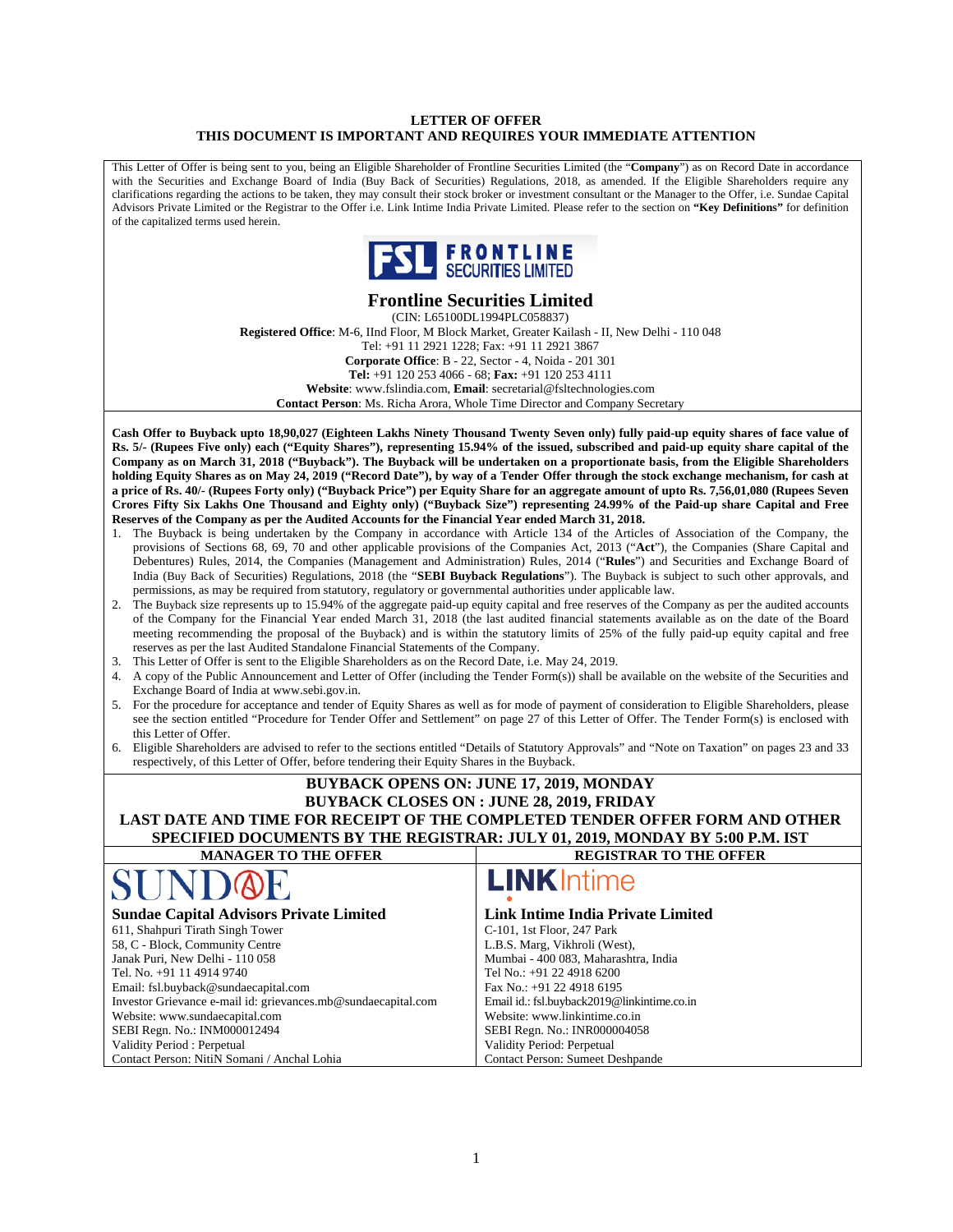**LETTER OF OFFER**

**THIS DOCUMENT IS IMPORTANT AND REQUIRES YOUR IMMEDIATE ATTENTION**

This Letter of Offer is being sent to you, being an Eligible Shareholder of Frontline Securities Limited (the "**Company**") as on Record Date in accordance with the Securities and Exchange Board of India (Buy Back of Securities) Regulations, 2018, as amended. If the Eligible Shareholders require any clarifications regarding the actions to be taken, they may consult their stock broker or investment consultant or the Manager to the Offer, i.e. Sundae Capital Advisors Private Limited or the Registrar to the Offer i.e. Link Intime India Private Limited. Please refer to the section on **"Key Definitions"** for definition of the capitalized terms used herein.

FSL FRONTLINE SECURITIES LIMITED

# Frontline Securities Limited

(CIN: L65100DL1994PLC058837)

**Registered Office**: M-6, IInd Floor, M Block Market, Greater Kailash - II, New Delhi - 110 048

Tel: +91 11 2921 1228; Fax: +91 11 2921 3867

**Corporate Office**: B - 22, Sector - 4, Noida - 201 301

**Tel:** +91 120 253 4066 - 68; **Fax:** +91 120 253 4111

**Website**: www.fslindia.com, **Email**: secretarial@fsltechnologies.com

**Contact Person**: Ms. Richa Arora, Whole Time Director and Company Secretary

**Cash Offer to Buyback upto 18,90,027 (Eighteen Lakhs Ninety Thousand Twenty Seven only) fully paid-up equity shares of face value of Rs. 5/- (Rupees Five only) each ("Equity Shares"), representing 15.94% of the issued, subscribed and paid-up equity share capital of the Company as on March 31, 2018 ("Buyback"). The Buyback will be undertaken on a proportionate basis, from the Eligible Shareholders holding Equity Shares as on May 24, 2019 ("Record Date"), by way of a Tender Offer through the stock exchange mechanism, for cash at a price of Rs. 40/- (Rupees Forty only) ("Buyback Price") per Equity Share for an aggregate amount of upto Rs. 7,56,01,080 (Rupees Seven Crores Fifty Six Lakhs One Thousand and Eighty only) ("Buyback Size") representing 24.99% of the Paid-up share Capital and Free Reserves of the Company as per the Audited Accounts for the Financial Year ended March 31, 2018.**

1. The Buyback is being undertaken by the Company in accordance with Article 134 of the Articles of Association of the Company, the provisions of Sections 68, 69, 70 and other applicable provisions of the Companies Act, 2013 ("**Act**"), the Companies (Share Capital and Debentures) Rules, 2014, the Companies (Management and Administration) Rules, 2014 ("**Rules**") and Securities and Exchange Board of India (Buy Back of Securities) Regulations, 2018 (the "**SEBI Buyback Regulations**"). The Buyback is subject to such other approvals, and permissions, as may be required from statutory, regulatory or governmental authorities under applicable law.
2. The Buyback size represents up to 15.94% of the aggregate paid-up equity capital and free reserves of the Company as per the audited accounts of the Company for the Financial Year ended March 31, 2018 (the last audited financial statements available as on the date of the Board meeting recommending the proposal of the Buyback) and is within the statutory limits of 25% of the fully paid-up equity capital and free reserves as per the last Audited Standalone Financial Statements of the Company.
3. This Letter of Offer is sent to the Eligible Shareholders as on the Record Date, i.e. May 24, 2019.
4. A copy of the Public Announcement and Letter of Offer (including the Tender Form(s)) shall be available on the website of the Securities and Exchange Board of India at www.sebi.gov.in.
5. For the procedure for acceptance and tender of Equity Shares as well as for mode of payment of consideration to Eligible Shareholders, please see the section entitled "Procedure for Tender Offer and Settlement" on page 27 of this Letter of Offer. The Tender Form(s) is enclosed with this Letter of Offer.
6. Eligible Shareholders are advised to refer to the sections entitled "Details of Statutory Approvals" and "Note on Taxation" on pages 23 and 33 respectively, of this Letter of Offer, before tendering their Equity Shares in the Buyback.

**BUYBACK OPENS ON: JUNE 17, 2019, MONDAY**

**BUYBACK CLOSES ON : JUNE 28, 2019, FRIDAY**

**LAST DATE AND TIME FOR RECEIPT OF THE COMPLETED TENDER OFFER FORM AND OTHER SPECIFIED DOCUMENTS BY THE REGISTRAR: JULY 01, 2019, MONDAY BY 5:00 P.M. IST**

| MANAGER TO THE OFFER | REGISTRAR TO THE OFFER |
|---|---|
| SUNDAE | LINKIntime |
| **Sundae Capital Advisors Private Limited** | **Link Intime India Private Limited** |
| 611, Shahpuri Tirath Singh Tower | C-101, 1st Floor, 247 Park |
| 58, C - Block, Community Centre | L.B.S. Marg, Vikhroli (West), |
| Janak Puri, New Delhi - 110 058 | Mumbai - 400 083, Maharashtra, India |
| Tel. No. +91 11 4914 9740 | Tel No.: +91 22 4918 6200 |
| Email: fsl.buyback@sundaecapital.com | Fax No.: +91 22 4918 6195 |
| Investor Grievance e-mail id: grievances.mb@sundaecapital.com | Email id.: fsl.buyback2019@linkintime.co.in |
| Website: www.sundaecapital.com | Website: www.linkintime.co.in |
| SEBI Regn. No.: INM000012494 | SEBI Regn. No.: INR000004058 |
| Validity Period : Perpetual | Validity Period: Perpetual |
| Contact Person: NitiN Somani / Anchal Lohia | Contact Person: Sumeet Deshpande |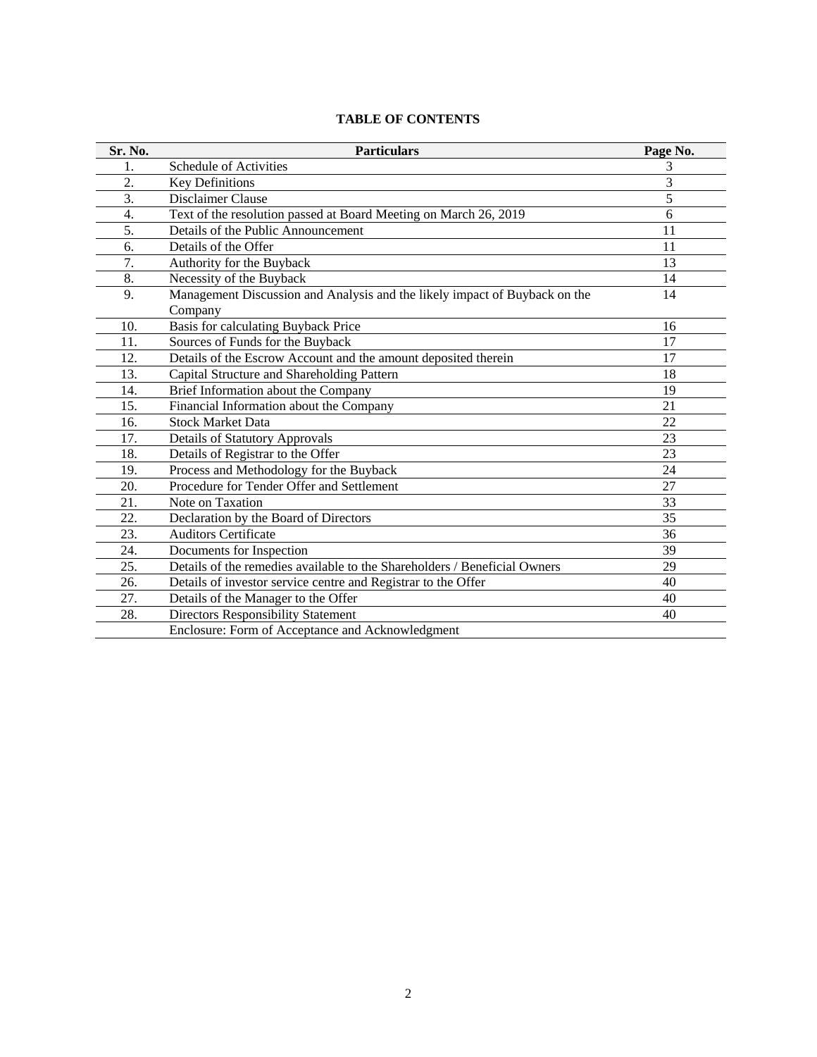**TABLE OF CONTENTS**

| Sr. No. | Particulars | Page No. |
|---|---|---|
| 1. | Schedule of Activities | 3 |
| 2. | Key Definitions | 3 |
| 3. | Disclaimer Clause | 5 |
| 4. | Text of the resolution passed at Board Meeting on March 26, 2019 | 6 |
| 5. | Details of the Public Announcement | 11 |
| 6. | Details of the Offer | 11 |
| 7. | Authority for the Buyback | 13 |
| 8. | Necessity of the Buyback | 14 |
| 9. | Management Discussion and Analysis and the likely impact of Buyback on the Company | 14 |
| 10. | Basis for calculating Buyback Price | 16 |
| 11. | Sources of Funds for the Buyback | 17 |
| 12. | Details of the Escrow Account and the amount deposited therein | 17 |
| 13. | Capital Structure and Shareholding Pattern | 18 |
| 14. | Brief Information about the Company | 19 |
| 15. | Financial Information about the Company | 21 |
| 16. | Stock Market Data | 22 |
| 17. | Details of Statutory Approvals | 23 |
| 18. | Details of Registrar to the Offer | 23 |
| 19. | Process and Methodology for the Buyback | 24 |
| 20. | Procedure for Tender Offer and Settlement | 27 |
| 21. | Note on Taxation | 33 |
| 22. | Declaration by the Board of Directors | 35 |
| 23. | Auditors Certificate | 36 |
| 24. | Documents for Inspection | 39 |
| 25. | Details of the remedies available to the Shareholders / Beneficial Owners | 29 |
| 26. | Details of investor service centre and Registrar to the Offer | 40 |
| 27. | Details of the Manager to the Offer | 40 |
| 28. | Directors Responsibility Statement | 40 |
| | Enclosure: Form of Acceptance and Acknowledgment | |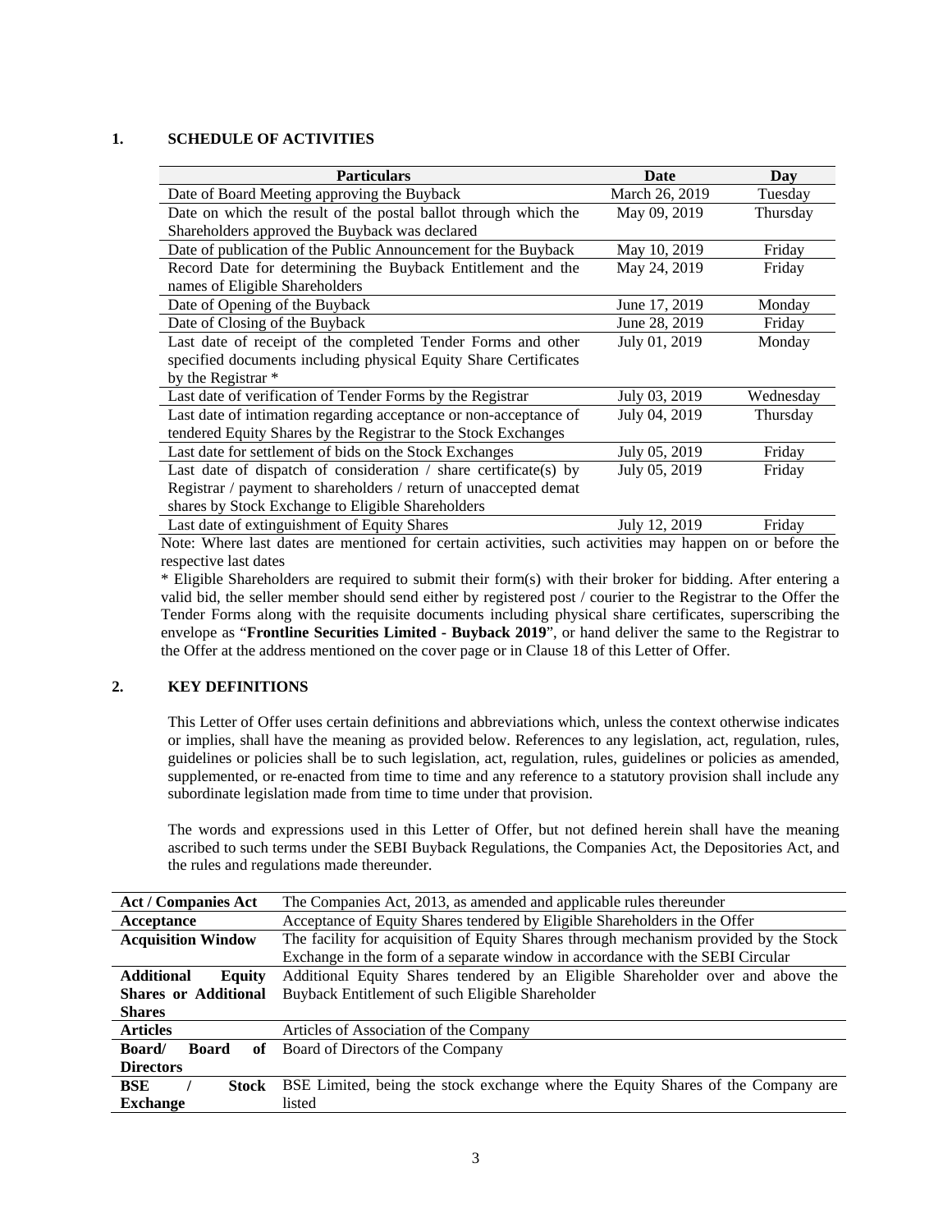## 1. SCHEDULE OF ACTIVITIES

| Particulars | Date | Day |
|---|---|---|
| Date of Board Meeting approving the Buyback | March 26, 2019 | Tuesday |
| Date on which the result of the postal ballot through which the Shareholders approved the Buyback was declared | May 09, 2019 | Thursday |
| Date of publication of the Public Announcement for the Buyback | May 10, 2019 | Friday |
| Record Date for determining the Buyback Entitlement and the names of Eligible Shareholders | May 24, 2019 | Friday |
| Date of Opening of the Buyback | June 17, 2019 | Monday |
| Date of Closing of the Buyback | June 28, 2019 | Friday |
| Last date of receipt of the completed Tender Forms and other specified documents including physical Equity Share Certificates by the Registrar * | July 01, 2019 | Monday |
| Last date of verification of Tender Forms by the Registrar | July 03, 2019 | Wednesday |
| Last date of intimation regarding acceptance or non-acceptance of tendered Equity Shares by the Registrar to the Stock Exchanges | July 04, 2019 | Thursday |
| Last date for settlement of bids on the Stock Exchanges | July 05, 2019 | Friday |
| Last date of dispatch of consideration / share certificate(s) by Registrar / payment to shareholders / return of unaccepted demat shares by Stock Exchange to Eligible Shareholders | July 05, 2019 | Friday |
| Last date of extinguishment of Equity Shares | July 12, 2019 | Friday |

Note: Where last dates are mentioned for certain activities, such activities may happen on or before the respective last dates

* Eligible Shareholders are required to submit their form(s) with their broker for bidding. After entering a valid bid, the seller member should send either by registered post / courier to the Registrar to the Offer the Tender Forms along with the requisite documents including physical share certificates, superscribing the envelope as "**Frontline Securities Limited - Buyback 2019**", or hand deliver the same to the Registrar to the Offer at the address mentioned on the cover page or in Clause 18 of this Letter of Offer.

## 2. KEY DEFINITIONS

This Letter of Offer uses certain definitions and abbreviations which, unless the context otherwise indicates or implies, shall have the meaning as provided below. References to any legislation, act, regulation, rules, guidelines or policies shall be to such legislation, act, regulation, rules, guidelines or policies as amended, supplemented, or re-enacted from time to time and any reference to a statutory provision shall include any subordinate legislation made from time to time under that provision.

The words and expressions used in this Letter of Offer, but not defined herein shall have the meaning ascribed to such terms under the SEBI Buyback Regulations, the Companies Act, the Depositories Act, and the rules and regulations made thereunder.

| Term | Definition |
|---|---|
| **Act / Companies Act** | The Companies Act, 2013, as amended and applicable rules thereunder |
| **Acceptance** | Acceptance of Equity Shares tendered by Eligible Shareholders in the Offer |
| **Acquisition Window** | The facility for acquisition of Equity Shares through mechanism provided by the Stock Exchange in the form of a separate window in accordance with the SEBI Circular |
| **Additional Equity Shares or Additional Shares** | Additional Equity Shares tendered by an Eligible Shareholder over and above the Buyback Entitlement of such Eligible Shareholder |
| **Articles** | Articles of Association of the Company |
| **Board/ Board of Directors** | Board of Directors of the Company |
| **BSE / Stock Exchange** | BSE Limited, being the stock exchange where the Equity Shares of the Company are listed |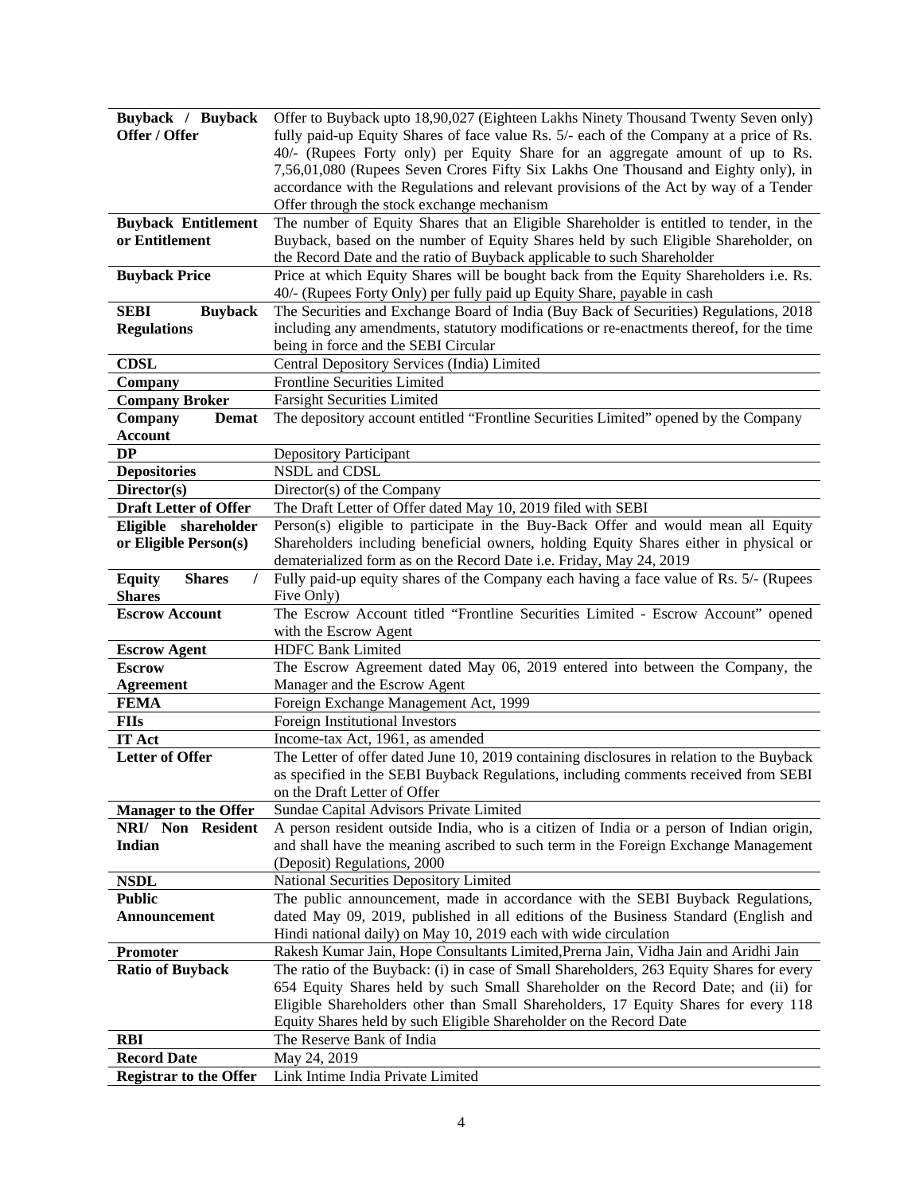| | |
|---|---|
| **Buyback / Buyback Offer / Offer** | Offer to Buyback upto 18,90,027 (Eighteen Lakhs Ninety Thousand Twenty Seven only) fully paid-up Equity Shares of face value Rs. 5/- each of the Company at a price of Rs. 40/- (Rupees Forty only) per Equity Share for an aggregate amount of up to Rs. 7,56,01,080 (Rupees Seven Crores Fifty Six Lakhs One Thousand and Eighty only), in accordance with the Regulations and relevant provisions of the Act by way of a Tender Offer through the stock exchange mechanism |
| **Buyback Entitlement or Entitlement** | The number of Equity Shares that an Eligible Shareholder is entitled to tender, in the Buyback, based on the number of Equity Shares held by such Eligible Shareholder, on the Record Date and the ratio of Buyback applicable to such Shareholder |
| **Buyback Price** | Price at which Equity Shares will be bought back from the Equity Shareholders i.e. Rs. 40/- (Rupees Forty Only) per fully paid up Equity Share, payable in cash |
| **SEBI Buyback Regulations** | The Securities and Exchange Board of India (Buy Back of Securities) Regulations, 2018 including any amendments, statutory modifications or re-enactments thereof, for the time being in force and the SEBI Circular |
| **CDSL** | Central Depository Services (India) Limited |
| **Company** | Frontline Securities Limited |
| **Company Broker** | Farsight Securities Limited |
| **Company Demat Account** | The depository account entitled "Frontline Securities Limited" opened by the Company |
| **DP** | Depository Participant |
| **Depositories** | NSDL and CDSL |
| **Director(s)** | Director(s) of the Company |
| **Draft Letter of Offer** | The Draft Letter of Offer dated May 10, 2019 filed with SEBI |
| **Eligible shareholder or Eligible Person(s)** | Person(s) eligible to participate in the Buy-Back Offer and would mean all Equity Shareholders including beneficial owners, holding Equity Shares either in physical or dematerialized form as on the Record Date i.e. Friday, May 24, 2019 |
| **Equity Shares / Shares** | Fully paid-up equity shares of the Company each having a face value of Rs. 5/- (Rupees Five Only) |
| **Escrow Account** | The Escrow Account titled "Frontline Securities Limited - Escrow Account" opened with the Escrow Agent |
| **Escrow Agent** | HDFC Bank Limited |
| **Escrow Agreement** | The Escrow Agreement dated May 06, 2019 entered into between the Company, the Manager and the Escrow Agent |
| **FEMA** | Foreign Exchange Management Act, 1999 |
| **FIIs** | Foreign Institutional Investors |
| **IT Act** | Income-tax Act, 1961, as amended |
| **Letter of Offer** | The Letter of offer dated June 10, 2019 containing disclosures in relation to the Buyback as specified in the SEBI Buyback Regulations, including comments received from SEBI on the Draft Letter of Offer |
| **Manager to the Offer** | Sundae Capital Advisors Private Limited |
| **NRI/ Non Resident Indian** | A person resident outside India, who is a citizen of India or a person of Indian origin, and shall have the meaning ascribed to such term in the Foreign Exchange Management (Deposit) Regulations, 2000 |
| **NSDL** | National Securities Depository Limited |
| **Public Announcement** | The public announcement, made in accordance with the SEBI Buyback Regulations, dated May 09, 2019, published in all editions of the Business Standard (English and Hindi national daily) on May 10, 2019 each with wide circulation |
| **Promoter** | Rakesh Kumar Jain, Hope Consultants Limited,Prerna Jain, Vidha Jain and Aridhi Jain |
| **Ratio of Buyback** | The ratio of the Buyback: (i) in case of Small Shareholders, 263 Equity Shares for every 654 Equity Shares held by such Small Shareholder on the Record Date; and (ii) for Eligible Shareholders other than Small Shareholders, 17 Equity Shares for every 118 Equity Shares held by such Eligible Shareholder on the Record Date |
| **RBI** | The Reserve Bank of India |
| **Record Date** | May 24, 2019 |
| **Registrar to the Offer** | Link Intime India Private Limited |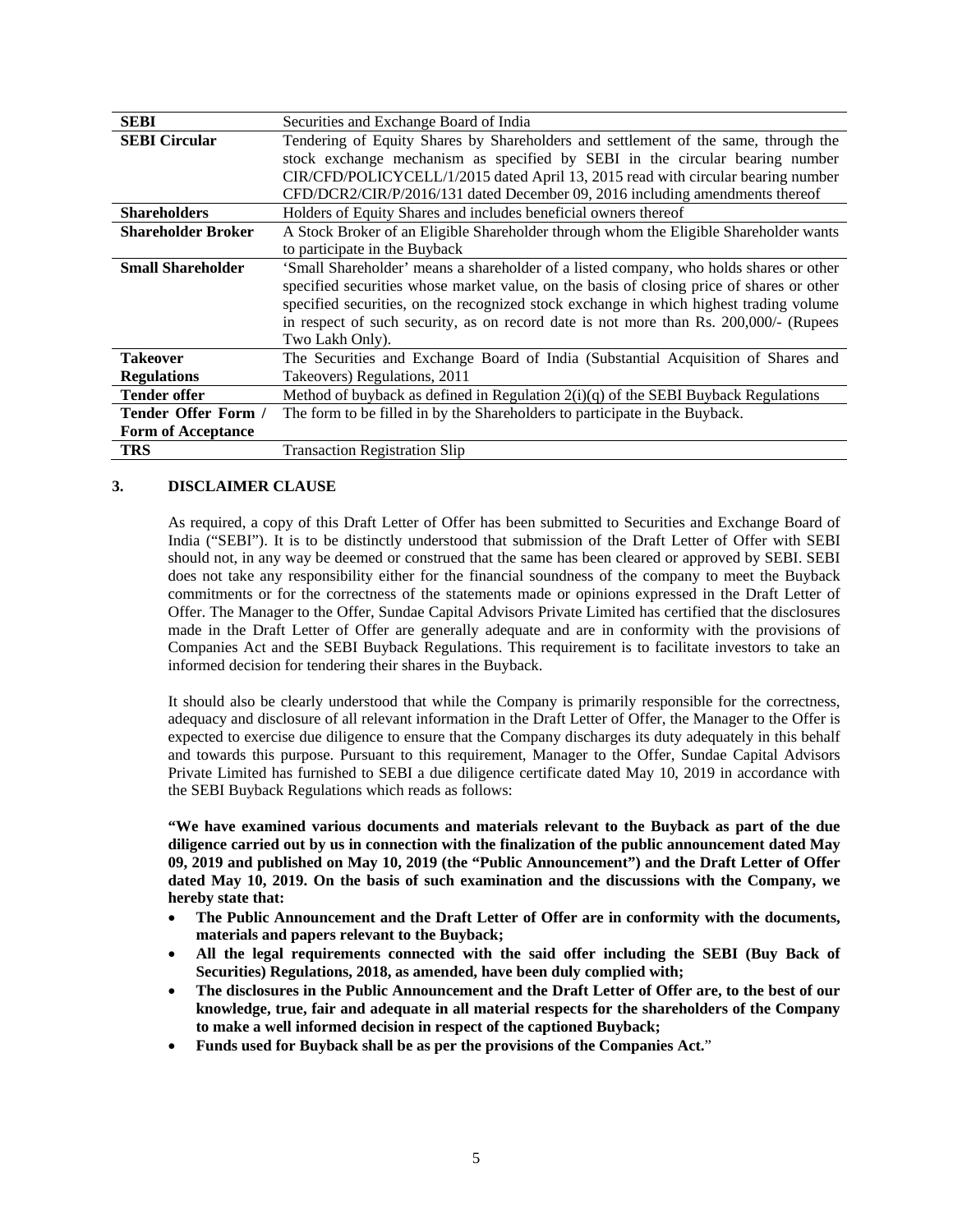| | |
|---|---|
| **SEBI** | Securities and Exchange Board of India |
| **SEBI Circular** | Tendering of Equity Shares by Shareholders and settlement of the same, through the stock exchange mechanism as specified by SEBI in the circular bearing number CIR/CFD/POLICYCELL/1/2015 dated April 13, 2015 read with circular bearing number CFD/DCR2/CIR/P/2016/131 dated December 09, 2016 including amendments thereof |
| **Shareholders** | Holders of Equity Shares and includes beneficial owners thereof |
| **Shareholder Broker** | A Stock Broker of an Eligible Shareholder through whom the Eligible Shareholder wants to participate in the Buyback |
| **Small Shareholder** | 'Small Shareholder' means a shareholder of a listed company, who holds shares or other specified securities whose market value, on the basis of closing price of shares or other specified securities, on the recognized stock exchange in which highest trading volume in respect of such security, as on record date is not more than Rs. 200,000/- (Rupees Two Lakh Only). |
| **Takeover Regulations** | The Securities and Exchange Board of India (Substantial Acquisition of Shares and Takeovers) Regulations, 2011 |
| **Tender offer** | Method of buyback as defined in Regulation 2(i)(q) of the SEBI Buyback Regulations |
| **Tender Offer Form / Form of Acceptance** | The form to be filled in by the Shareholders to participate in the Buyback. |
| **TRS** | Transaction Registration Slip |

## 3. DISCLAIMER CLAUSE

As required, a copy of this Draft Letter of Offer has been submitted to Securities and Exchange Board of India ("SEBI"). It is to be distinctly understood that submission of the Draft Letter of Offer with SEBI should not, in any way be deemed or construed that the same has been cleared or approved by SEBI. SEBI does not take any responsibility either for the financial soundness of the company to meet the Buyback commitments or for the correctness of the statements made or opinions expressed in the Draft Letter of Offer. The Manager to the Offer, Sundae Capital Advisors Private Limited has certified that the disclosures made in the Draft Letter of Offer are generally adequate and are in conformity with the provisions of Companies Act and the SEBI Buyback Regulations. This requirement is to facilitate investors to take an informed decision for tendering their shares in the Buyback.

It should also be clearly understood that while the Company is primarily responsible for the correctness, adequacy and disclosure of all relevant information in the Draft Letter of Offer, the Manager to the Offer is expected to exercise due diligence to ensure that the Company discharges its duty adequately in this behalf and towards this purpose. Pursuant to this requirement, Manager to the Offer, Sundae Capital Advisors Private Limited has furnished to SEBI a due diligence certificate dated May 10, 2019 in accordance with the SEBI Buyback Regulations which reads as follows:

**"We have examined various documents and materials relevant to the Buyback as part of the due diligence carried out by us in connection with the finalization of the public announcement dated May 09, 2019 and published on May 10, 2019 (the "Public Announcement") and the Draft Letter of Offer dated May 10, 2019. On the basis of such examination and the discussions with the Company, we hereby state that:**

- **The Public Announcement and the Draft Letter of Offer are in conformity with the documents, materials and papers relevant to the Buyback;**
- **All the legal requirements connected with the said offer including the SEBI (Buy Back of Securities) Regulations, 2018, as amended, have been duly complied with;**
- **The disclosures in the Public Announcement and the Draft Letter of Offer are, to the best of our knowledge, true, fair and adequate in all material respects for the shareholders of the Company to make a well informed decision in respect of the captioned Buyback;**
- **Funds used for Buyback shall be as per the provisions of the Companies Act.**"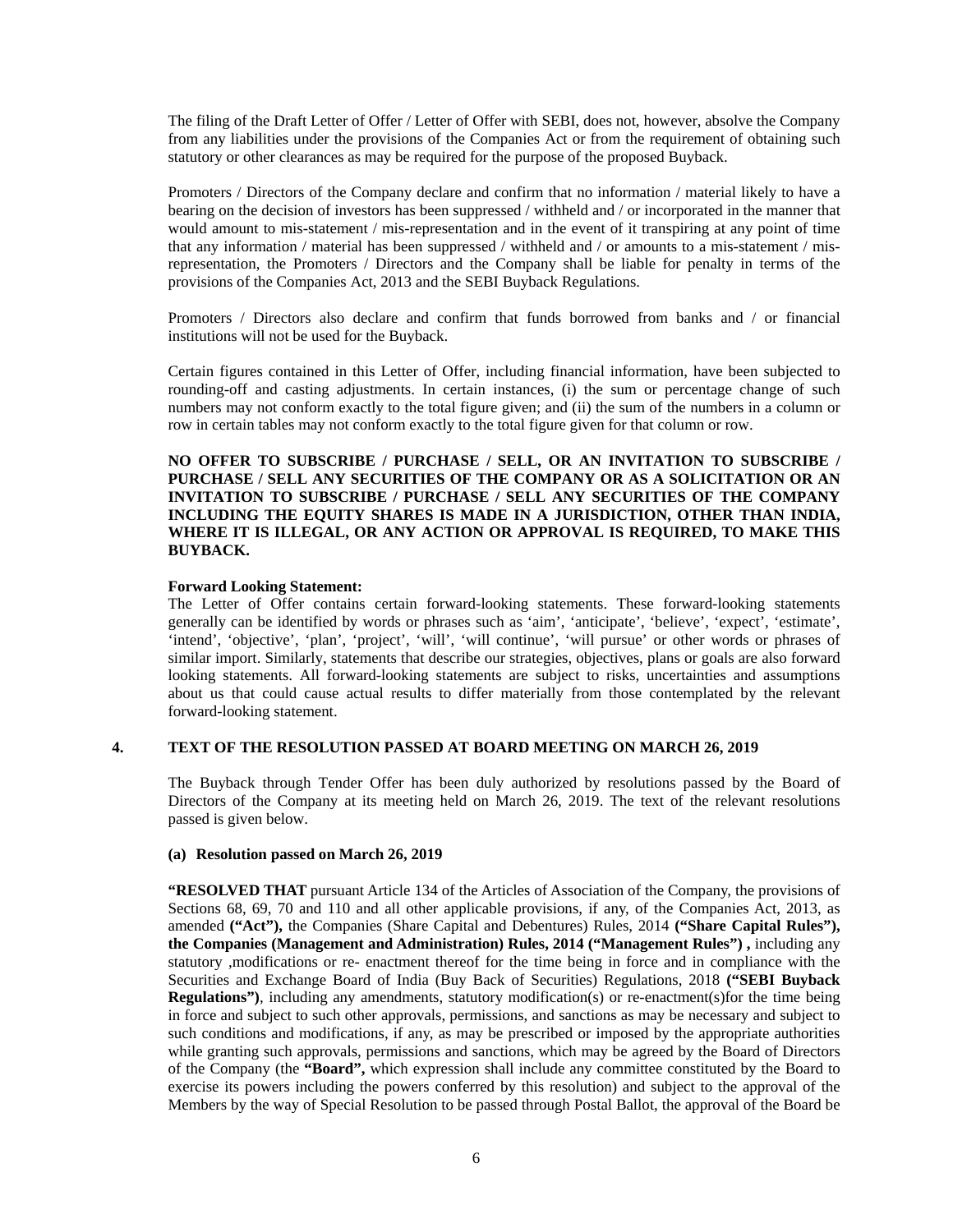The filing of the Draft Letter of Offer / Letter of Offer with SEBI, does not, however, absolve the Company from any liabilities under the provisions of the Companies Act or from the requirement of obtaining such statutory or other clearances as may be required for the purpose of the proposed Buyback.

Promoters / Directors of the Company declare and confirm that no information / material likely to have a bearing on the decision of investors has been suppressed / withheld and / or incorporated in the manner that would amount to mis-statement / mis-representation and in the event of it transpiring at any point of time that any information / material has been suppressed / withheld and / or amounts to a mis-statement / mis-representation, the Promoters / Directors and the Company shall be liable for penalty in terms of the provisions of the Companies Act, 2013 and the SEBI Buyback Regulations.

Promoters / Directors also declare and confirm that funds borrowed from banks and / or financial institutions will not be used for the Buyback.

Certain figures contained in this Letter of Offer, including financial information, have been subjected to rounding-off and casting adjustments. In certain instances, (i) the sum or percentage change of such numbers may not conform exactly to the total figure given; and (ii) the sum of the numbers in a column or row in certain tables may not conform exactly to the total figure given for that column or row.

**NO OFFER TO SUBSCRIBE / PURCHASE / SELL, OR AN INVITATION TO SUBSCRIBE / PURCHASE / SELL ANY SECURITIES OF THE COMPANY OR AS A SOLICITATION OR AN INVITATION TO SUBSCRIBE / PURCHASE / SELL ANY SECURITIES OF THE COMPANY INCLUDING THE EQUITY SHARES IS MADE IN A JURISDICTION, OTHER THAN INDIA, WHERE IT IS ILLEGAL, OR ANY ACTION OR APPROVAL IS REQUIRED, TO MAKE THIS BUYBACK.**

**Forward Looking Statement:**

The Letter of Offer contains certain forward-looking statements. These forward-looking statements generally can be identified by words or phrases such as 'aim', 'anticipate', 'believe', 'expect', 'estimate', 'intend', 'objective', 'plan', 'project', 'will', 'will continue', 'will pursue' or other words or phrases of similar import. Similarly, statements that describe our strategies, objectives, plans or goals are also forward looking statements. All forward-looking statements are subject to risks, uncertainties and assumptions about us that could cause actual results to differ materially from those contemplated by the relevant forward-looking statement.

## 4. TEXT OF THE RESOLUTION PASSED AT BOARD MEETING ON MARCH 26, 2019

The Buyback through Tender Offer has been duly authorized by resolutions passed by the Board of Directors of the Company at its meeting held on March 26, 2019. The text of the relevant resolutions passed is given below.

**(a) Resolution passed on March 26, 2019**

**"RESOLVED THAT** pursuant Article 134 of the Articles of Association of the Company, the provisions of Sections 68, 69, 70 and 110 and all other applicable provisions, if any, of the Companies Act, 2013, as amended **("Act"),** the Companies (Share Capital and Debentures) Rules, 2014 **("Share Capital Rules"), the Companies (Management and Administration) Rules, 2014 ("Management Rules") ,** including any statutory ,modifications or re- enactment thereof for the time being in force and in compliance with the Securities and Exchange Board of India (Buy Back of Securities) Regulations, 2018 **("SEBI Buyback Regulations")**, including any amendments, statutory modification(s) or re-enactment(s)for the time being in force and subject to such other approvals, permissions, and sanctions as may be necessary and subject to such conditions and modifications, if any, as may be prescribed or imposed by the appropriate authorities while granting such approvals, permissions and sanctions, which may be agreed by the Board of Directors of the Company (the **"Board",** which expression shall include any committee constituted by the Board to exercise its powers including the powers conferred by this resolution) and subject to the approval of the Members by the way of Special Resolution to be passed through Postal Ballot, the approval of the Board be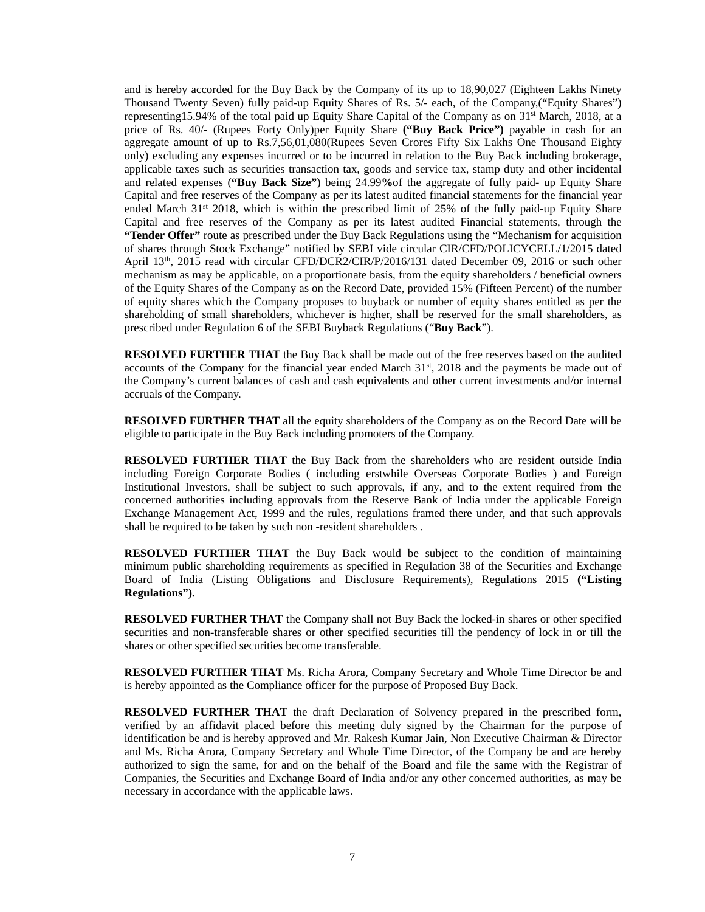and is hereby accorded for the Buy Back by the Company of its up to 18,90,027 (Eighteen Lakhs Ninety Thousand Twenty Seven) fully paid-up Equity Shares of Rs. 5/- each, of the Company,("Equity Shares") representing15.94% of the total paid up Equity Share Capital of the Company as on 31st March, 2018, at a price of Rs. 40/- (Rupees Forty Only)per Equity Share **("Buy Back Price")** payable in cash for an aggregate amount of up to Rs.7,56,01,080(Rupees Seven Crores Fifty Six Lakhs One Thousand Eighty only) excluding any expenses incurred or to be incurred in relation to the Buy Back including brokerage, applicable taxes such as securities transaction tax, goods and service tax, stamp duty and other incidental and related expenses (**"Buy Back Size"**) being 24.99**%**of the aggregate of fully paid- up Equity Share Capital and free reserves of the Company as per its latest audited financial statements for the financial year ended March 31st 2018, which is within the prescribed limit of 25% of the fully paid-up Equity Share Capital and free reserves of the Company as per its latest audited Financial statements, through the **"Tender Offer"** route as prescribed under the Buy Back Regulations using the "Mechanism for acquisition of shares through Stock Exchange" notified by SEBI vide circular CIR/CFD/POLICYCELL/1/2015 dated April 13th, 2015 read with circular CFD/DCR2/CIR/P/2016/131 dated December 09, 2016 or such other mechanism as may be applicable, on a proportionate basis, from the equity shareholders / beneficial owners of the Equity Shares of the Company as on the Record Date, provided 15% (Fifteen Percent) of the number of equity shares which the Company proposes to buyback or number of equity shares entitled as per the shareholding of small shareholders, whichever is higher, shall be reserved for the small shareholders, as prescribed under Regulation 6 of the SEBI Buyback Regulations ("**Buy Back**").

**RESOLVED FURTHER THAT** the Buy Back shall be made out of the free reserves based on the audited accounts of the Company for the financial year ended March 31st, 2018 and the payments be made out of the Company's current balances of cash and cash equivalents and other current investments and/or internal accruals of the Company.

**RESOLVED FURTHER THAT** all the equity shareholders of the Company as on the Record Date will be eligible to participate in the Buy Back including promoters of the Company.

**RESOLVED FURTHER THAT** the Buy Back from the shareholders who are resident outside India including Foreign Corporate Bodies ( including erstwhile Overseas Corporate Bodies ) and Foreign Institutional Investors, shall be subject to such approvals, if any, and to the extent required from the concerned authorities including approvals from the Reserve Bank of India under the applicable Foreign Exchange Management Act, 1999 and the rules, regulations framed there under, and that such approvals shall be required to be taken by such non -resident shareholders .

**RESOLVED FURTHER THAT** the Buy Back would be subject to the condition of maintaining minimum public shareholding requirements as specified in Regulation 38 of the Securities and Exchange Board of India (Listing Obligations and Disclosure Requirements), Regulations 2015 **("Listing Regulations").**

**RESOLVED FURTHER THAT** the Company shall not Buy Back the locked-in shares or other specified securities and non-transferable shares or other specified securities till the pendency of lock in or till the shares or other specified securities become transferable.

**RESOLVED FURTHER THAT** Ms. Richa Arora, Company Secretary and Whole Time Director be and is hereby appointed as the Compliance officer for the purpose of Proposed Buy Back.

**RESOLVED FURTHER THAT** the draft Declaration of Solvency prepared in the prescribed form, verified by an affidavit placed before this meeting duly signed by the Chairman for the purpose of identification be and is hereby approved and Mr. Rakesh Kumar Jain, Non Executive Chairman & Director and Ms. Richa Arora, Company Secretary and Whole Time Director, of the Company be and are hereby authorized to sign the same, for and on the behalf of the Board and file the same with the Registrar of Companies, the Securities and Exchange Board of India and/or any other concerned authorities, as may be necessary in accordance with the applicable laws.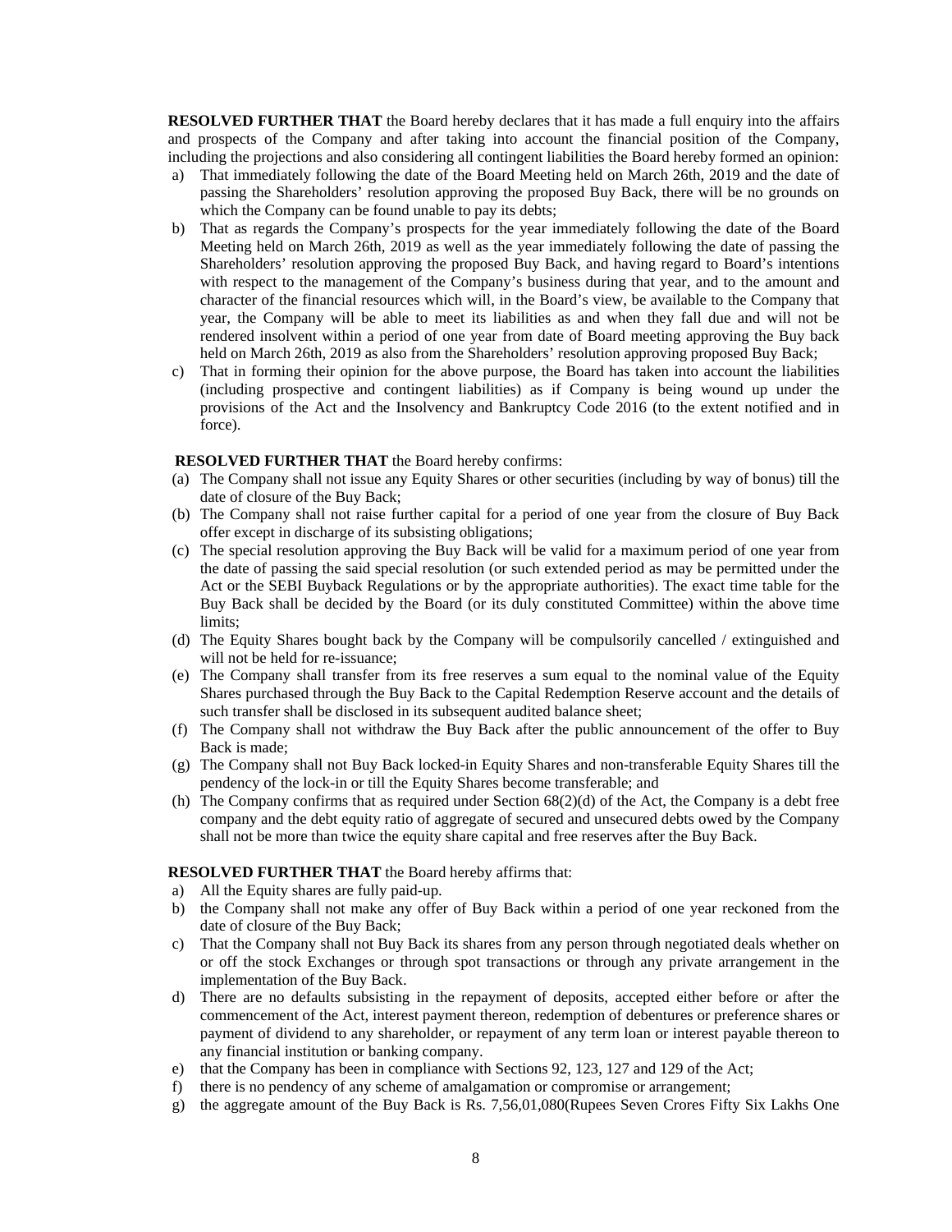**RESOLVED FURTHER THAT** the Board hereby declares that it has made a full enquiry into the affairs and prospects of the Company and after taking into account the financial position of the Company, including the projections and also considering all contingent liabilities the Board hereby formed an opinion:

a) That immediately following the date of the Board Meeting held on March 26th, 2019 and the date of passing the Shareholders' resolution approving the proposed Buy Back, there will be no grounds on which the Company can be found unable to pay its debts;
b) That as regards the Company's prospects for the year immediately following the date of the Board Meeting held on March 26th, 2019 as well as the year immediately following the date of passing the Shareholders' resolution approving the proposed Buy Back, and having regard to Board's intentions with respect to the management of the Company's business during that year, and to the amount and character of the financial resources which will, in the Board's view, be available to the Company that year, the Company will be able to meet its liabilities as and when they fall due and will not be rendered insolvent within a period of one year from date of Board meeting approving the Buy back held on March 26th, 2019 as also from the Shareholders' resolution approving proposed Buy Back;
c) That in forming their opinion for the above purpose, the Board has taken into account the liabilities (including prospective and contingent liabilities) as if Company is being wound up under the provisions of the Act and the Insolvency and Bankruptcy Code 2016 (to the extent notified and in force).

**RESOLVED FURTHER THAT** the Board hereby confirms:

(a) The Company shall not issue any Equity Shares or other securities (including by way of bonus) till the date of closure of the Buy Back;
(b) The Company shall not raise further capital for a period of one year from the closure of Buy Back offer except in discharge of its subsisting obligations;
(c) The special resolution approving the Buy Back will be valid for a maximum period of one year from the date of passing the said special resolution (or such extended period as may be permitted under the Act or the SEBI Buyback Regulations or by the appropriate authorities). The exact time table for the Buy Back shall be decided by the Board (or its duly constituted Committee) within the above time limits;
(d) The Equity Shares bought back by the Company will be compulsorily cancelled / extinguished and will not be held for re-issuance;
(e) The Company shall transfer from its free reserves a sum equal to the nominal value of the Equity Shares purchased through the Buy Back to the Capital Redemption Reserve account and the details of such transfer shall be disclosed in its subsequent audited balance sheet;
(f) The Company shall not withdraw the Buy Back after the public announcement of the offer to Buy Back is made;
(g) The Company shall not Buy Back locked-in Equity Shares and non-transferable Equity Shares till the pendency of the lock-in or till the Equity Shares become transferable; and
(h) The Company confirms that as required under Section 68(2)(d) of the Act, the Company is a debt free company and the debt equity ratio of aggregate of secured and unsecured debts owed by the Company shall not be more than twice the equity share capital and free reserves after the Buy Back.

**RESOLVED FURTHER THAT** the Board hereby affirms that:

a) All the Equity shares are fully paid-up.
b) the Company shall not make any offer of Buy Back within a period of one year reckoned from the date of closure of the Buy Back;
c) That the Company shall not Buy Back its shares from any person through negotiated deals whether on or off the stock Exchanges or through spot transactions or through any private arrangement in the implementation of the Buy Back.
d) There are no defaults subsisting in the repayment of deposits, accepted either before or after the commencement of the Act, interest payment thereon, redemption of debentures or preference shares or payment of dividend to any shareholder, or repayment of any term loan or interest payable thereon to any financial institution or banking company.
e) that the Company has been in compliance with Sections 92, 123, 127 and 129 of the Act;
f) there is no pendency of any scheme of amalgamation or compromise or arrangement;
g) the aggregate amount of the Buy Back is Rs. 7,56,01,080(Rupees Seven Crores Fifty Six Lakhs One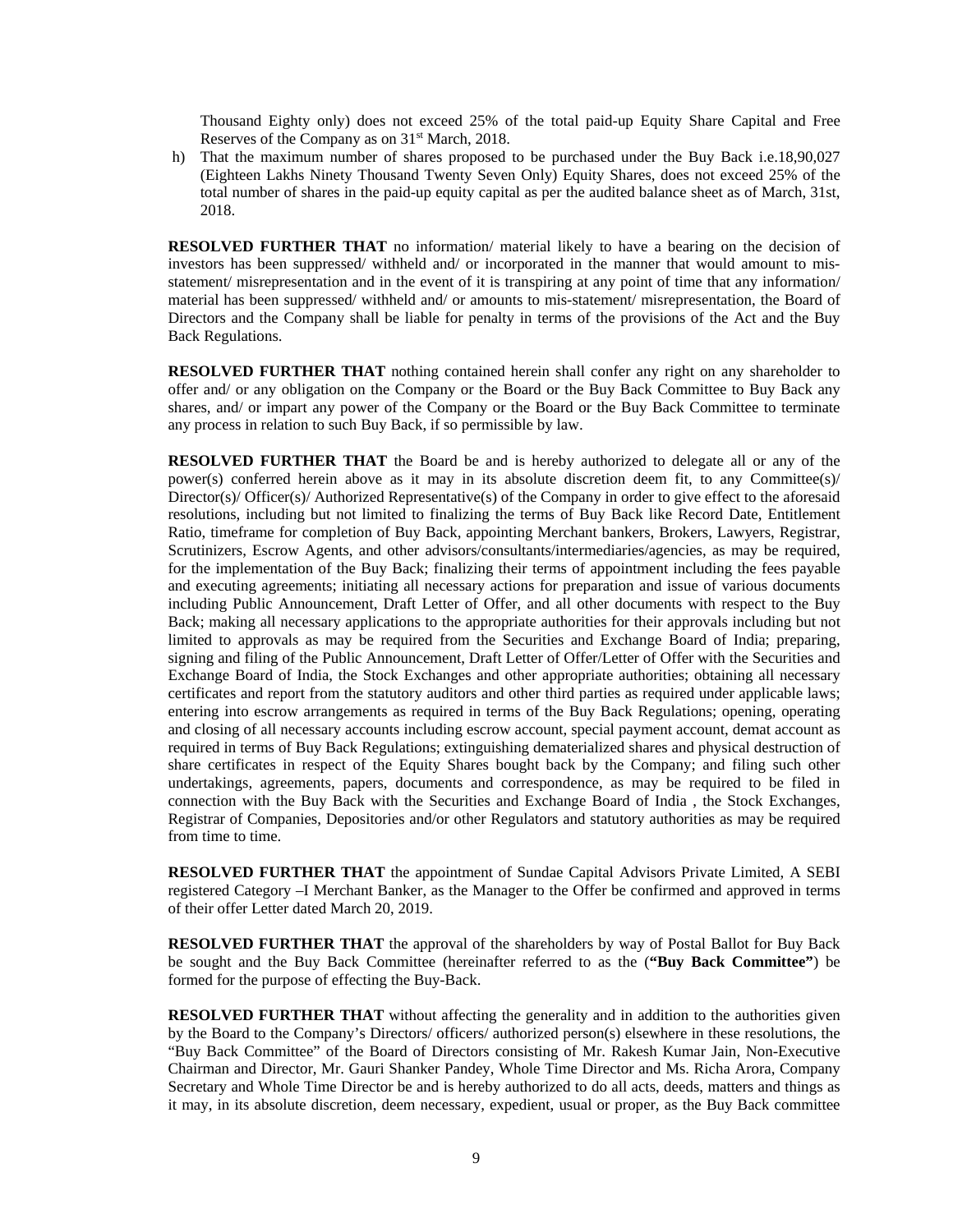Thousand Eighty only) does not exceed 25% of the total paid-up Equity Share Capital and Free Reserves of the Company as on 31st March, 2018.

h) That the maximum number of shares proposed to be purchased under the Buy Back i.e.18,90,027 (Eighteen Lakhs Ninety Thousand Twenty Seven Only) Equity Shares, does not exceed 25% of the total number of shares in the paid-up equity capital as per the audited balance sheet as of March, 31st, 2018.

**RESOLVED FURTHER THAT** no information/ material likely to have a bearing on the decision of investors has been suppressed/ withheld and/ or incorporated in the manner that would amount to mis-statement/ misrepresentation and in the event of it is transpiring at any point of time that any information/ material has been suppressed/ withheld and/ or amounts to mis-statement/ misrepresentation, the Board of Directors and the Company shall be liable for penalty in terms of the provisions of the Act and the Buy Back Regulations.

**RESOLVED FURTHER THAT** nothing contained herein shall confer any right on any shareholder to offer and/ or any obligation on the Company or the Board or the Buy Back Committee to Buy Back any shares, and/ or impart any power of the Company or the Board or the Buy Back Committee to terminate any process in relation to such Buy Back, if so permissible by law.

**RESOLVED FURTHER THAT** the Board be and is hereby authorized to delegate all or any of the power(s) conferred herein above as it may in its absolute discretion deem fit, to any Committee(s)/ Director(s)/ Officer(s)/ Authorized Representative(s) of the Company in order to give effect to the aforesaid resolutions, including but not limited to finalizing the terms of Buy Back like Record Date, Entitlement Ratio, timeframe for completion of Buy Back, appointing Merchant bankers, Brokers, Lawyers, Registrar, Scrutinizers, Escrow Agents, and other advisors/consultants/intermediaries/agencies, as may be required, for the implementation of the Buy Back; finalizing their terms of appointment including the fees payable and executing agreements; initiating all necessary actions for preparation and issue of various documents including Public Announcement, Draft Letter of Offer, and all other documents with respect to the Buy Back; making all necessary applications to the appropriate authorities for their approvals including but not limited to approvals as may be required from the Securities and Exchange Board of India; preparing, signing and filing of the Public Announcement, Draft Letter of Offer/Letter of Offer with the Securities and Exchange Board of India, the Stock Exchanges and other appropriate authorities; obtaining all necessary certificates and report from the statutory auditors and other third parties as required under applicable laws; entering into escrow arrangements as required in terms of the Buy Back Regulations; opening, operating and closing of all necessary accounts including escrow account, special payment account, demat account as required in terms of Buy Back Regulations; extinguishing dematerialized shares and physical destruction of share certificates in respect of the Equity Shares bought back by the Company; and filing such other undertakings, agreements, papers, documents and correspondence, as may be required to be filed in connection with the Buy Back with the Securities and Exchange Board of India , the Stock Exchanges, Registrar of Companies, Depositories and/or other Regulators and statutory authorities as may be required from time to time.

**RESOLVED FURTHER THAT** the appointment of Sundae Capital Advisors Private Limited, A SEBI registered Category –I Merchant Banker, as the Manager to the Offer be confirmed and approved in terms of their offer Letter dated March 20, 2019.

**RESOLVED FURTHER THAT** the approval of the shareholders by way of Postal Ballot for Buy Back be sought and the Buy Back Committee (hereinafter referred to as the (**"Buy Back Committee"**) be formed for the purpose of effecting the Buy-Back.

**RESOLVED FURTHER THAT** without affecting the generality and in addition to the authorities given by the Board to the Company's Directors/ officers/ authorized person(s) elsewhere in these resolutions, the "Buy Back Committee" of the Board of Directors consisting of Mr. Rakesh Kumar Jain, Non-Executive Chairman and Director, Mr. Gauri Shanker Pandey, Whole Time Director and Ms. Richa Arora, Company Secretary and Whole Time Director be and is hereby authorized to do all acts, deeds, matters and things as it may, in its absolute discretion, deem necessary, expedient, usual or proper, as the Buy Back committee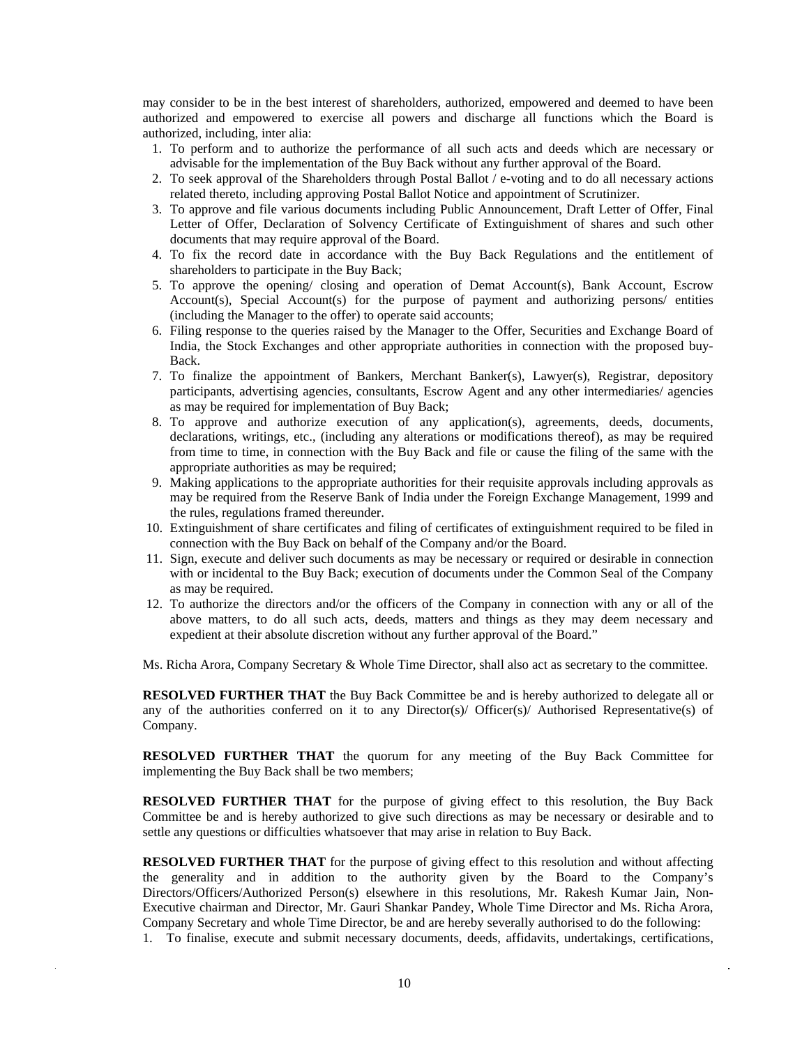may consider to be in the best interest of shareholders, authorized, empowered and deemed to have been authorized and empowered to exercise all powers and discharge all functions which the Board is authorized, including, inter alia:

1. To perform and to authorize the performance of all such acts and deeds which are necessary or advisable for the implementation of the Buy Back without any further approval of the Board.
2. To seek approval of the Shareholders through Postal Ballot / e-voting and to do all necessary actions related thereto, including approving Postal Ballot Notice and appointment of Scrutinizer.
3. To approve and file various documents including Public Announcement, Draft Letter of Offer, Final Letter of Offer, Declaration of Solvency Certificate of Extinguishment of shares and such other documents that may require approval of the Board.
4. To fix the record date in accordance with the Buy Back Regulations and the entitlement of shareholders to participate in the Buy Back;
5. To approve the opening/ closing and operation of Demat Account(s), Bank Account, Escrow Account(s), Special Account(s) for the purpose of payment and authorizing persons/ entities (including the Manager to the offer) to operate said accounts;
6. Filing response to the queries raised by the Manager to the Offer, Securities and Exchange Board of India, the Stock Exchanges and other appropriate authorities in connection with the proposed buy-Back.
7. To finalize the appointment of Bankers, Merchant Banker(s), Lawyer(s), Registrar, depository participants, advertising agencies, consultants, Escrow Agent and any other intermediaries/ agencies as may be required for implementation of Buy Back;
8. To approve and authorize execution of any application(s), agreements, deeds, documents, declarations, writings, etc., (including any alterations or modifications thereof), as may be required from time to time, in connection with the Buy Back and file or cause the filing of the same with the appropriate authorities as may be required;
9. Making applications to the appropriate authorities for their requisite approvals including approvals as may be required from the Reserve Bank of India under the Foreign Exchange Management, 1999 and the rules, regulations framed thereunder.
10. Extinguishment of share certificates and filing of certificates of extinguishment required to be filed in connection with the Buy Back on behalf of the Company and/or the Board.
11. Sign, execute and deliver such documents as may be necessary or required or desirable in connection with or incidental to the Buy Back; execution of documents under the Common Seal of the Company as may be required.
12. To authorize the directors and/or the officers of the Company in connection with any or all of the above matters, to do all such acts, deeds, matters and things as they may deem necessary and expedient at their absolute discretion without any further approval of the Board."

Ms. Richa Arora, Company Secretary & Whole Time Director, shall also act as secretary to the committee.

**RESOLVED FURTHER THAT** the Buy Back Committee be and is hereby authorized to delegate all or any of the authorities conferred on it to any Director(s)/ Officer(s)/ Authorised Representative(s) of Company.

**RESOLVED FURTHER THAT** the quorum for any meeting of the Buy Back Committee for implementing the Buy Back shall be two members;

**RESOLVED FURTHER THAT** for the purpose of giving effect to this resolution, the Buy Back Committee be and is hereby authorized to give such directions as may be necessary or desirable and to settle any questions or difficulties whatsoever that may arise in relation to Buy Back.

**RESOLVED FURTHER THAT** for the purpose of giving effect to this resolution and without affecting the generality and in addition to the authority given by the Board to the Company's Directors/Officers/Authorized Person(s) elsewhere in this resolutions, Mr. Rakesh Kumar Jain, Non-Executive chairman and Director, Mr. Gauri Shankar Pandey, Whole Time Director and Ms. Richa Arora, Company Secretary and whole Time Director, be and are hereby severally authorised to do the following:

1. To finalise, execute and submit necessary documents, deeds, affidavits, undertakings, certifications,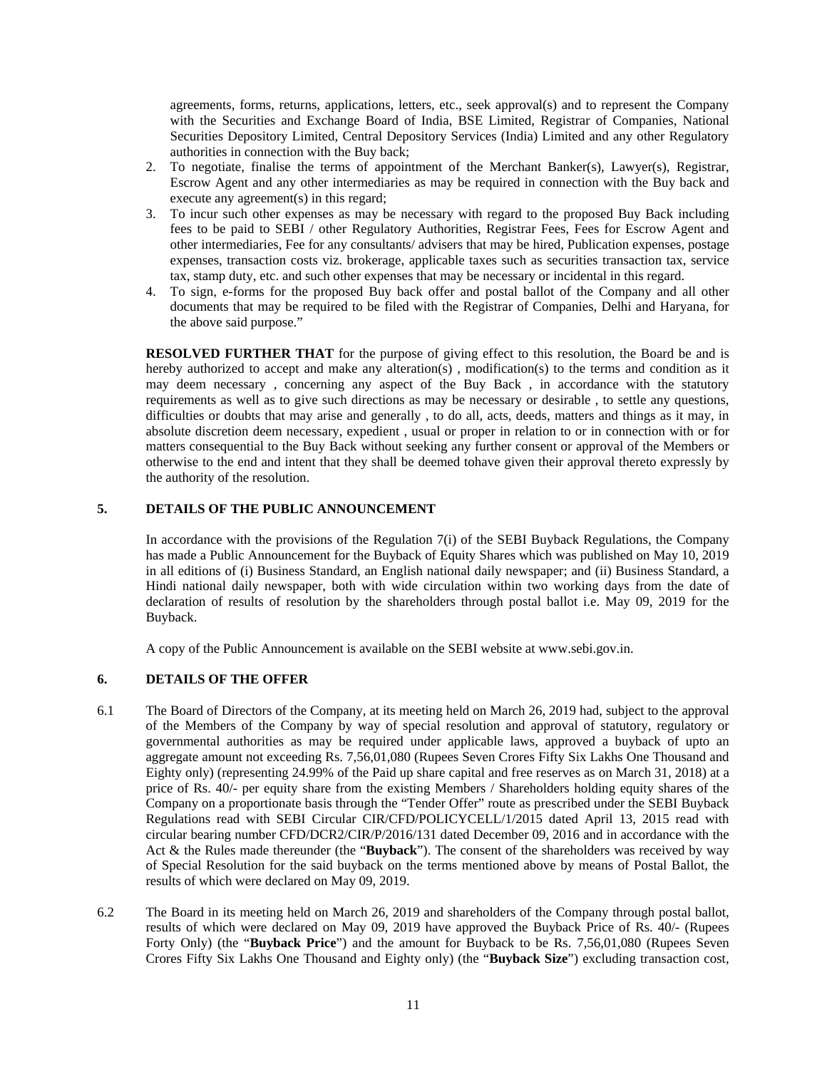agreements, forms, returns, applications, letters, etc., seek approval(s) and to represent the Company with the Securities and Exchange Board of India, BSE Limited, Registrar of Companies, National Securities Depository Limited, Central Depository Services (India) Limited and any other Regulatory authorities in connection with the Buy back;

2. To negotiate, finalise the terms of appointment of the Merchant Banker(s), Lawyer(s), Registrar, Escrow Agent and any other intermediaries as may be required in connection with the Buy back and execute any agreement(s) in this regard;
3. To incur such other expenses as may be necessary with regard to the proposed Buy Back including fees to be paid to SEBI / other Regulatory Authorities, Registrar Fees, Fees for Escrow Agent and other intermediaries, Fee for any consultants/ advisers that may be hired, Publication expenses, postage expenses, transaction costs viz. brokerage, applicable taxes such as securities transaction tax, service tax, stamp duty, etc. and such other expenses that may be necessary or incidental in this regard.
4. To sign, e-forms for the proposed Buy back offer and postal ballot of the Company and all other documents that may be required to be filed with the Registrar of Companies, Delhi and Haryana, for the above said purpose."

**RESOLVED FURTHER THAT** for the purpose of giving effect to this resolution, the Board be and is hereby authorized to accept and make any alteration(s) , modification(s) to the terms and condition as it may deem necessary , concerning any aspect of the Buy Back , in accordance with the statutory requirements as well as to give such directions as may be necessary or desirable , to settle any questions, difficulties or doubts that may arise and generally , to do all, acts, deeds, matters and things as it may, in absolute discretion deem necessary, expedient , usual or proper in relation to or in connection with or for matters consequential to the Buy Back without seeking any further consent or approval of the Members or otherwise to the end and intent that they shall be deemed tohave given their approval thereto expressly by the authority of the resolution.

## 5. DETAILS OF THE PUBLIC ANNOUNCEMENT

In accordance with the provisions of the Regulation 7(i) of the SEBI Buyback Regulations, the Company has made a Public Announcement for the Buyback of Equity Shares which was published on May 10, 2019 in all editions of (i) Business Standard, an English national daily newspaper; and (ii) Business Standard, a Hindi national daily newspaper, both with wide circulation within two working days from the date of declaration of results of resolution by the shareholders through postal ballot i.e. May 09, 2019 for the Buyback.

A copy of the Public Announcement is available on the SEBI website at www.sebi.gov.in.

## 6. DETAILS OF THE OFFER

6.1 The Board of Directors of the Company, at its meeting held on March 26, 2019 had, subject to the approval of the Members of the Company by way of special resolution and approval of statutory, regulatory or governmental authorities as may be required under applicable laws, approved a buyback of upto an aggregate amount not exceeding Rs. 7,56,01,080 (Rupees Seven Crores Fifty Six Lakhs One Thousand and Eighty only) (representing 24.99% of the Paid up share capital and free reserves as on March 31, 2018) at a price of Rs. 40/- per equity share from the existing Members / Shareholders holding equity shares of the Company on a proportionate basis through the "Tender Offer" route as prescribed under the SEBI Buyback Regulations read with SEBI Circular CIR/CFD/POLICYCELL/1/2015 dated April 13, 2015 read with circular bearing number CFD/DCR2/CIR/P/2016/131 dated December 09, 2016 and in accordance with the Act & the Rules made thereunder (the "**Buyback**"). The consent of the shareholders was received by way of Special Resolution for the said buyback on the terms mentioned above by means of Postal Ballot, the results of which were declared on May 09, 2019.

6.2 The Board in its meeting held on March 26, 2019 and shareholders of the Company through postal ballot, results of which were declared on May 09, 2019 have approved the Buyback Price of Rs. 40/- (Rupees Forty Only) (the "**Buyback Price**") and the amount for Buyback to be Rs. 7,56,01,080 (Rupees Seven Crores Fifty Six Lakhs One Thousand and Eighty only) (the "**Buyback Size**") excluding transaction cost,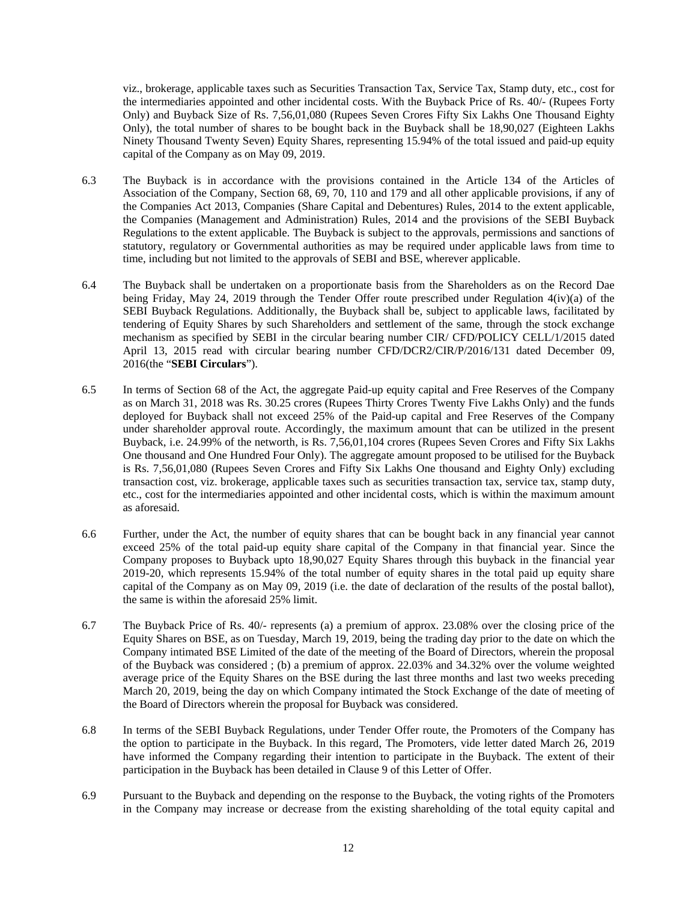viz., brokerage, applicable taxes such as Securities Transaction Tax, Service Tax, Stamp duty, etc., cost for the intermediaries appointed and other incidental costs. With the Buyback Price of Rs. 40/- (Rupees Forty Only) and Buyback Size of Rs. 7,56,01,080 (Rupees Seven Crores Fifty Six Lakhs One Thousand Eighty Only), the total number of shares to be bought back in the Buyback shall be 18,90,027 (Eighteen Lakhs Ninety Thousand Twenty Seven) Equity Shares, representing 15.94% of the total issued and paid-up equity capital of the Company as on May 09, 2019.

6.3 The Buyback is in accordance with the provisions contained in the Article 134 of the Articles of Association of the Company, Section 68, 69, 70, 110 and 179 and all other applicable provisions, if any of the Companies Act 2013, Companies (Share Capital and Debentures) Rules, 2014 to the extent applicable, the Companies (Management and Administration) Rules, 2014 and the provisions of the SEBI Buyback Regulations to the extent applicable. The Buyback is subject to the approvals, permissions and sanctions of statutory, regulatory or Governmental authorities as may be required under applicable laws from time to time, including but not limited to the approvals of SEBI and BSE, wherever applicable.

6.4 The Buyback shall be undertaken on a proportionate basis from the Shareholders as on the Record Dae being Friday, May 24, 2019 through the Tender Offer route prescribed under Regulation 4(iv)(a) of the SEBI Buyback Regulations. Additionally, the Buyback shall be, subject to applicable laws, facilitated by tendering of Equity Shares by such Shareholders and settlement of the same, through the stock exchange mechanism as specified by SEBI in the circular bearing number CIR/ CFD/POLICY CELL/1/2015 dated April 13, 2015 read with circular bearing number CFD/DCR2/CIR/P/2016/131 dated December 09, 2016(the "**SEBI Circulars**").

6.5 In terms of Section 68 of the Act, the aggregate Paid-up equity capital and Free Reserves of the Company as on March 31, 2018 was Rs. 30.25 crores (Rupees Thirty Crores Twenty Five Lakhs Only) and the funds deployed for Buyback shall not exceed 25% of the Paid-up capital and Free Reserves of the Company under shareholder approval route. Accordingly, the maximum amount that can be utilized in the present Buyback, i.e. 24.99% of the networth, is Rs. 7,56,01,104 crores (Rupees Seven Crores and Fifty Six Lakhs One thousand and One Hundred Four Only). The aggregate amount proposed to be utilised for the Buyback is Rs. 7,56,01,080 (Rupees Seven Crores and Fifty Six Lakhs One thousand and Eighty Only) excluding transaction cost, viz. brokerage, applicable taxes such as securities transaction tax, service tax, stamp duty, etc., cost for the intermediaries appointed and other incidental costs, which is within the maximum amount as aforesaid.

6.6 Further, under the Act, the number of equity shares that can be bought back in any financial year cannot exceed 25% of the total paid-up equity share capital of the Company in that financial year. Since the Company proposes to Buyback upto 18,90,027 Equity Shares through this buyback in the financial year 2019-20, which represents 15.94% of the total number of equity shares in the total paid up equity share capital of the Company as on May 09, 2019 (i.e. the date of declaration of the results of the postal ballot), the same is within the aforesaid 25% limit.

6.7 The Buyback Price of Rs. 40/- represents (a) a premium of approx. 23.08% over the closing price of the Equity Shares on BSE, as on Tuesday, March 19, 2019, being the trading day prior to the date on which the Company intimated BSE Limited of the date of the meeting of the Board of Directors, wherein the proposal of the Buyback was considered ; (b) a premium of approx. 22.03% and 34.32% over the volume weighted average price of the Equity Shares on the BSE during the last three months and last two weeks preceding March 20, 2019, being the day on which Company intimated the Stock Exchange of the date of meeting of the Board of Directors wherein the proposal for Buyback was considered.

6.8 In terms of the SEBI Buyback Regulations, under Tender Offer route, the Promoters of the Company has the option to participate in the Buyback. In this regard, The Promoters, vide letter dated March 26, 2019 have informed the Company regarding their intention to participate in the Buyback. The extent of their participation in the Buyback has been detailed in Clause 9 of this Letter of Offer.

6.9 Pursuant to the Buyback and depending on the response to the Buyback, the voting rights of the Promoters in the Company may increase or decrease from the existing shareholding of the total equity capital and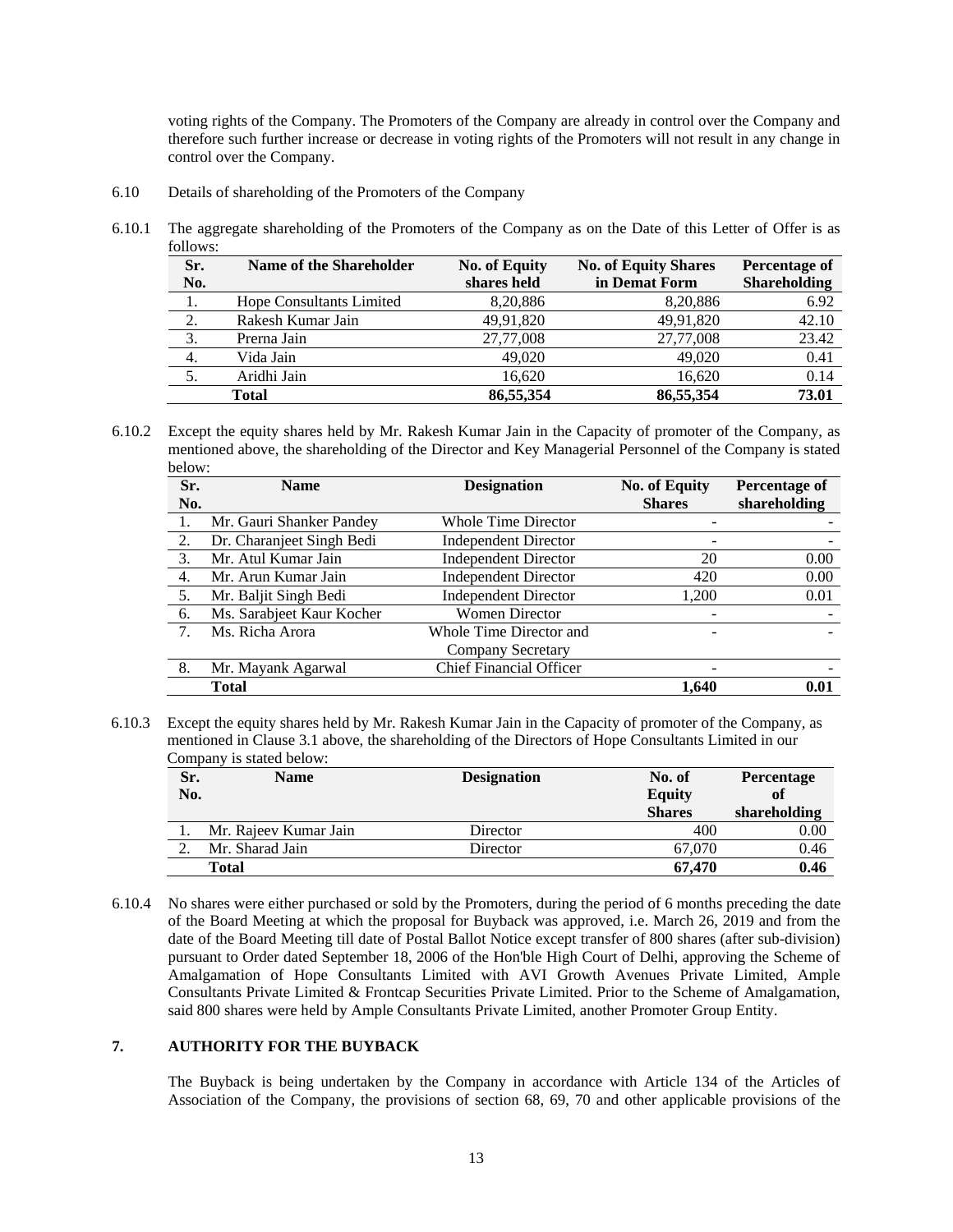voting rights of the Company. The Promoters of the Company are already in control over the Company and therefore such further increase or decrease in voting rights of the Promoters will not result in any change in control over the Company.

6.10 Details of shareholding of the Promoters of the Company

6.10.1 The aggregate shareholding of the Promoters of the Company as on the Date of this Letter of Offer is as follows:

| Sr. No. | Name of the Shareholder | No. of Equity shares held | No. of Equity Shares in Demat Form | Percentage of Shareholding |
|---|---|---|---|---|
| 1. | Hope Consultants Limited | 8,20,886 | 8,20,886 | 6.92 |
| 2. | Rakesh Kumar Jain | 49,91,820 | 49,91,820 | 42.10 |
| 3. | Prerna Jain | 27,77,008 | 27,77,008 | 23.42 |
| 4. | Vida Jain | 49,020 | 49,020 | 0.41 |
| 5. | Aridhi Jain | 16,620 | 16,620 | 0.14 |
| | **Total** | **86,55,354** | **86,55,354** | **73.01** |

6.10.2 Except the equity shares held by Mr. Rakesh Kumar Jain in the Capacity of promoter of the Company, as mentioned above, the shareholding of the Director and Key Managerial Personnel of the Company is stated below:

| Sr. No. | Name | Designation | No. of Equity Shares | Percentage of shareholding |
|---|---|---|---|---|
| 1. | Mr. Gauri Shanker Pandey | Whole Time Director | - | - |
| 2. | Dr. Charanjeet Singh Bedi | Independent Director | - | - |
| 3. | Mr. Atul Kumar Jain | Independent Director | 20 | 0.00 |
| 4. | Mr. Arun Kumar Jain | Independent Director | 420 | 0.00 |
| 5. | Mr. Baljit Singh Bedi | Independent Director | 1,200 | 0.01 |
| 6. | Ms. Sarabjeet Kaur Kocher | Women Director | - | - |
| 7. | Ms. Richa Arora | Whole Time Director and Company Secretary | - | - |
| 8. | Mr. Mayank Agarwal | Chief Financial Officer | - | - |
| | **Total** | | **1,640** | **0.01** |

6.10.3 Except the equity shares held by Mr. Rakesh Kumar Jain in the Capacity of promoter of the Company, as mentioned in Clause 3.1 above, the shareholding of the Directors of Hope Consultants Limited in our Company is stated below:

| Sr. No. | Name | Designation | No. of Equity Shares | Percentage of shareholding |
|---|---|---|---|---|
| 1. | Mr. Rajeev Kumar Jain | Director | 400 | 0.00 |
| 2. | Mr. Sharad Jain | Director | 67,070 | 0.46 |
| | **Total** | | **67,470** | **0.46** |

6.10.4 No shares were either purchased or sold by the Promoters, during the period of 6 months preceding the date of the Board Meeting at which the proposal for Buyback was approved, i.e. March 26, 2019 and from the date of the Board Meeting till date of Postal Ballot Notice except transfer of 800 shares (after sub-division) pursuant to Order dated September 18, 2006 of the Hon'ble High Court of Delhi, approving the Scheme of Amalgamation of Hope Consultants Limited with AVI Growth Avenues Private Limited, Ample Consultants Private Limited & Frontcap Securities Private Limited. Prior to the Scheme of Amalgamation, said 800 shares were held by Ample Consultants Private Limited, another Promoter Group Entity.

## 7. AUTHORITY FOR THE BUYBACK

The Buyback is being undertaken by the Company in accordance with Article 134 of the Articles of Association of the Company, the provisions of section 68, 69, 70 and other applicable provisions of the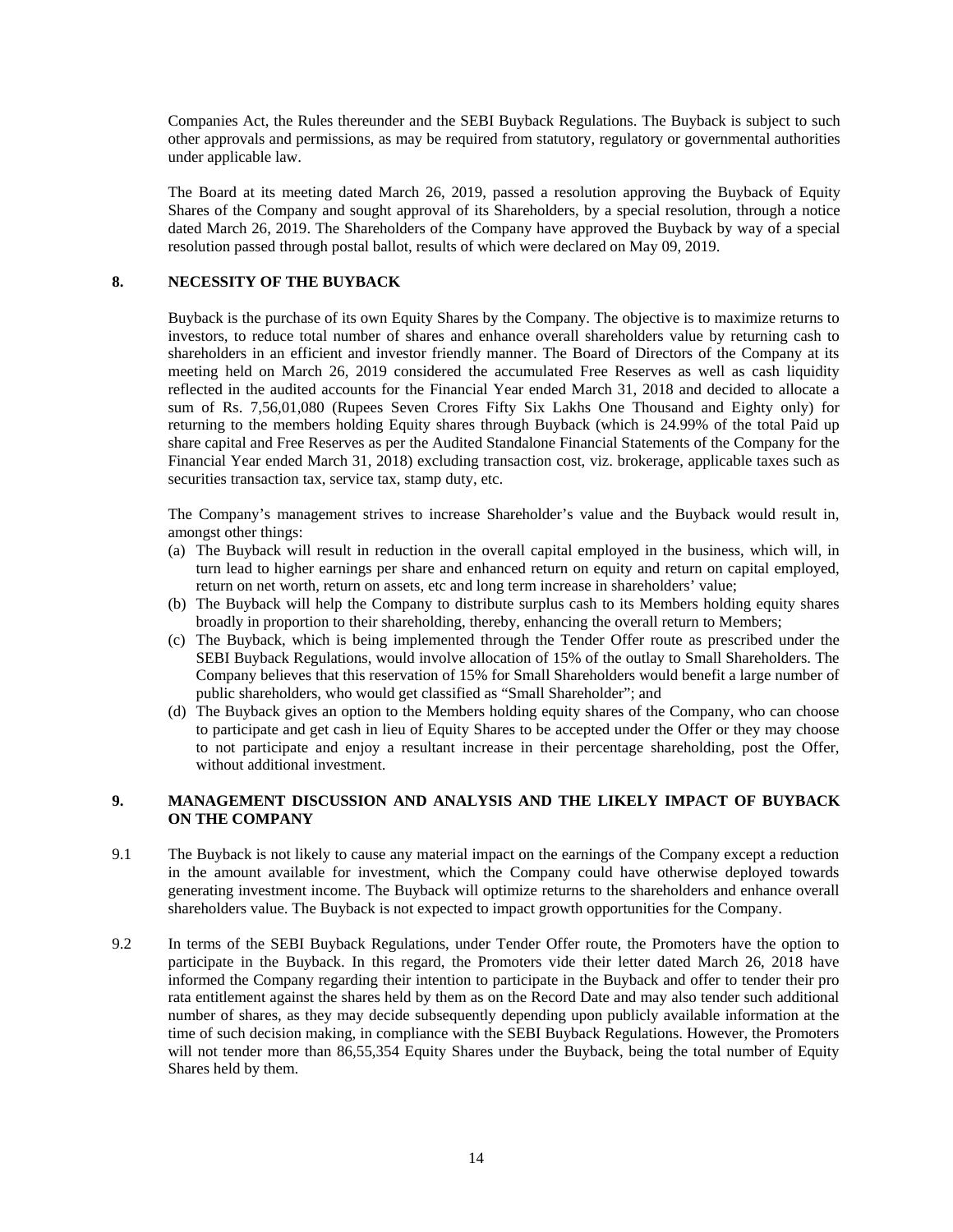Companies Act, the Rules thereunder and the SEBI Buyback Regulations. The Buyback is subject to such other approvals and permissions, as may be required from statutory, regulatory or governmental authorities under applicable law.

The Board at its meeting dated March 26, 2019, passed a resolution approving the Buyback of Equity Shares of the Company and sought approval of its Shareholders, by a special resolution, through a notice dated March 26, 2019. The Shareholders of the Company have approved the Buyback by way of a special resolution passed through postal ballot, results of which were declared on May 09, 2019.

## 8. NECESSITY OF THE BUYBACK

Buyback is the purchase of its own Equity Shares by the Company. The objective is to maximize returns to investors, to reduce total number of shares and enhance overall shareholders value by returning cash to shareholders in an efficient and investor friendly manner. The Board of Directors of the Company at its meeting held on March 26, 2019 considered the accumulated Free Reserves as well as cash liquidity reflected in the audited accounts for the Financial Year ended March 31, 2018 and decided to allocate a sum of Rs. 7,56,01,080 (Rupees Seven Crores Fifty Six Lakhs One Thousand and Eighty only) for returning to the members holding Equity shares through Buyback (which is 24.99% of the total Paid up share capital and Free Reserves as per the Audited Standalone Financial Statements of the Company for the Financial Year ended March 31, 2018) excluding transaction cost, viz. brokerage, applicable taxes such as securities transaction tax, service tax, stamp duty, etc.

The Company's management strives to increase Shareholder's value and the Buyback would result in, amongst other things:

(a) The Buyback will result in reduction in the overall capital employed in the business, which will, in turn lead to higher earnings per share and enhanced return on equity and return on capital employed, return on net worth, return on assets, etc and long term increase in shareholders' value;
(b) The Buyback will help the Company to distribute surplus cash to its Members holding equity shares broadly in proportion to their shareholding, thereby, enhancing the overall return to Members;
(c) The Buyback, which is being implemented through the Tender Offer route as prescribed under the SEBI Buyback Regulations, would involve allocation of 15% of the outlay to Small Shareholders. The Company believes that this reservation of 15% for Small Shareholders would benefit a large number of public shareholders, who would get classified as "Small Shareholder"; and
(d) The Buyback gives an option to the Members holding equity shares of the Company, who can choose to participate and get cash in lieu of Equity Shares to be accepted under the Offer or they may choose to not participate and enjoy a resultant increase in their percentage shareholding, post the Offer, without additional investment.

## 9. MANAGEMENT DISCUSSION AND ANALYSIS AND THE LIKELY IMPACT OF BUYBACK ON THE COMPANY

9.1 The Buyback is not likely to cause any material impact on the earnings of the Company except a reduction in the amount available for investment, which the Company could have otherwise deployed towards generating investment income. The Buyback will optimize returns to the shareholders and enhance overall shareholders value. The Buyback is not expected to impact growth opportunities for the Company.

9.2 In terms of the SEBI Buyback Regulations, under Tender Offer route, the Promoters have the option to participate in the Buyback. In this regard, the Promoters vide their letter dated March 26, 2018 have informed the Company regarding their intention to participate in the Buyback and offer to tender their pro rata entitlement against the shares held by them as on the Record Date and may also tender such additional number of shares, as they may decide subsequently depending upon publicly available information at the time of such decision making, in compliance with the SEBI Buyback Regulations. However, the Promoters will not tender more than 86,55,354 Equity Shares under the Buyback, being the total number of Equity Shares held by them.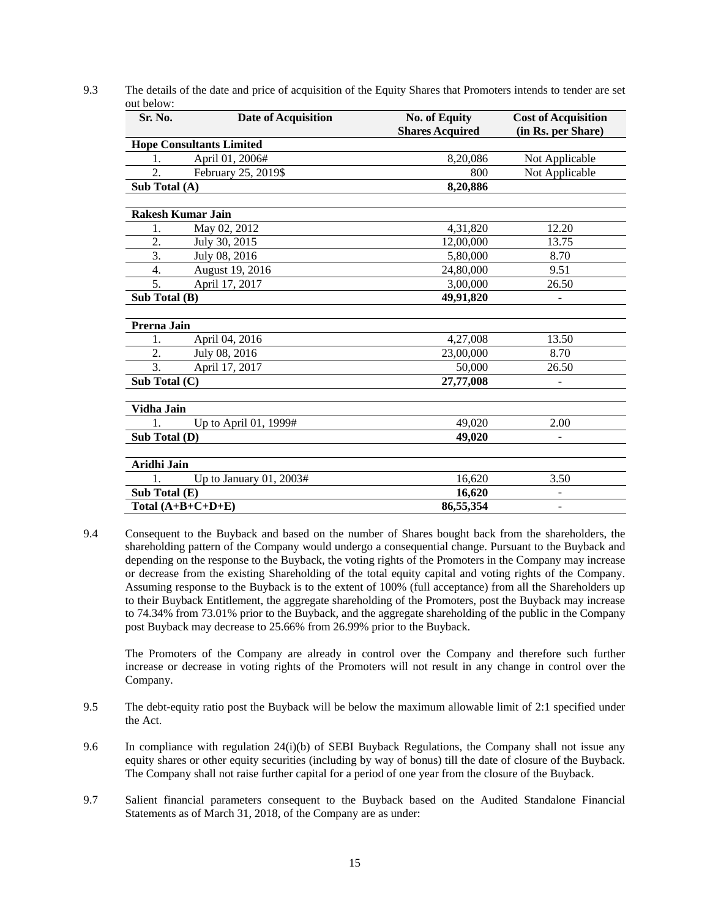9.3 The details of the date and price of acquisition of the Equity Shares that Promoters intends to tender are set out below:

| Sr. No. | Date of Acquisition | No. of Equity Shares Acquired | Cost of Acquisition (in Rs. per Share) |
|---|---|---|---|
| **Hope Consultants Limited** | | | |
| 1. | April 01, 2006# | 8,20,086 | Not Applicable |
| 2. | February 25, 2019$ | 800 | Not Applicable |
| **Sub Total (A)** | | **8,20,886** | |
| | | | |
| **Rakesh Kumar Jain** | | | |
| 1. | May 02, 2012 | 4,31,820 | 12.20 |
| 2. | July 30, 2015 | 12,00,000 | 13.75 |
| 3. | July 08, 2016 | 5,80,000 | 8.70 |
| 4. | August 19, 2016 | 24,80,000 | 9.51 |
| 5. | April 17, 2017 | 3,00,000 | 26.50 |
| **Sub Total (B)** | | **49,91,820** | - |
| | | | |
| **Prerna Jain** | | | |
| 1. | April 04, 2016 | 4,27,008 | 13.50 |
| 2. | July 08, 2016 | 23,00,000 | 8.70 |
| 3. | April 17, 2017 | 50,000 | 26.50 |
| **Sub Total (C)** | | **27,77,008** | - |
| | | | |
| **Vidha Jain** | | | |
| 1. | Up to April 01, 1999# | 49,020 | 2.00 |
| **Sub Total (D)** | | **49,020** | - |
| | | | |
| **Aridhi Jain** | | | |
| 1. | Up to January 01, 2003# | 16,620 | 3.50 |
| **Sub Total (E)** | | **16,620** | - |
| **Total (A+B+C+D+E)** | | **86,55,354** | - |

9.4 Consequent to the Buyback and based on the number of Shares bought back from the shareholders, the shareholding pattern of the Company would undergo a consequential change. Pursuant to the Buyback and depending on the response to the Buyback, the voting rights of the Promoters in the Company may increase or decrease from the existing Shareholding of the total equity capital and voting rights of the Company. Assuming response to the Buyback is to the extent of 100% (full acceptance) from all the Shareholders up to their Buyback Entitlement, the aggregate shareholding of the Promoters, post the Buyback may increase to 74.34% from 73.01% prior to the Buyback, and the aggregate shareholding of the public in the Company post Buyback may decrease to 25.66% from 26.99% prior to the Buyback.

The Promoters of the Company are already in control over the Company and therefore such further increase or decrease in voting rights of the Promoters will not result in any change in control over the Company.

9.5 The debt-equity ratio post the Buyback will be below the maximum allowable limit of 2:1 specified under the Act.

9.6 In compliance with regulation 24(i)(b) of SEBI Buyback Regulations, the Company shall not issue any equity shares or other equity securities (including by way of bonus) till the date of closure of the Buyback. The Company shall not raise further capital for a period of one year from the closure of the Buyback.

9.7 Salient financial parameters consequent to the Buyback based on the Audited Standalone Financial Statements as of March 31, 2018, of the Company are as under: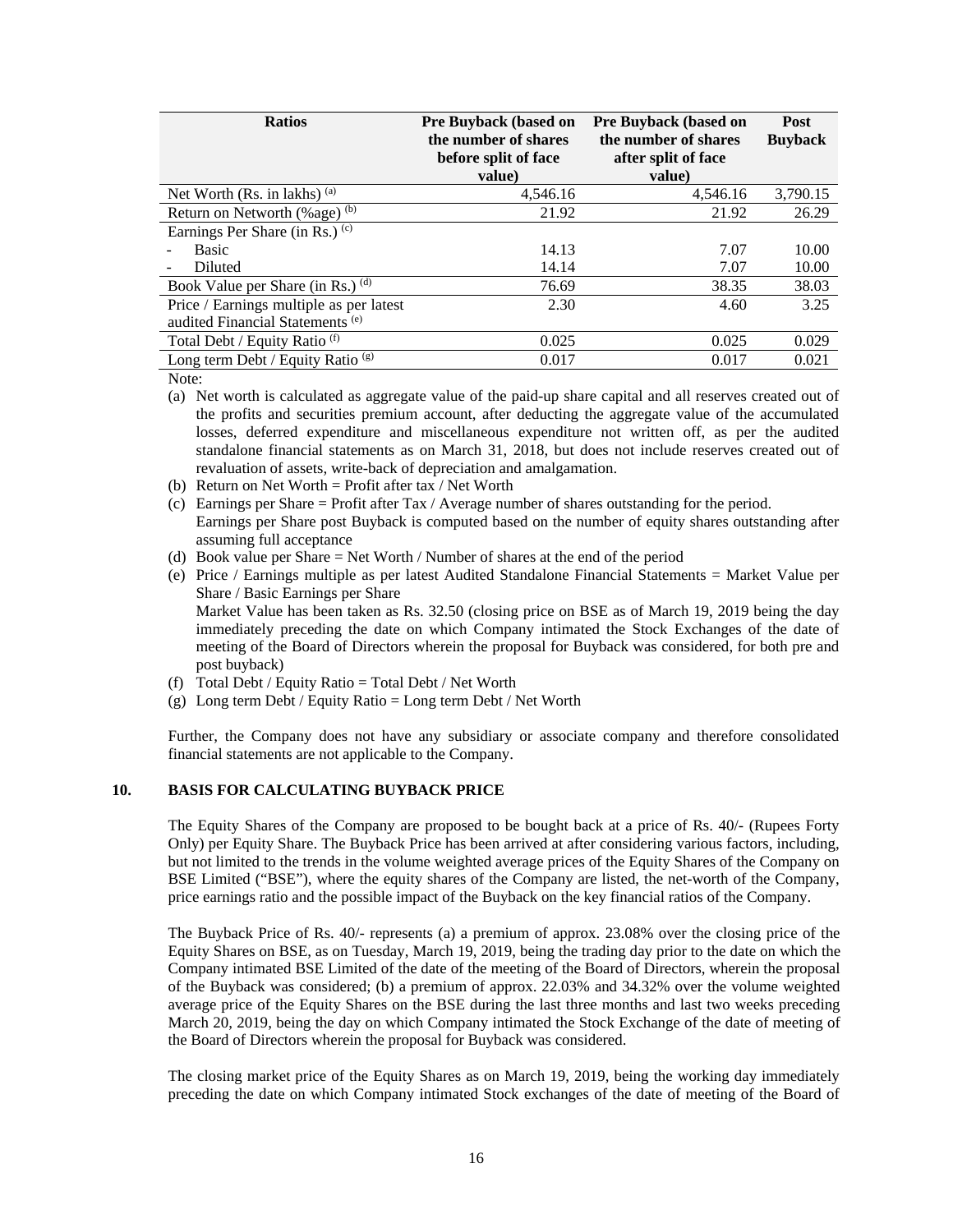| Ratios | Pre Buyback (based on the number of shares before split of face value) | Pre Buyback (based on the number of shares after split of face value) | Post Buyback |
|---|---|---|---|
| Net Worth (Rs. in lakhs) [(a)] | 4,546.16 | 4,546.16 | 3,790.15 |
| Return on Networth (%age) [(b)] | 21.92 | 21.92 | 26.29 |
| Earnings Per Share (in Rs.) [(c)] | | | |
| - Basic | 14.13 | 7.07 | 10.00 |
| - Diluted | 14.14 | 7.07 | 10.00 |
| Book Value per Share (in Rs.) [(d)] | 76.69 | 38.35 | 38.03 |
| Price / Earnings multiple as per latest audited Financial Statements [(e)] | 2.30 | 4.60 | 3.25 |
| Total Debt / Equity Ratio [(f)] | 0.025 | 0.025 | 0.029 |
| Long term Debt / Equity Ratio [(g)] | 0.017 | 0.017 | 0.021 |

Note:

(a) Net worth is calculated as aggregate value of the paid-up share capital and all reserves created out of the profits and securities premium account, after deducting the aggregate value of the accumulated losses, deferred expenditure and miscellaneous expenditure not written off, as per the audited standalone financial statements as on March 31, 2018, but does not include reserves created out of revaluation of assets, write-back of depreciation and amalgamation.

(b) Return on Net Worth = Profit after tax / Net Worth

(c) Earnings per Share = Profit after Tax / Average number of shares outstanding for the period.
Earnings per Share post Buyback is computed based on the number of equity shares outstanding after assuming full acceptance

(d) Book value per Share = Net Worth / Number of shares at the end of the period

(e) Price / Earnings multiple as per latest Audited Standalone Financial Statements = Market Value per Share / Basic Earnings per Share
Market Value has been taken as Rs. 32.50 (closing price on BSE as of March 19, 2019 being the day immediately preceding the date on which Company intimated the Stock Exchanges of the date of meeting of the Board of Directors wherein the proposal for Buyback was considered, for both pre and post buyback)

(f) Total Debt / Equity Ratio = Total Debt / Net Worth

(g) Long term Debt / Equity Ratio = Long term Debt / Net Worth

Further, the Company does not have any subsidiary or associate company and therefore consolidated financial statements are not applicable to the Company.

## 10. BASIS FOR CALCULATING BUYBACK PRICE

The Equity Shares of the Company are proposed to be bought back at a price of Rs. 40/- (Rupees Forty Only) per Equity Share. The Buyback Price has been arrived at after considering various factors, including, but not limited to the trends in the volume weighted average prices of the Equity Shares of the Company on BSE Limited ("BSE"), where the equity shares of the Company are listed, the net-worth of the Company, price earnings ratio and the possible impact of the Buyback on the key financial ratios of the Company.

The Buyback Price of Rs. 40/- represents (a) a premium of approx. 23.08% over the closing price of the Equity Shares on BSE, as on Tuesday, March 19, 2019, being the trading day prior to the date on which the Company intimated BSE Limited of the date of the meeting of the Board of Directors, wherein the proposal of the Buyback was considered; (b) a premium of approx. 22.03% and 34.32% over the volume weighted average price of the Equity Shares on the BSE during the last three months and last two weeks preceding March 20, 2019, being the day on which Company intimated the Stock Exchange of the date of meeting of the Board of Directors wherein the proposal for Buyback was considered.

The closing market price of the Equity Shares as on March 19, 2019, being the working day immediately preceding the date on which Company intimated Stock exchanges of the date of meeting of the Board of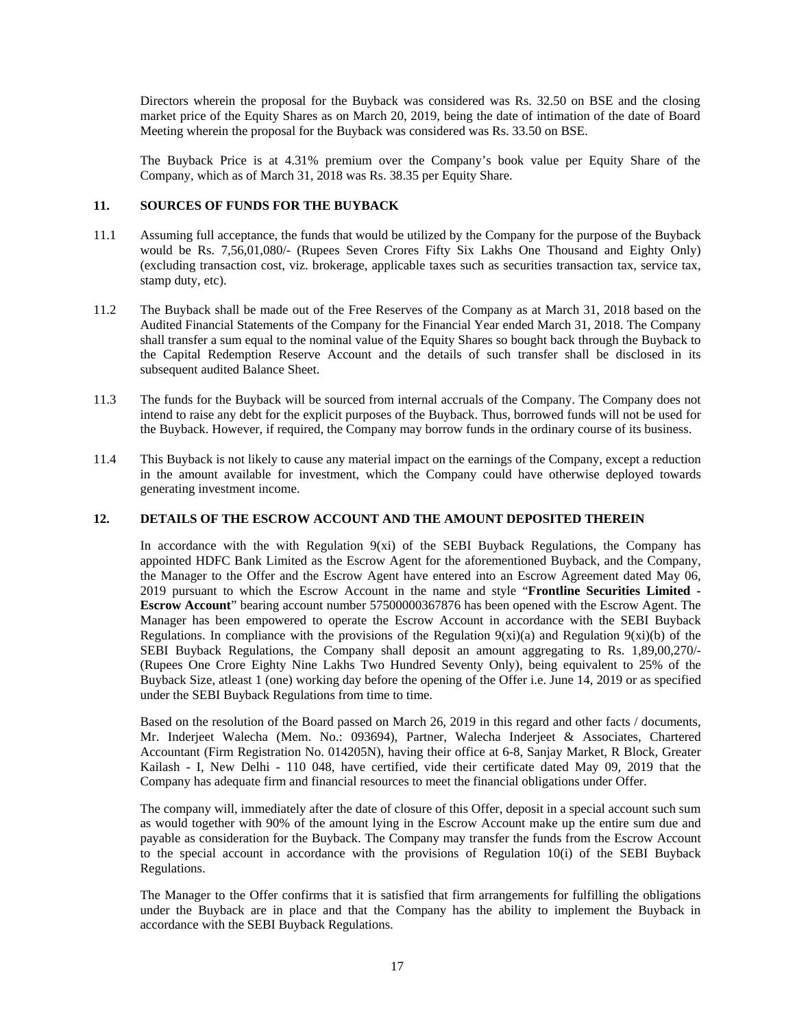Directors wherein the proposal for the Buyback was considered was Rs. 32.50 on BSE and the closing market price of the Equity Shares as on March 20, 2019, being the date of intimation of the date of Board Meeting wherein the proposal for the Buyback was considered was Rs. 33.50 on BSE.

The Buyback Price is at 4.31% premium over the Company's book value per Equity Share of the Company, which as of March 31, 2018 was Rs. 38.35 per Equity Share.

## 11. SOURCES OF FUNDS FOR THE BUYBACK

11.1 Assuming full acceptance, the funds that would be utilized by the Company for the purpose of the Buyback would be Rs. 7,56,01,080/- (Rupees Seven Crores Fifty Six Lakhs One Thousand and Eighty Only) (excluding transaction cost, viz. brokerage, applicable taxes such as securities transaction tax, service tax, stamp duty, etc).

11.2 The Buyback shall be made out of the Free Reserves of the Company as at March 31, 2018 based on the Audited Financial Statements of the Company for the Financial Year ended March 31, 2018. The Company shall transfer a sum equal to the nominal value of the Equity Shares so bought back through the Buyback to the Capital Redemption Reserve Account and the details of such transfer shall be disclosed in its subsequent audited Balance Sheet.

11.3 The funds for the Buyback will be sourced from internal accruals of the Company. The Company does not intend to raise any debt for the explicit purposes of the Buyback. Thus, borrowed funds will not be used for the Buyback. However, if required, the Company may borrow funds in the ordinary course of its business.

11.4 This Buyback is not likely to cause any material impact on the earnings of the Company, except a reduction in the amount available for investment, which the Company could have otherwise deployed towards generating investment income.

## 12. DETAILS OF THE ESCROW ACCOUNT AND THE AMOUNT DEPOSITED THEREIN

In accordance with the with Regulation 9(xi) of the SEBI Buyback Regulations, the Company has appointed HDFC Bank Limited as the Escrow Agent for the aforementioned Buyback, and the Company, the Manager to the Offer and the Escrow Agent have entered into an Escrow Agreement dated May 06, 2019 pursuant to which the Escrow Account in the name and style "**Frontline Securities Limited - Escrow Account**" bearing account number 57500000367876 has been opened with the Escrow Agent. The Manager has been empowered to operate the Escrow Account in accordance with the SEBI Buyback Regulations. In compliance with the provisions of the Regulation 9(xi)(a) and Regulation 9(xi)(b) of the SEBI Buyback Regulations, the Company shall deposit an amount aggregating to Rs. 1,89,00,270/- (Rupees One Crore Eighty Nine Lakhs Two Hundred Seventy Only), being equivalent to 25% of the Buyback Size, atleast 1 (one) working day before the opening of the Offer i.e. June 14, 2019 or as specified under the SEBI Buyback Regulations from time to time.

Based on the resolution of the Board passed on March 26, 2019 in this regard and other facts / documents, Mr. Inderjeet Walecha (Mem. No.: 093694), Partner, Walecha Inderjeet & Associates, Chartered Accountant (Firm Registration No. 014205N), having their office at 6-8, Sanjay Market, R Block, Greater Kailash - I, New Delhi - 110 048, have certified, vide their certificate dated May 09, 2019 that the Company has adequate firm and financial resources to meet the financial obligations under Offer.

The company will, immediately after the date of closure of this Offer, deposit in a special account such sum as would together with 90% of the amount lying in the Escrow Account make up the entire sum due and payable as consideration for the Buyback. The Company may transfer the funds from the Escrow Account to the special account in accordance with the provisions of Regulation 10(i) of the SEBI Buyback Regulations.

The Manager to the Offer confirms that it is satisfied that firm arrangements for fulfilling the obligations under the Buyback are in place and that the Company has the ability to implement the Buyback in accordance with the SEBI Buyback Regulations.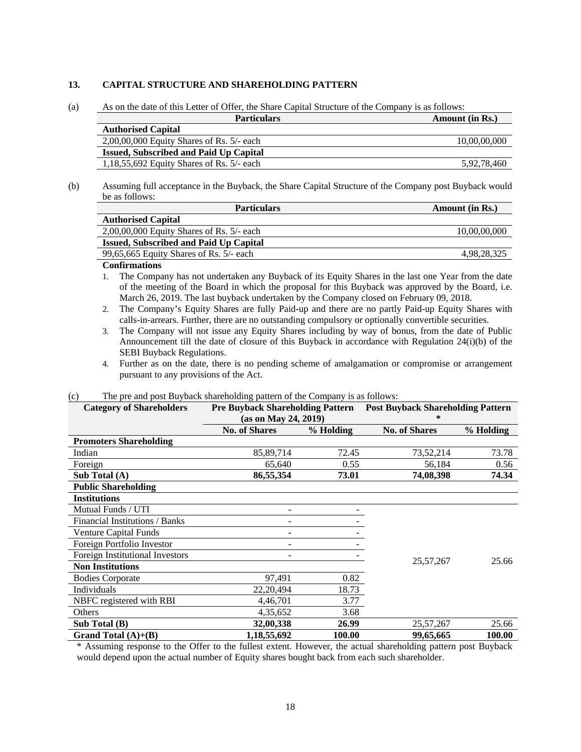## 13. CAPITAL STRUCTURE AND SHAREHOLDING PATTERN

(a) As on the date of this Letter of Offer, the Share Capital Structure of the Company is as follows:

| Particulars | Amount (in Rs.) |
|---|---|
| **Authorised Capital** | |
| 2,00,00,000 Equity Shares of Rs. 5/- each | 10,00,00,000 |
| **Issued, Subscribed and Paid Up Capital** | |
| 1,18,55,692 Equity Shares of Rs. 5/- each | 5,92,78,460 |

(b) Assuming full acceptance in the Buyback, the Share Capital Structure of the Company post Buyback would be as follows:

| Particulars | Amount (in Rs.) |
|---|---|
| **Authorised Capital** | |
| 2,00,00,000 Equity Shares of Rs. 5/- each | 10,00,00,000 |
| **Issued, Subscribed and Paid Up Capital** | |
| 99,65,665 Equity Shares of Rs. 5/- each | 4,98,28,325 |

**Confirmations**

1. The Company has not undertaken any Buyback of its Equity Shares in the last one Year from the date of the meeting of the Board in which the proposal for this Buyback was approved by the Board, i.e. March 26, 2019. The last buyback undertaken by the Company closed on February 09, 2018.
2. The Company's Equity Shares are fully Paid-up and there are no partly Paid-up Equity Shares with calls-in-arrears. Further, there are no outstanding compulsory or optionally convertible securities.
3. The Company will not issue any Equity Shares including by way of bonus, from the date of Public Announcement till the date of closure of this Buyback in accordance with Regulation 24(i)(b) of the SEBI Buyback Regulations.
4. Further as on the date, there is no pending scheme of amalgamation or compromise or arrangement pursuant to any provisions of the Act.

(c) The pre and post Buyback shareholding pattern of the Company is as follows:

| Category of Shareholders | Pre Buyback Shareholding Pattern (as on May 24, 2019) | | Post Buyback Shareholding Pattern * | |
|---|---|---|---|---|
| | No. of Shares | % Holding | No. of Shares | % Holding |
| **Promoters Shareholding** | | | | |
| Indian | 85,89,714 | 72.45 | 73,52,214 | 73.78 |
| Foreign | 65,640 | 0.55 | 56,184 | 0.56 |
| **Sub Total (A)** | **86,55,354** | **73.01** | **74,08,398** | **74.34** |
| **Public Shareholding** | | | | |
| **Institutions** | | | | |
| Mutual Funds / UTI | - | - | 25,57,267 | 25.66 |
| Financial Institutions / Banks | - | - | | |
| Venture Capital Funds | - | - | | |
| Foreign Portfolio Investor | - | - | | |
| Foreign Institutional Investors | - | - | | |
| **Non Institutions** | | | | |
| Bodies Corporate | 97,491 | 0.82 | | |
| Individuals | 22,20,494 | 18.73 | | |
| NBFC registered with RBI | 4,46,701 | 3.77 | | |
| Others | 4,35,652 | 3.68 | | |
| **Sub Total (B)** | **32,00,338** | **26.99** | 25,57,267 | 25.66 |
| **Grand Total (A)+(B)** | **1,18,55,692** | **100.00** | **99,65,665** | **100.00** |

\* Assuming response to the Offer to the fullest extent. However, the actual shareholding pattern post Buyback would depend upon the actual number of Equity shares bought back from each such shareholder.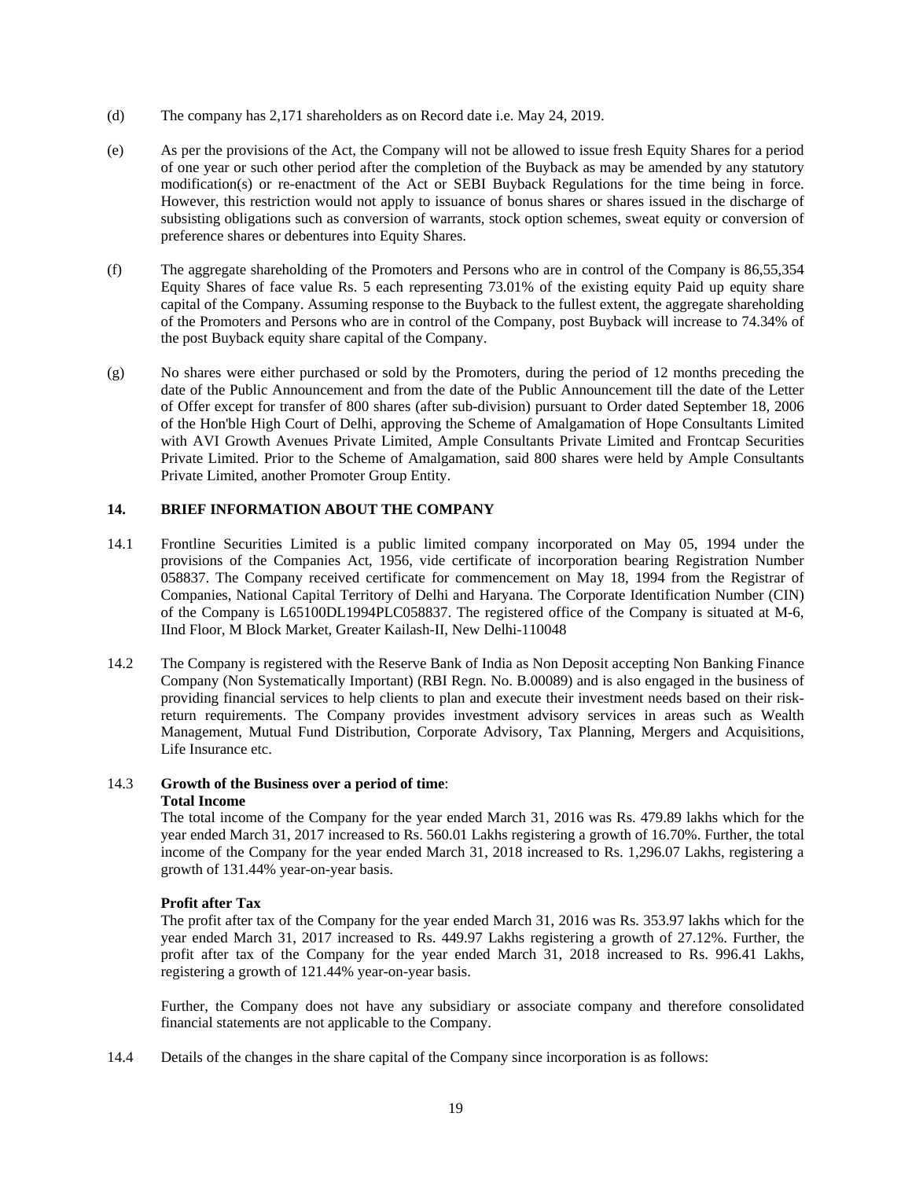(d) The company has 2,171 shareholders as on Record date i.e. May 24, 2019.

(e) As per the provisions of the Act, the Company will not be allowed to issue fresh Equity Shares for a period of one year or such other period after the completion of the Buyback as may be amended by any statutory modification(s) or re-enactment of the Act or SEBI Buyback Regulations for the time being in force. However, this restriction would not apply to issuance of bonus shares or shares issued in the discharge of subsisting obligations such as conversion of warrants, stock option schemes, sweat equity or conversion of preference shares or debentures into Equity Shares.

(f) The aggregate shareholding of the Promoters and Persons who are in control of the Company is 86,55,354 Equity Shares of face value Rs. 5 each representing 73.01% of the existing equity Paid up equity share capital of the Company. Assuming response to the Buyback to the fullest extent, the aggregate shareholding of the Promoters and Persons who are in control of the Company, post Buyback will increase to 74.34% of the post Buyback equity share capital of the Company.

(g) No shares were either purchased or sold by the Promoters, during the period of 12 months preceding the date of the Public Announcement and from the date of the Public Announcement till the date of the Letter of Offer except for transfer of 800 shares (after sub-division) pursuant to Order dated September 18, 2006 of the Hon'ble High Court of Delhi, approving the Scheme of Amalgamation of Hope Consultants Limited with AVI Growth Avenues Private Limited, Ample Consultants Private Limited and Frontcap Securities Private Limited. Prior to the Scheme of Amalgamation, said 800 shares were held by Ample Consultants Private Limited, another Promoter Group Entity.

## 14. BRIEF INFORMATION ABOUT THE COMPANY

14.1 Frontline Securities Limited is a public limited company incorporated on May 05, 1994 under the provisions of the Companies Act, 1956, vide certificate of incorporation bearing Registration Number 058837. The Company received certificate for commencement on May 18, 1994 from the Registrar of Companies, National Capital Territory of Delhi and Haryana. The Corporate Identification Number (CIN) of the Company is L65100DL1994PLC058837. The registered office of the Company is situated at M-6, IInd Floor, M Block Market, Greater Kailash-II, New Delhi-110048

14.2 The Company is registered with the Reserve Bank of India as Non Deposit accepting Non Banking Finance Company (Non Systematically Important) (RBI Regn. No. B.00089) and is also engaged in the business of providing financial services to help clients to plan and execute their investment needs based on their risk-return requirements. The Company provides investment advisory services in areas such as Wealth Management, Mutual Fund Distribution, Corporate Advisory, Tax Planning, Mergers and Acquisitions, Life Insurance etc.

14.3 **Growth of the Business over a period of time**:

**Total Income**

The total income of the Company for the year ended March 31, 2016 was Rs. 479.89 lakhs which for the year ended March 31, 2017 increased to Rs. 560.01 Lakhs registering a growth of 16.70%. Further, the total income of the Company for the year ended March 31, 2018 increased to Rs. 1,296.07 Lakhs, registering a growth of 131.44% year-on-year basis.

**Profit after Tax**

The profit after tax of the Company for the year ended March 31, 2016 was Rs. 353.97 lakhs which for the year ended March 31, 2017 increased to Rs. 449.97 Lakhs registering a growth of 27.12%. Further, the profit after tax of the Company for the year ended March 31, 2018 increased to Rs. 996.41 Lakhs, registering a growth of 121.44% year-on-year basis.

Further, the Company does not have any subsidiary or associate company and therefore consolidated financial statements are not applicable to the Company.

14.4 Details of the changes in the share capital of the Company since incorporation is as follows: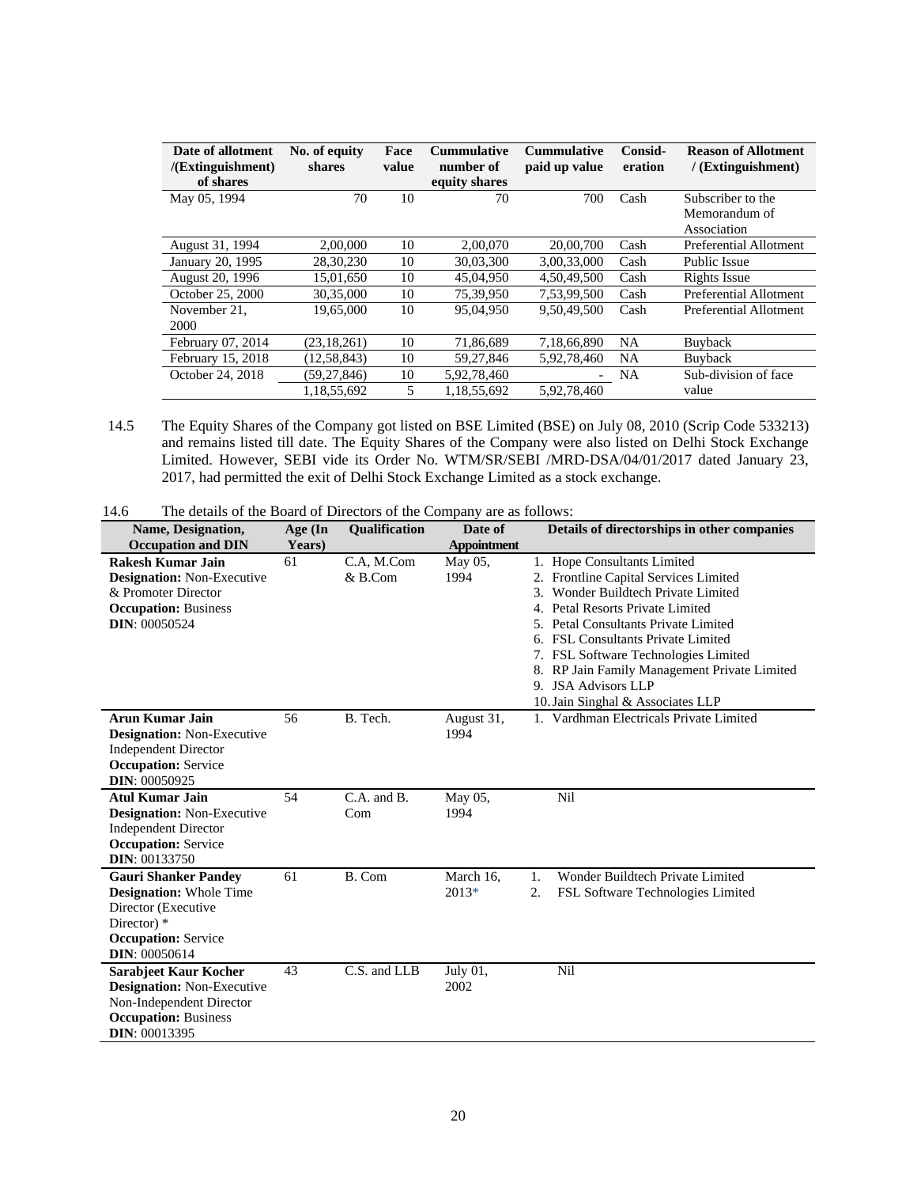| Date of allotment /(Extinguishment) of shares | No. of equity shares | Face value | Cummulative number of equity shares | Cummulative paid up value | Consid-eration | Reason of Allotment / (Extinguishment) |
|---|---|---|---|---|---|---|
| May 05, 1994 | 70 | 10 | 70 | 700 | Cash | Subscriber to the Memorandum of Association |
| August 31, 1994 | 2,00,000 | 10 | 2,00,070 | 20,00,700 | Cash | Preferential Allotment |
| January 20, 1995 | 28,30,230 | 10 | 30,03,300 | 3,00,33,000 | Cash | Public Issue |
| August 20, 1996 | 15,01,650 | 10 | 45,04,950 | 4,50,49,500 | Cash | Rights Issue |
| October 25, 2000 | 30,35,000 | 10 | 75,39,950 | 7,53,99,500 | Cash | Preferential Allotment |
| November 21, 2000 | 19,65,000 | 10 | 95,04,950 | 9,50,49,500 | Cash | Preferential Allotment |
| February 07, 2014 | (23,18,261) | 10 | 71,86,689 | 7,18,66,890 | NA | Buyback |
| February 15, 2018 | (12,58,843) | 10 | 59,27,846 | 5,92,78,460 | NA | Buyback |
| October 24, 2018 | (59,27,846) | 10 | 5,92,78,460 | - | NA | Sub-division of face value |
| | 1,18,55,692 | 5 | 1,18,55,692 | 5,92,78,460 | | |

14.5 The Equity Shares of the Company got listed on BSE Limited (BSE) on July 08, 2010 (Scrip Code 533213) and remains listed till date. The Equity Shares of the Company were also listed on Delhi Stock Exchange Limited. However, SEBI vide its Order No. WTM/SR/SEBI /MRD-DSA/04/01/2017 dated January 23, 2017, had permitted the exit of Delhi Stock Exchange Limited as a stock exchange.

14.6 The details of the Board of Directors of the Company are as follows:

| Name, Designation, Occupation and DIN | Age (In Years) | Qualification | Date of Appointment | Details of directorships in other companies |
|---|---|---|---|---|
| **Rakesh Kumar Jain**<br>**Designation:** Non-Executive & Promoter Director<br>**Occupation:** Business<br>**DIN**: 00050524 | 61 | C.A, M.Com & B.Com | May 05, 1994 | 1. Hope Consultants Limited<br>2. Frontline Capital Services Limited<br>3. Wonder Buildtech Private Limited<br>4. Petal Resorts Private Limited<br>5. Petal Consultants Private Limited<br>6. FSL Consultants Private Limited<br>7. FSL Software Technologies Limited<br>8. RP Jain Family Management Private Limited<br>9. JSA Advisors LLP<br>10. Jain Singhal & Associates LLP |
| **Arun Kumar Jain**<br>**Designation:** Non-Executive Independent Director<br>**Occupation:** Service<br>**DIN**: 00050925 | 56 | B. Tech. | August 31, 1994 | 1. Vardhman Electricals Private Limited |
| **Atul Kumar Jain**<br>**Designation:** Non-Executive Independent Director<br>**Occupation:** Service<br>**DIN**: 00133750 | 54 | C.A. and B. Com | May 05, 1994 | Nil |
| **Gauri Shanker Pandey**<br>**Designation:** Whole Time Director (Executive Director) *<br>**Occupation:** Service<br>**DIN**: 00050614 | 61 | B. Com | March 16, 2013* | 1. Wonder Buildtech Private Limited<br>2. FSL Software Technologies Limited |
| **Sarabjeet Kaur Kocher**<br>**Designation:** Non-Executive Non-Independent Director<br>**Occupation:** Business<br>**DIN**: 00013395 | 43 | C.S. and LLB | July 01, 2002 | Nil |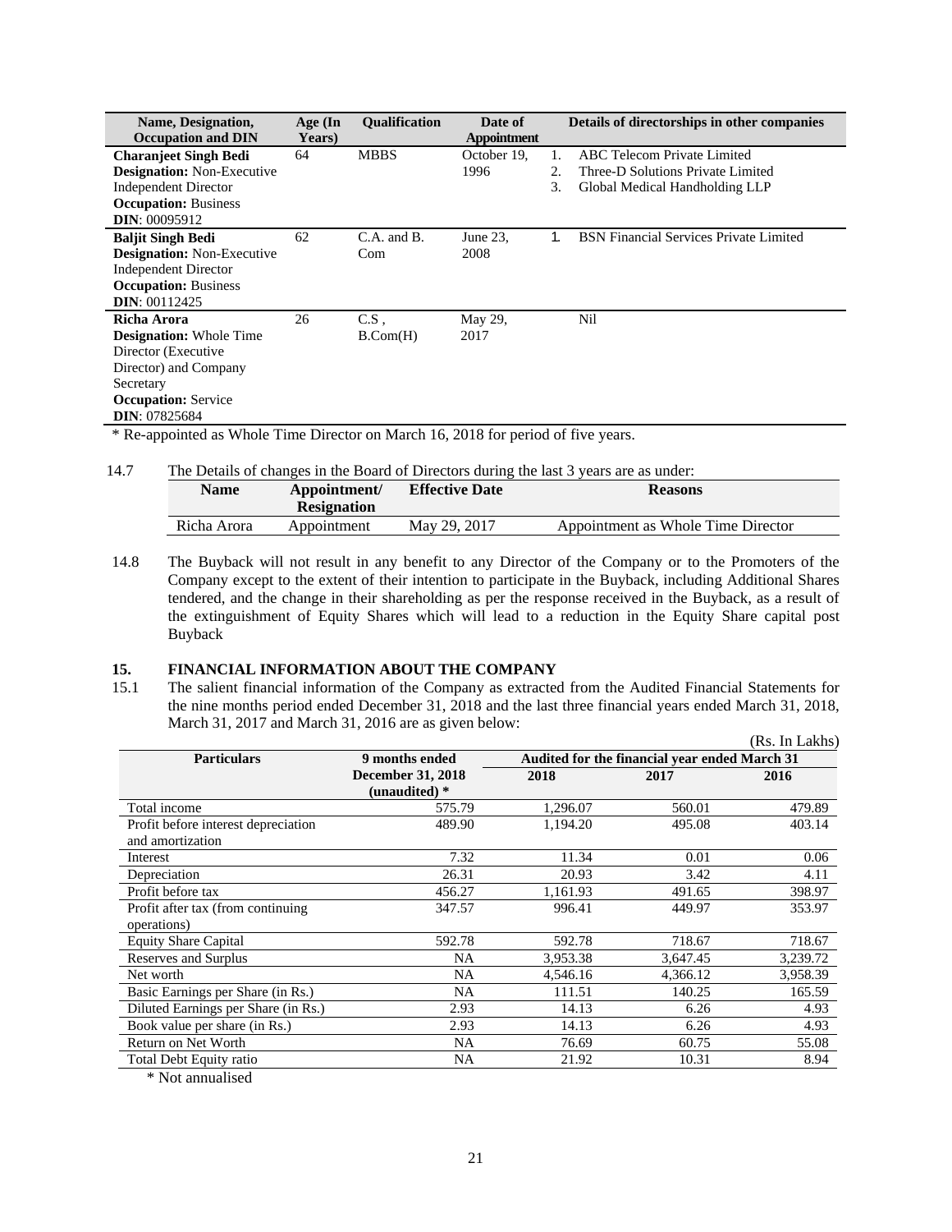| Name, Designation, Occupation and DIN | Age (In Years) | Qualification | Date of Appointment | Details of directorships in other companies |
|---|---|---|---|---|
| **Charanjeet Singh Bedi**<br>**Designation:** Non-Executive Independent Director<br>**Occupation:** Business<br>**DIN**: 00095912 | 64 | MBBS | October 19, 1996 | 1. ABC Telecom Private Limited<br>2. Three-D Solutions Private Limited<br>3. Global Medical Handholding LLP |
| **Baljit Singh Bedi**<br>**Designation:** Non-Executive Independent Director<br>**Occupation:** Business<br>**DIN**: 00112425 | 62 | C.A. and B. Com | June 23, 2008 | 1. BSN Financial Services Private Limited |
| **Richa Arora**<br>**Designation:** Whole Time Director (Executive Director) and Company Secretary<br>**Occupation:** Service<br>**DIN**: 07825684 | 26 | C.S , B.Com(H) | May 29, 2017 | Nil |

\* Re-appointed as Whole Time Director on March 16, 2018 for period of five years.

14.7 The Details of changes in the Board of Directors during the last 3 years are as under:

| Name | Appointment/ Resignation | Effective Date | Reasons |
|---|---|---|---|
| Richa Arora | Appointment | May 29, 2017 | Appointment as Whole Time Director |

14.8 The Buyback will not result in any benefit to any Director of the Company or to the Promoters of the Company except to the extent of their intention to participate in the Buyback, including Additional Shares tendered, and the change in their shareholding as per the response received in the Buyback, as a result of the extinguishment of Equity Shares which will lead to a reduction in the Equity Share capital post Buyback

## 15. FINANCIAL INFORMATION ABOUT THE COMPANY

15.1 The salient financial information of the Company as extracted from the Audited Financial Statements for the nine months period ended December 31, 2018 and the last three financial years ended March 31, 2018, March 31, 2017 and March 31, 2016 are as given below:

(Rs. In Lakhs)

| Particulars | 9 months ended December 31, 2018 (unaudited) * | Audited for the financial year ended March 31 | | |
|---|---|---|---|---|
| | | 2018 | 2017 | 2016 |
| Total income | 575.79 | 1,296.07 | 560.01 | 479.89 |
| Profit before interest depreciation and amortization | 489.90 | 1,194.20 | 495.08 | 403.14 |
| Interest | 7.32 | 11.34 | 0.01 | 0.06 |
| Depreciation | 26.31 | 20.93 | 3.42 | 4.11 |
| Profit before tax | 456.27 | 1,161.93 | 491.65 | 398.97 |
| Profit after tax (from continuing operations) | 347.57 | 996.41 | 449.97 | 353.97 |
| Equity Share Capital | 592.78 | 592.78 | 718.67 | 718.67 |
| Reserves and Surplus | NA | 3,953.38 | 3,647.45 | 3,239.72 |
| Net worth | NA | 4,546.16 | 4,366.12 | 3,958.39 |
| Basic Earnings per Share (in Rs.) | NA | 111.51 | 140.25 | 165.59 |
| Diluted Earnings per Share (in Rs.) | 2.93 | 14.13 | 6.26 | 4.93 |
| Book value per share (in Rs.) | 2.93 | 14.13 | 6.26 | 4.93 |
| Return on Net Worth | NA | 76.69 | 60.75 | 55.08 |
| Total Debt Equity ratio | NA | 21.92 | 10.31 | 8.94 |

\* Not annualised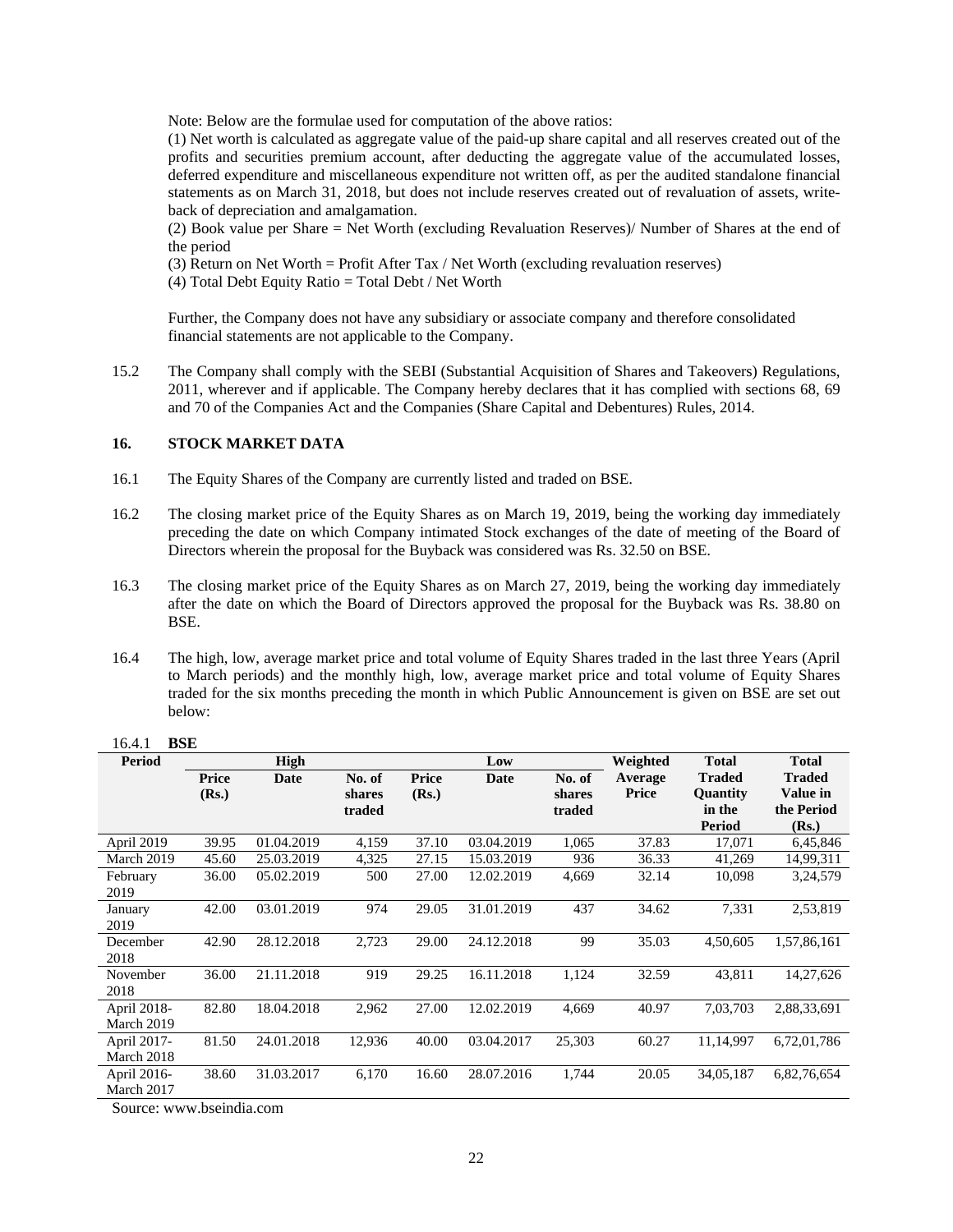Note: Below are the formulae used for computation of the above ratios:

(1) Net worth is calculated as aggregate value of the paid-up share capital and all reserves created out of the profits and securities premium account, after deducting the aggregate value of the accumulated losses, deferred expenditure and miscellaneous expenditure not written off, as per the audited standalone financial statements as on March 31, 2018, but does not include reserves created out of revaluation of assets, write-back of depreciation and amalgamation.

(2) Book value per Share = Net Worth (excluding Revaluation Reserves)/ Number of Shares at the end of the period

(3) Return on Net Worth = Profit After Tax / Net Worth (excluding revaluation reserves)

(4) Total Debt Equity Ratio = Total Debt / Net Worth

Further, the Company does not have any subsidiary or associate company and therefore consolidated financial statements are not applicable to the Company.

15.2 The Company shall comply with the SEBI (Substantial Acquisition of Shares and Takeovers) Regulations, 2011, wherever and if applicable. The Company hereby declares that it has complied with sections 68, 69 and 70 of the Companies Act and the Companies (Share Capital and Debentures) Rules, 2014.

## 16. STOCK MARKET DATA

16.1 The Equity Shares of the Company are currently listed and traded on BSE.

16.2 The closing market price of the Equity Shares as on March 19, 2019, being the working day immediately preceding the date on which Company intimated Stock exchanges of the date of meeting of the Board of Directors wherein the proposal for the Buyback was considered was Rs. 32.50 on BSE.

16.3 The closing market price of the Equity Shares as on March 27, 2019, being the working day immediately after the date on which the Board of Directors approved the proposal for the Buyback was Rs. 38.80 on BSE.

16.4 The high, low, average market price and total volume of Equity Shares traded in the last three Years (April to March periods) and the monthly high, low, average market price and total volume of Equity Shares traded for the six months preceding the month in which Public Announcement is given on BSE are set out below:

16.4.1 **BSE**

| Period | High | | | Low | | | Weighted Average Price | Total Traded Quantity in the Period | Total Traded Value in the Period (Rs.) |
|---|---|---|---|---|---|---|---|---|---|
| | Price (Rs.) | Date | No. of shares traded | Price (Rs.) | Date | No. of shares traded | | | |
| April 2019 | 39.95 | 01.04.2019 | 4,159 | 37.10 | 03.04.2019 | 1,065 | 37.83 | 17,071 | 6,45,846 |
| March 2019 | 45.60 | 25.03.2019 | 4,325 | 27.15 | 15.03.2019 | 936 | 36.33 | 41,269 | 14,99,311 |
| February 2019 | 36.00 | 05.02.2019 | 500 | 27.00 | 12.02.2019 | 4,669 | 32.14 | 10,098 | 3,24,579 |
| January 2019 | 42.00 | 03.01.2019 | 974 | 29.05 | 31.01.2019 | 437 | 34.62 | 7,331 | 2,53,819 |
| December 2018 | 42.90 | 28.12.2018 | 2,723 | 29.00 | 24.12.2018 | 99 | 35.03 | 4,50,605 | 1,57,86,161 |
| November 2018 | 36.00 | 21.11.2018 | 919 | 29.25 | 16.11.2018 | 1,124 | 32.59 | 43,811 | 14,27,626 |
| April 2018-March 2019 | 82.80 | 18.04.2018 | 2,962 | 27.00 | 12.02.2019 | 4,669 | 40.97 | 7,03,703 | 2,88,33,691 |
| April 2017-March 2018 | 81.50 | 24.01.2018 | 12,936 | 40.00 | 03.04.2017 | 25,303 | 60.27 | 11,14,997 | 6,72,01,786 |
| April 2016-March 2017 | 38.60 | 31.03.2017 | 6,170 | 16.60 | 28.07.2016 | 1,744 | 20.05 | 34,05,187 | 6,82,76,654 |

Source: www.bseindia.com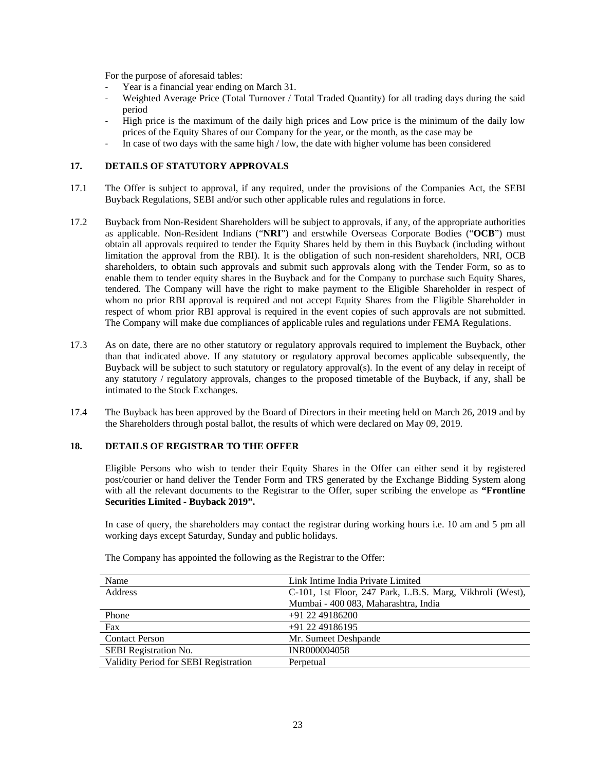For the purpose of aforesaid tables:

- Year is a financial year ending on March 31.
- Weighted Average Price (Total Turnover / Total Traded Quantity) for all trading days during the said period
- High price is the maximum of the daily high prices and Low price is the minimum of the daily low prices of the Equity Shares of our Company for the year, or the month, as the case may be
- In case of two days with the same high / low, the date with higher volume has been considered

## 17. DETAILS OF STATUTORY APPROVALS

17.1 The Offer is subject to approval, if any required, under the provisions of the Companies Act, the SEBI Buyback Regulations, SEBI and/or such other applicable rules and regulations in force.

17.2 Buyback from Non-Resident Shareholders will be subject to approvals, if any, of the appropriate authorities as applicable. Non-Resident Indians ("**NRI**") and erstwhile Overseas Corporate Bodies ("**OCB**") must obtain all approvals required to tender the Equity Shares held by them in this Buyback (including without limitation the approval from the RBI). It is the obligation of such non-resident shareholders, NRI, OCB shareholders, to obtain such approvals and submit such approvals along with the Tender Form, so as to enable them to tender equity shares in the Buyback and for the Company to purchase such Equity Shares, tendered. The Company will have the right to make payment to the Eligible Shareholder in respect of whom no prior RBI approval is required and not accept Equity Shares from the Eligible Shareholder in respect of whom prior RBI approval is required in the event copies of such approvals are not submitted. The Company will make due compliances of applicable rules and regulations under FEMA Regulations.

17.3 As on date, there are no other statutory or regulatory approvals required to implement the Buyback, other than that indicated above. If any statutory or regulatory approval becomes applicable subsequently, the Buyback will be subject to such statutory or regulatory approval(s). In the event of any delay in receipt of any statutory / regulatory approvals, changes to the proposed timetable of the Buyback, if any, shall be intimated to the Stock Exchanges.

17.4 The Buyback has been approved by the Board of Directors in their meeting held on March 26, 2019 and by the Shareholders through postal ballot, the results of which were declared on May 09, 2019.

## 18. DETAILS OF REGISTRAR TO THE OFFER

Eligible Persons who wish to tender their Equity Shares in the Offer can either send it by registered post/courier or hand deliver the Tender Form and TRS generated by the Exchange Bidding System along with all the relevant documents to the Registrar to the Offer, super scribing the envelope as **"Frontline Securities Limited - Buyback 2019".**

In case of query, the shareholders may contact the registrar during working hours i.e. 10 am and 5 pm all working days except Saturday, Sunday and public holidays.

The Company has appointed the following as the Registrar to the Offer:

| Name | Link Intime India Private Limited |
|---|---|
| Address | C-101, 1st Floor, 247 Park, L.B.S. Marg, Vikhroli (West), Mumbai - 400 083, Maharashtra, India |
| Phone | +91 22 49186200 |
| Fax | +91 22 49186195 |
| Contact Person | Mr. Sumeet Deshpande |
| SEBI Registration No. | INR000004058 |
| Validity Period for SEBI Registration | Perpetual |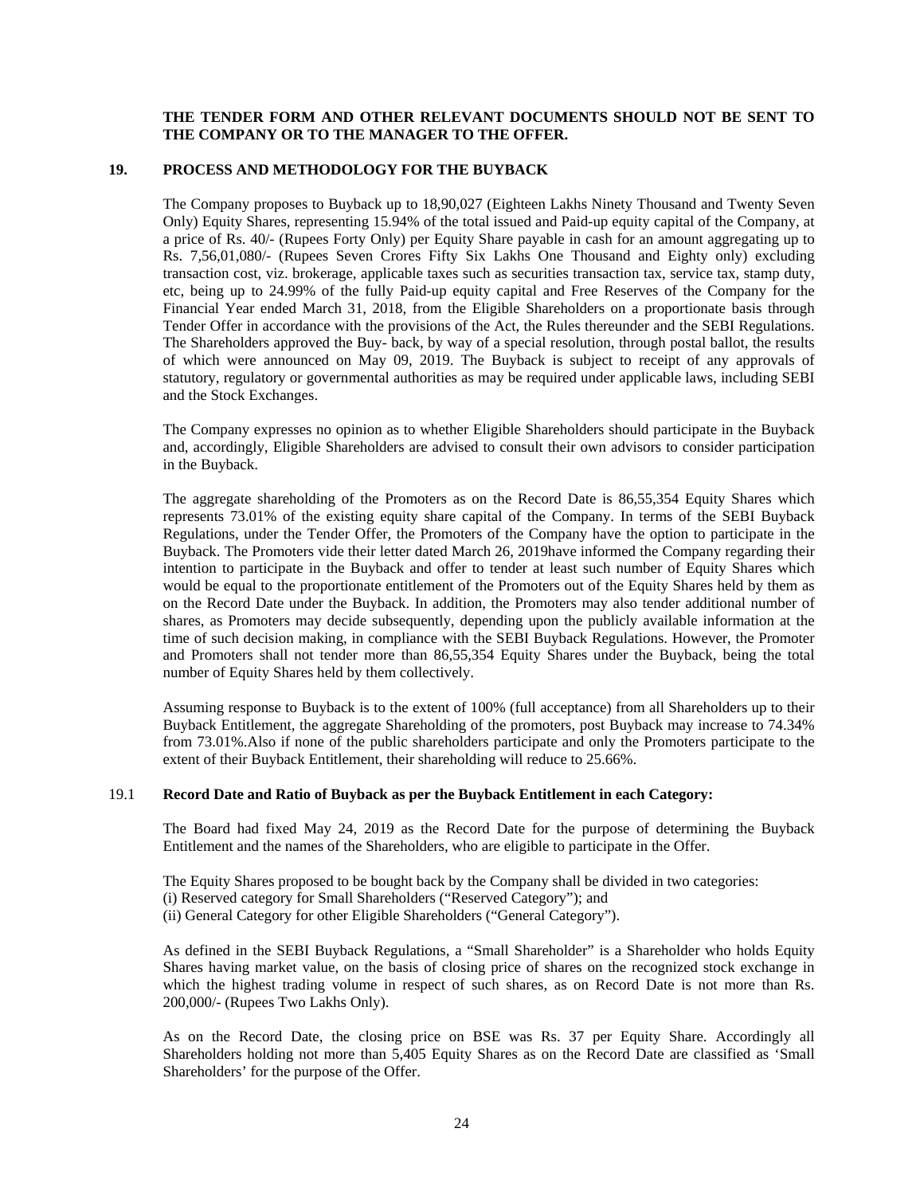**THE TENDER FORM AND OTHER RELEVANT DOCUMENTS SHOULD NOT BE SENT TO THE COMPANY OR TO THE MANAGER TO THE OFFER.**

## 19. PROCESS AND METHODOLOGY FOR THE BUYBACK

The Company proposes to Buyback up to 18,90,027 (Eighteen Lakhs Ninety Thousand and Twenty Seven Only) Equity Shares, representing 15.94% of the total issued and Paid-up equity capital of the Company, at a price of Rs. 40/- (Rupees Forty Only) per Equity Share payable in cash for an amount aggregating up to Rs. 7,56,01,080/- (Rupees Seven Crores Fifty Six Lakhs One Thousand and Eighty only) excluding transaction cost, viz. brokerage, applicable taxes such as securities transaction tax, service tax, stamp duty, etc, being up to 24.99% of the fully Paid-up equity capital and Free Reserves of the Company for the Financial Year ended March 31, 2018, from the Eligible Shareholders on a proportionate basis through Tender Offer in accordance with the provisions of the Act, the Rules thereunder and the SEBI Regulations. The Shareholders approved the Buy- back, by way of a special resolution, through postal ballot, the results of which were announced on May 09, 2019. The Buyback is subject to receipt of any approvals of statutory, regulatory or governmental authorities as may be required under applicable laws, including SEBI and the Stock Exchanges.

The Company expresses no opinion as to whether Eligible Shareholders should participate in the Buyback and, accordingly, Eligible Shareholders are advised to consult their own advisors to consider participation in the Buyback.

The aggregate shareholding of the Promoters as on the Record Date is 86,55,354 Equity Shares which represents 73.01% of the existing equity share capital of the Company. In terms of the SEBI Buyback Regulations, under the Tender Offer, the Promoters of the Company have the option to participate in the Buyback. The Promoters vide their letter dated March 26, 2019have informed the Company regarding their intention to participate in the Buyback and offer to tender at least such number of Equity Shares which would be equal to the proportionate entitlement of the Promoters out of the Equity Shares held by them as on the Record Date under the Buyback. In addition, the Promoters may also tender additional number of shares, as Promoters may decide subsequently, depending upon the publicly available information at the time of such decision making, in compliance with the SEBI Buyback Regulations. However, the Promoter and Promoters shall not tender more than 86,55,354 Equity Shares under the Buyback, being the total number of Equity Shares held by them collectively.

Assuming response to Buyback is to the extent of 100% (full acceptance) from all Shareholders up to their Buyback Entitlement, the aggregate Shareholding of the promoters, post Buyback may increase to 74.34% from 73.01%.Also if none of the public shareholders participate and only the Promoters participate to the extent of their Buyback Entitlement, their shareholding will reduce to 25.66%.

### 19.1 Record Date and Ratio of Buyback as per the Buyback Entitlement in each Category:

The Board had fixed May 24, 2019 as the Record Date for the purpose of determining the Buyback Entitlement and the names of the Shareholders, who are eligible to participate in the Offer.

The Equity Shares proposed to be bought back by the Company shall be divided in two categories:
(i) Reserved category for Small Shareholders ("Reserved Category"); and
(ii) General Category for other Eligible Shareholders ("General Category").

As defined in the SEBI Buyback Regulations, a "Small Shareholder" is a Shareholder who holds Equity Shares having market value, on the basis of closing price of shares on the recognized stock exchange in which the highest trading volume in respect of such shares, as on Record Date is not more than Rs. 200,000/- (Rupees Two Lakhs Only).

As on the Record Date, the closing price on BSE was Rs. 37 per Equity Share. Accordingly all Shareholders holding not more than 5,405 Equity Shares as on the Record Date are classified as 'Small Shareholders' for the purpose of the Offer.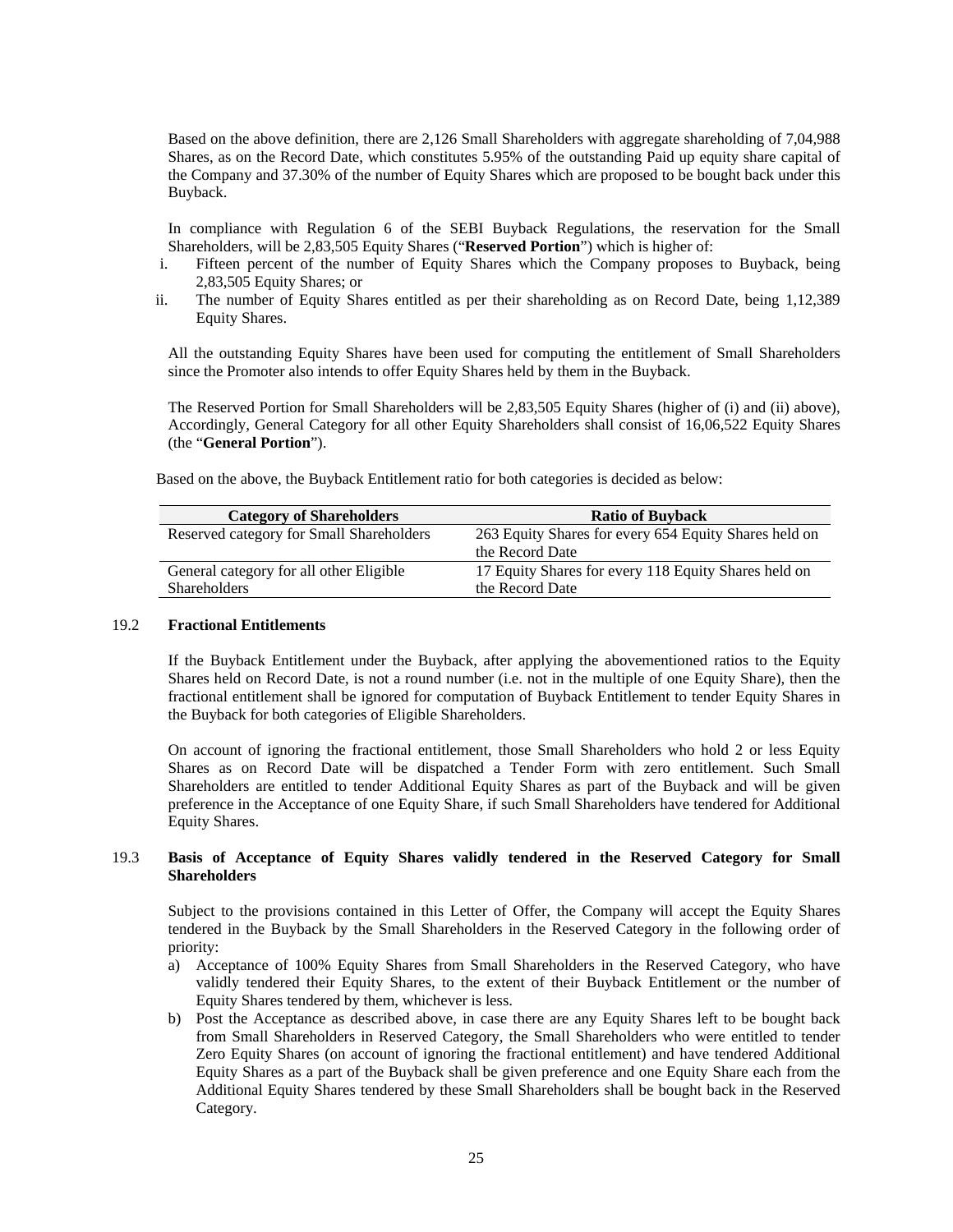Based on the above definition, there are 2,126 Small Shareholders with aggregate shareholding of 7,04,988 Shares, as on the Record Date, which constitutes 5.95% of the outstanding Paid up equity share capital of the Company and 37.30% of the number of Equity Shares which are proposed to be bought back under this Buyback.

In compliance with Regulation 6 of the SEBI Buyback Regulations, the reservation for the Small Shareholders, will be 2,83,505 Equity Shares ("**Reserved Portion**") which is higher of:

i. Fifteen percent of the number of Equity Shares which the Company proposes to Buyback, being 2,83,505 Equity Shares; or
ii. The number of Equity Shares entitled as per their shareholding as on Record Date, being 1,12,389 Equity Shares.

All the outstanding Equity Shares have been used for computing the entitlement of Small Shareholders since the Promoter also intends to offer Equity Shares held by them in the Buyback.

The Reserved Portion for Small Shareholders will be 2,83,505 Equity Shares (higher of (i) and (ii) above), Accordingly, General Category for all other Equity Shareholders shall consist of 16,06,522 Equity Shares (the "**General Portion**").

Based on the above, the Buyback Entitlement ratio for both categories is decided as below:

| Category of Shareholders | Ratio of Buyback |
|---|---|
| Reserved category for Small Shareholders | 263 Equity Shares for every 654 Equity Shares held on the Record Date |
| General category for all other Eligible Shareholders | 17 Equity Shares for every 118 Equity Shares held on the Record Date |

### 19.2 Fractional Entitlements

If the Buyback Entitlement under the Buyback, after applying the abovementioned ratios to the Equity Shares held on Record Date, is not a round number (i.e. not in the multiple of one Equity Share), then the fractional entitlement shall be ignored for computation of Buyback Entitlement to tender Equity Shares in the Buyback for both categories of Eligible Shareholders.

On account of ignoring the fractional entitlement, those Small Shareholders who hold 2 or less Equity Shares as on Record Date will be dispatched a Tender Form with zero entitlement. Such Small Shareholders are entitled to tender Additional Equity Shares as part of the Buyback and will be given preference in the Acceptance of one Equity Share, if such Small Shareholders have tendered for Additional Equity Shares.

### 19.3 Basis of Acceptance of Equity Shares validly tendered in the Reserved Category for Small Shareholders

Subject to the provisions contained in this Letter of Offer, the Company will accept the Equity Shares tendered in the Buyback by the Small Shareholders in the Reserved Category in the following order of priority:

a) Acceptance of 100% Equity Shares from Small Shareholders in the Reserved Category, who have validly tendered their Equity Shares, to the extent of their Buyback Entitlement or the number of Equity Shares tendered by them, whichever is less.
b) Post the Acceptance as described above, in case there are any Equity Shares left to be bought back from Small Shareholders in Reserved Category, the Small Shareholders who were entitled to tender Zero Equity Shares (on account of ignoring the fractional entitlement) and have tendered Additional Equity Shares as a part of the Buyback shall be given preference and one Equity Share each from the Additional Equity Shares tendered by these Small Shareholders shall be bought back in the Reserved Category.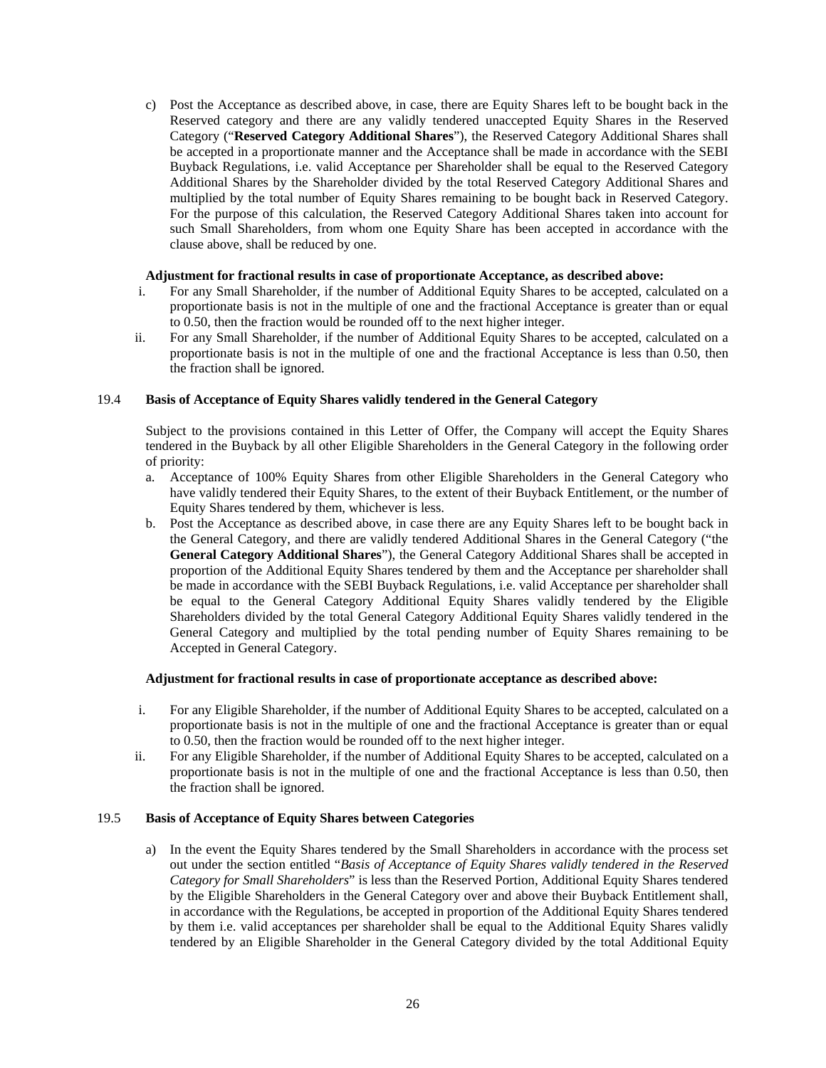c) Post the Acceptance as described above, in case, there are Equity Shares left to be bought back in the Reserved category and there are any validly tendered unaccepted Equity Shares in the Reserved Category ("**Reserved Category Additional Shares**"), the Reserved Category Additional Shares shall be accepted in a proportionate manner and the Acceptance shall be made in accordance with the SEBI Buyback Regulations, i.e. valid Acceptance per Shareholder shall be equal to the Reserved Category Additional Shares by the Shareholder divided by the total Reserved Category Additional Shares and multiplied by the total number of Equity Shares remaining to be bought back in Reserved Category. For the purpose of this calculation, the Reserved Category Additional Shares taken into account for such Small Shareholders, from whom one Equity Share has been accepted in accordance with the clause above, shall be reduced by one.

**Adjustment for fractional results in case of proportionate Acceptance, as described above:**

i. For any Small Shareholder, if the number of Additional Equity Shares to be accepted, calculated on a proportionate basis is not in the multiple of one and the fractional Acceptance is greater than or equal to 0.50, then the fraction would be rounded off to the next higher integer.

ii. For any Small Shareholder, if the number of Additional Equity Shares to be accepted, calculated on a proportionate basis is not in the multiple of one and the fractional Acceptance is less than 0.50, then the fraction shall be ignored.

### 19.4 Basis of Acceptance of Equity Shares validly tendered in the General Category

Subject to the provisions contained in this Letter of Offer, the Company will accept the Equity Shares tendered in the Buyback by all other Eligible Shareholders in the General Category in the following order of priority:

a. Acceptance of 100% Equity Shares from other Eligible Shareholders in the General Category who have validly tendered their Equity Shares, to the extent of their Buyback Entitlement, or the number of Equity Shares tendered by them, whichever is less.

b. Post the Acceptance as described above, in case there are any Equity Shares left to be bought back in the General Category, and there are validly tendered Additional Shares in the General Category ("the **General Category Additional Shares**"), the General Category Additional Shares shall be accepted in proportion of the Additional Equity Shares tendered by them and the Acceptance per shareholder shall be made in accordance with the SEBI Buyback Regulations, i.e. valid Acceptance per shareholder shall be equal to the General Category Additional Equity Shares validly tendered by the Eligible Shareholders divided by the total General Category Additional Equity Shares validly tendered in the General Category and multiplied by the total pending number of Equity Shares remaining to be Accepted in General Category.

**Adjustment for fractional results in case of proportionate acceptance as described above:**

i. For any Eligible Shareholder, if the number of Additional Equity Shares to be accepted, calculated on a proportionate basis is not in the multiple of one and the fractional Acceptance is greater than or equal to 0.50, then the fraction would be rounded off to the next higher integer.

ii. For any Eligible Shareholder, if the number of Additional Equity Shares to be accepted, calculated on a proportionate basis is not in the multiple of one and the fractional Acceptance is less than 0.50, then the fraction shall be ignored.

### 19.5 Basis of Acceptance of Equity Shares between Categories

a) In the event the Equity Shares tendered by the Small Shareholders in accordance with the process set out under the section entitled "*Basis of Acceptance of Equity Shares validly tendered in the Reserved Category for Small Shareholders*" is less than the Reserved Portion, Additional Equity Shares tendered by the Eligible Shareholders in the General Category over and above their Buyback Entitlement shall, in accordance with the Regulations, be accepted in proportion of the Additional Equity Shares tendered by them i.e. valid acceptances per shareholder shall be equal to the Additional Equity Shares validly tendered by an Eligible Shareholder in the General Category divided by the total Additional Equity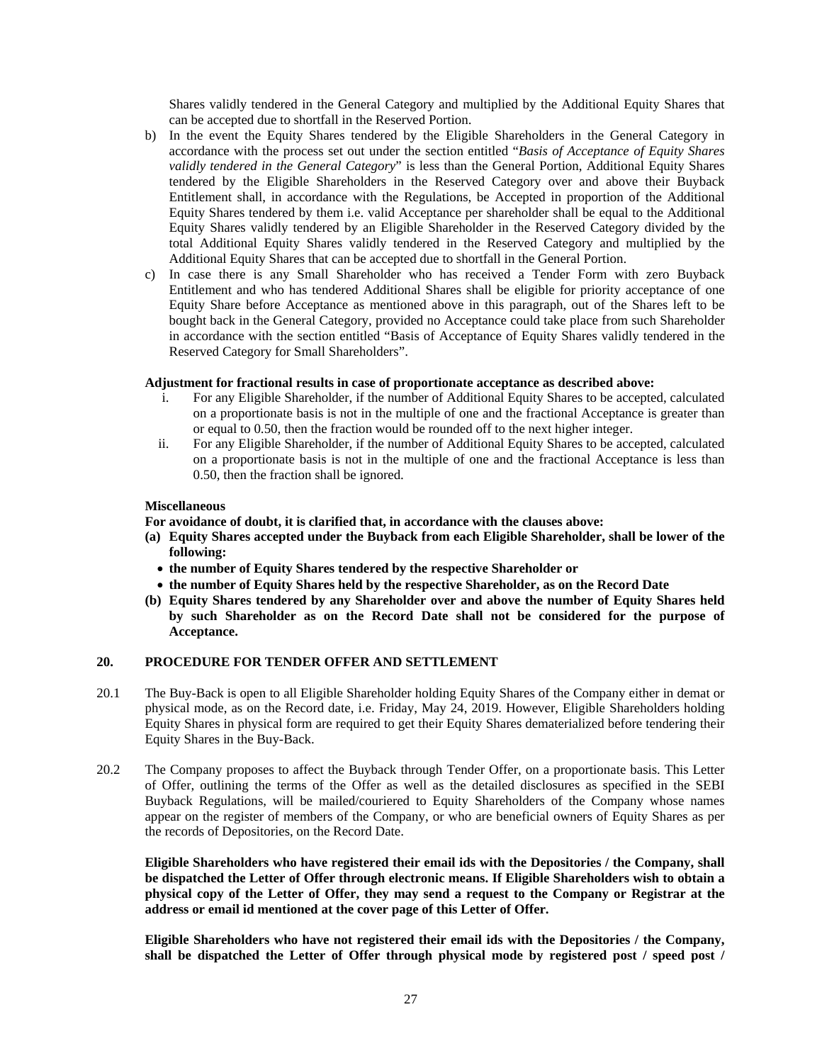Shares validly tendered in the General Category and multiplied by the Additional Equity Shares that can be accepted due to shortfall in the Reserved Portion.

b) In the event the Equity Shares tendered by the Eligible Shareholders in the General Category in accordance with the process set out under the section entitled "*Basis of Acceptance of Equity Shares validly tendered in the General Category*" is less than the General Portion, Additional Equity Shares tendered by the Eligible Shareholders in the Reserved Category over and above their Buyback Entitlement shall, in accordance with the Regulations, be Accepted in proportion of the Additional Equity Shares tendered by them i.e. valid Acceptance per shareholder shall be equal to the Additional Equity Shares validly tendered by an Eligible Shareholder in the Reserved Category divided by the total Additional Equity Shares validly tendered in the Reserved Category and multiplied by the Additional Equity Shares that can be accepted due to shortfall in the General Portion.

c) In case there is any Small Shareholder who has received a Tender Form with zero Buyback Entitlement and who has tendered Additional Shares shall be eligible for priority acceptance of one Equity Share before Acceptance as mentioned above in this paragraph, out of the Shares left to be bought back in the General Category, provided no Acceptance could take place from such Shareholder in accordance with the section entitled "Basis of Acceptance of Equity Shares validly tendered in the Reserved Category for Small Shareholders".

**Adjustment for fractional results in case of proportionate acceptance as described above:**

i. For any Eligible Shareholder, if the number of Additional Equity Shares to be accepted, calculated on a proportionate basis is not in the multiple of one and the fractional Acceptance is greater than or equal to 0.50, then the fraction would be rounded off to the next higher integer.

ii. For any Eligible Shareholder, if the number of Additional Equity Shares to be accepted, calculated on a proportionate basis is not in the multiple of one and the fractional Acceptance is less than 0.50, then the fraction shall be ignored.

**Miscellaneous**

**For avoidance of doubt, it is clarified that, in accordance with the clauses above:**

**(a) Equity Shares accepted under the Buyback from each Eligible Shareholder, shall be lower of the following:**
- **the number of Equity Shares tendered by the respective Shareholder or**
- **the number of Equity Shares held by the respective Shareholder, as on the Record Date**

**(b) Equity Shares tendered by any Shareholder over and above the number of Equity Shares held by such Shareholder as on the Record Date shall not be considered for the purpose of Acceptance.**

## 20. PROCEDURE FOR TENDER OFFER AND SETTLEMENT

20.1 The Buy-Back is open to all Eligible Shareholder holding Equity Shares of the Company either in demat or physical mode, as on the Record date, i.e. Friday, May 24, 2019. However, Eligible Shareholders holding Equity Shares in physical form are required to get their Equity Shares dematerialized before tendering their Equity Shares in the Buy-Back.

20.2 The Company proposes to affect the Buyback through Tender Offer, on a proportionate basis. This Letter of Offer, outlining the terms of the Offer as well as the detailed disclosures as specified in the SEBI Buyback Regulations, will be mailed/couriered to Equity Shareholders of the Company whose names appear on the register of members of the Company, or who are beneficial owners of Equity Shares as per the records of Depositories, on the Record Date.

**Eligible Shareholders who have registered their email ids with the Depositories / the Company, shall be dispatched the Letter of Offer through electronic means. If Eligible Shareholders wish to obtain a physical copy of the Letter of Offer, they may send a request to the Company or Registrar at the address or email id mentioned at the cover page of this Letter of Offer.**

**Eligible Shareholders who have not registered their email ids with the Depositories / the Company, shall be dispatched the Letter of Offer through physical mode by registered post / speed post /**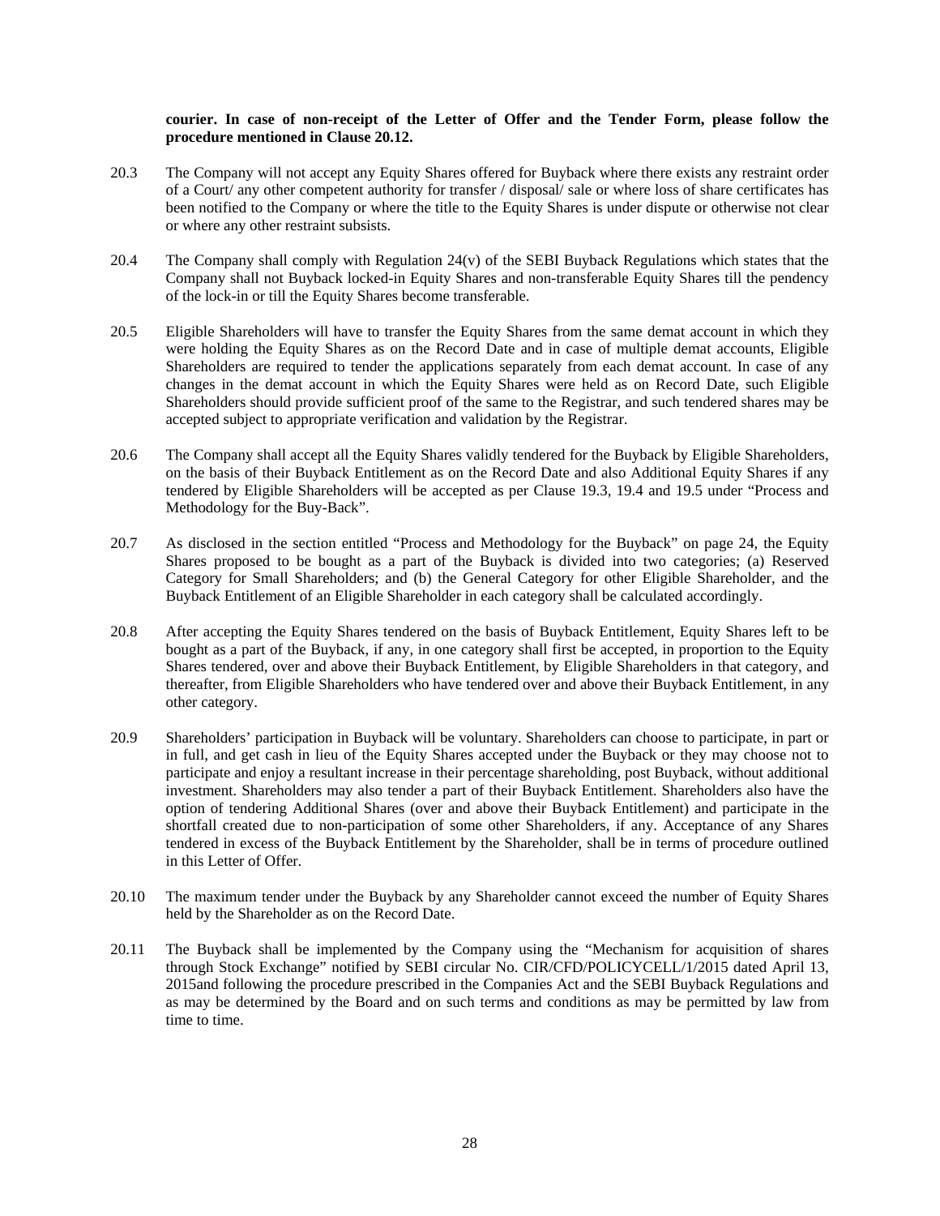**courier. In case of non-receipt of the Letter of Offer and the Tender Form, please follow the procedure mentioned in Clause 20.12.**

20.3 The Company will not accept any Equity Shares offered for Buyback where there exists any restraint order of a Court/ any other competent authority for transfer / disposal/ sale or where loss of share certificates has been notified to the Company or where the title to the Equity Shares is under dispute or otherwise not clear or where any other restraint subsists.

20.4 The Company shall comply with Regulation 24(v) of the SEBI Buyback Regulations which states that the Company shall not Buyback locked-in Equity Shares and non-transferable Equity Shares till the pendency of the lock-in or till the Equity Shares become transferable.

20.5 Eligible Shareholders will have to transfer the Equity Shares from the same demat account in which they were holding the Equity Shares as on the Record Date and in case of multiple demat accounts, Eligible Shareholders are required to tender the applications separately from each demat account. In case of any changes in the demat account in which the Equity Shares were held as on Record Date, such Eligible Shareholders should provide sufficient proof of the same to the Registrar, and such tendered shares may be accepted subject to appropriate verification and validation by the Registrar.

20.6 The Company shall accept all the Equity Shares validly tendered for the Buyback by Eligible Shareholders, on the basis of their Buyback Entitlement as on the Record Date and also Additional Equity Shares if any tendered by Eligible Shareholders will be accepted as per Clause 19.3, 19.4 and 19.5 under "Process and Methodology for the Buy-Back".

20.7 As disclosed in the section entitled "Process and Methodology for the Buyback" on page 24, the Equity Shares proposed to be bought as a part of the Buyback is divided into two categories; (a) Reserved Category for Small Shareholders; and (b) the General Category for other Eligible Shareholder, and the Buyback Entitlement of an Eligible Shareholder in each category shall be calculated accordingly.

20.8 After accepting the Equity Shares tendered on the basis of Buyback Entitlement, Equity Shares left to be bought as a part of the Buyback, if any, in one category shall first be accepted, in proportion to the Equity Shares tendered, over and above their Buyback Entitlement, by Eligible Shareholders in that category, and thereafter, from Eligible Shareholders who have tendered over and above their Buyback Entitlement, in any other category.

20.9 Shareholders' participation in Buyback will be voluntary. Shareholders can choose to participate, in part or in full, and get cash in lieu of the Equity Shares accepted under the Buyback or they may choose not to participate and enjoy a resultant increase in their percentage shareholding, post Buyback, without additional investment. Shareholders may also tender a part of their Buyback Entitlement. Shareholders also have the option of tendering Additional Shares (over and above their Buyback Entitlement) and participate in the shortfall created due to non-participation of some other Shareholders, if any. Acceptance of any Shares tendered in excess of the Buyback Entitlement by the Shareholder, shall be in terms of procedure outlined in this Letter of Offer.

20.10 The maximum tender under the Buyback by any Shareholder cannot exceed the number of Equity Shares held by the Shareholder as on the Record Date.

20.11 The Buyback shall be implemented by the Company using the "Mechanism for acquisition of shares through Stock Exchange" notified by SEBI circular No. CIR/CFD/POLICYCELL/1/2015 dated April 13, 2015and following the procedure prescribed in the Companies Act and the SEBI Buyback Regulations and as may be determined by the Board and on such terms and conditions as may be permitted by law from time to time.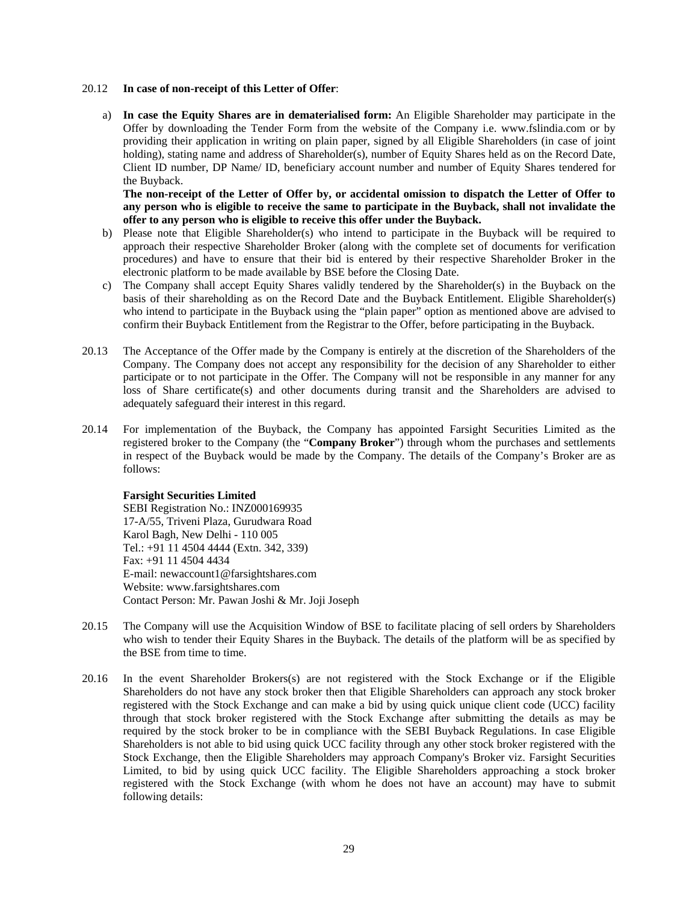20.12 **In case of non-receipt of this Letter of Offer**:

a) **In case the Equity Shares are in dematerialised form:** An Eligible Shareholder may participate in the Offer by downloading the Tender Form from the website of the Company i.e. www.fslindia.com or by providing their application in writing on plain paper, signed by all Eligible Shareholders (in case of joint holding), stating name and address of Shareholder(s), number of Equity Shares held as on the Record Date, Client ID number, DP Name/ ID, beneficiary account number and number of Equity Shares tendered for the Buyback.

**The non-receipt of the Letter of Offer by, or accidental omission to dispatch the Letter of Offer to any person who is eligible to receive the same to participate in the Buyback, shall not invalidate the offer to any person who is eligible to receive this offer under the Buyback.**

b) Please note that Eligible Shareholder(s) who intend to participate in the Buyback will be required to approach their respective Shareholder Broker (along with the complete set of documents for verification procedures) and have to ensure that their bid is entered by their respective Shareholder Broker in the electronic platform to be made available by BSE before the Closing Date.

c) The Company shall accept Equity Shares validly tendered by the Shareholder(s) in the Buyback on the basis of their shareholding as on the Record Date and the Buyback Entitlement. Eligible Shareholder(s) who intend to participate in the Buyback using the "plain paper" option as mentioned above are advised to confirm their Buyback Entitlement from the Registrar to the Offer, before participating in the Buyback.

20.13 The Acceptance of the Offer made by the Company is entirely at the discretion of the Shareholders of the Company. The Company does not accept any responsibility for the decision of any Shareholder to either participate or to not participate in the Offer. The Company will not be responsible in any manner for any loss of Share certificate(s) and other documents during transit and the Shareholders are advised to adequately safeguard their interest in this regard.

20.14 For implementation of the Buyback, the Company has appointed Farsight Securities Limited as the registered broker to the Company (the "**Company Broker**") through whom the purchases and settlements in respect of the Buyback would be made by the Company. The details of the Company's Broker are as follows:

**Farsight Securities Limited**
SEBI Registration No.: INZ000169935
17-A/55, Triveni Plaza, Gurudwara Road
Karol Bagh, New Delhi - 110 005
Tel.: +91 11 4504 4444 (Extn. 342, 339)
Fax: +91 11 4504 4434
E-mail: newaccount1@farsightshares.com
Website: www.farsightshares.com
Contact Person: Mr. Pawan Joshi & Mr. Joji Joseph

20.15 The Company will use the Acquisition Window of BSE to facilitate placing of sell orders by Shareholders who wish to tender their Equity Shares in the Buyback. The details of the platform will be as specified by the BSE from time to time.

20.16 In the event Shareholder Brokers(s) are not registered with the Stock Exchange or if the Eligible Shareholders do not have any stock broker then that Eligible Shareholders can approach any stock broker registered with the Stock Exchange and can make a bid by using quick unique client code (UCC) facility through that stock broker registered with the Stock Exchange after submitting the details as may be required by the stock broker to be in compliance with the SEBI Buyback Regulations. In case Eligible Shareholders is not able to bid using quick UCC facility through any other stock broker registered with the Stock Exchange, then the Eligible Shareholders may approach Company's Broker viz. Farsight Securities Limited, to bid by using quick UCC facility. The Eligible Shareholders approaching a stock broker registered with the Stock Exchange (with whom he does not have an account) may have to submit following details: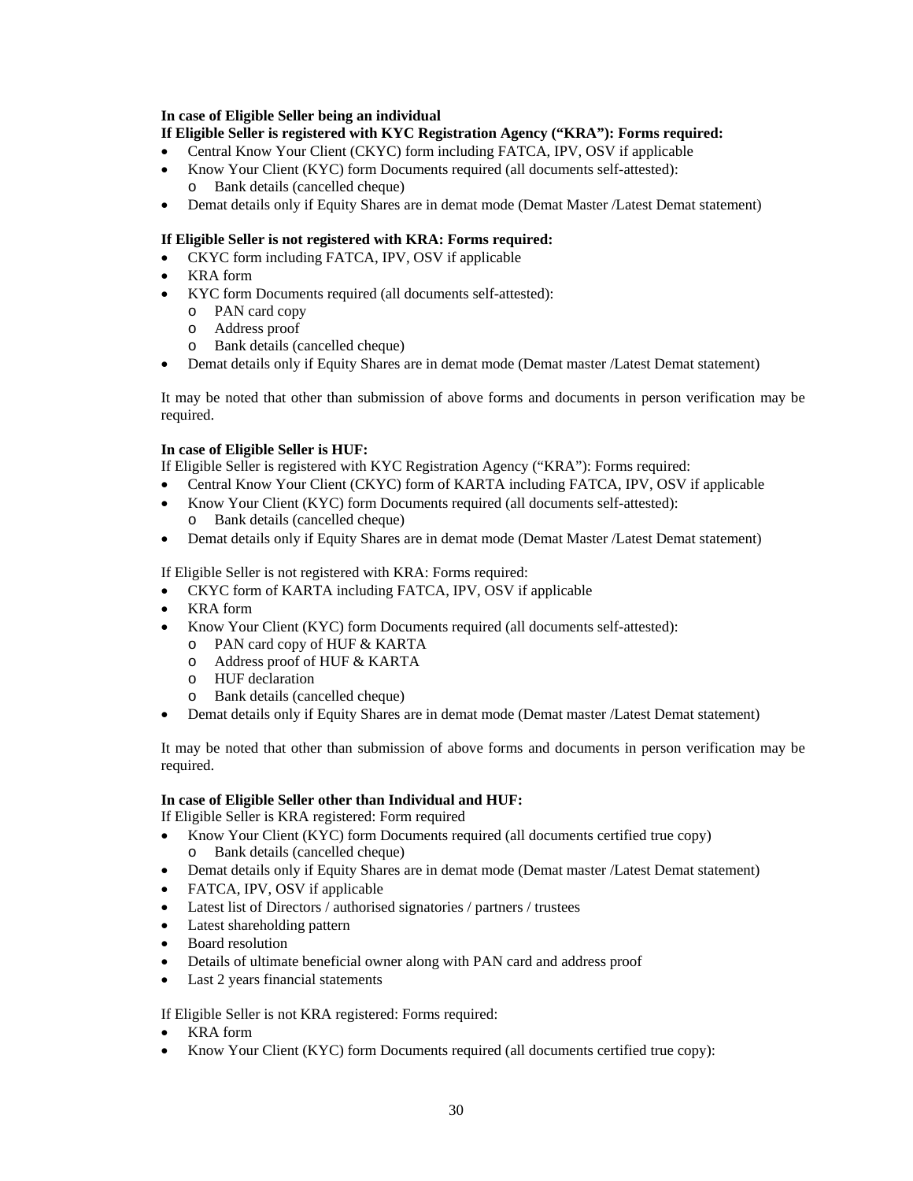**In case of Eligible Seller being an individual**

**If Eligible Seller is registered with KYC Registration Agency ("KRA"): Forms required:**

- Central Know Your Client (CKYC) form including FATCA, IPV, OSV if applicable
- Know Your Client (KYC) form Documents required (all documents self-attested):
  - Bank details (cancelled cheque)
- Demat details only if Equity Shares are in demat mode (Demat Master /Latest Demat statement)

**If Eligible Seller is not registered with KRA: Forms required:**

- CKYC form including FATCA, IPV, OSV if applicable
- KRA form
- KYC form Documents required (all documents self-attested):
  - PAN card copy
  - Address proof
  - Bank details (cancelled cheque)
- Demat details only if Equity Shares are in demat mode (Demat master /Latest Demat statement)

It may be noted that other than submission of above forms and documents in person verification may be required.

**In case of Eligible Seller is HUF:**

If Eligible Seller is registered with KYC Registration Agency ("KRA"): Forms required:

- Central Know Your Client (CKYC) form of KARTA including FATCA, IPV, OSV if applicable
- Know Your Client (KYC) form Documents required (all documents self-attested):
  - Bank details (cancelled cheque)
- Demat details only if Equity Shares are in demat mode (Demat Master /Latest Demat statement)

If Eligible Seller is not registered with KRA: Forms required:

- CKYC form of KARTA including FATCA, IPV, OSV if applicable
- KRA form
- Know Your Client (KYC) form Documents required (all documents self-attested):
  - PAN card copy of HUF & KARTA
  - Address proof of HUF & KARTA
  - HUF declaration
  - Bank details (cancelled cheque)
- Demat details only if Equity Shares are in demat mode (Demat master /Latest Demat statement)

It may be noted that other than submission of above forms and documents in person verification may be required.

**In case of Eligible Seller other than Individual and HUF:**

If Eligible Seller is KRA registered: Form required

- Know Your Client (KYC) form Documents required (all documents certified true copy)
  - Bank details (cancelled cheque)
- Demat details only if Equity Shares are in demat mode (Demat master /Latest Demat statement)
- FATCA, IPV, OSV if applicable
- Latest list of Directors / authorised signatories / partners / trustees
- Latest shareholding pattern
- Board resolution
- Details of ultimate beneficial owner along with PAN card and address proof
- Last 2 years financial statements

If Eligible Seller is not KRA registered: Forms required:

- KRA form
- Know Your Client (KYC) form Documents required (all documents certified true copy):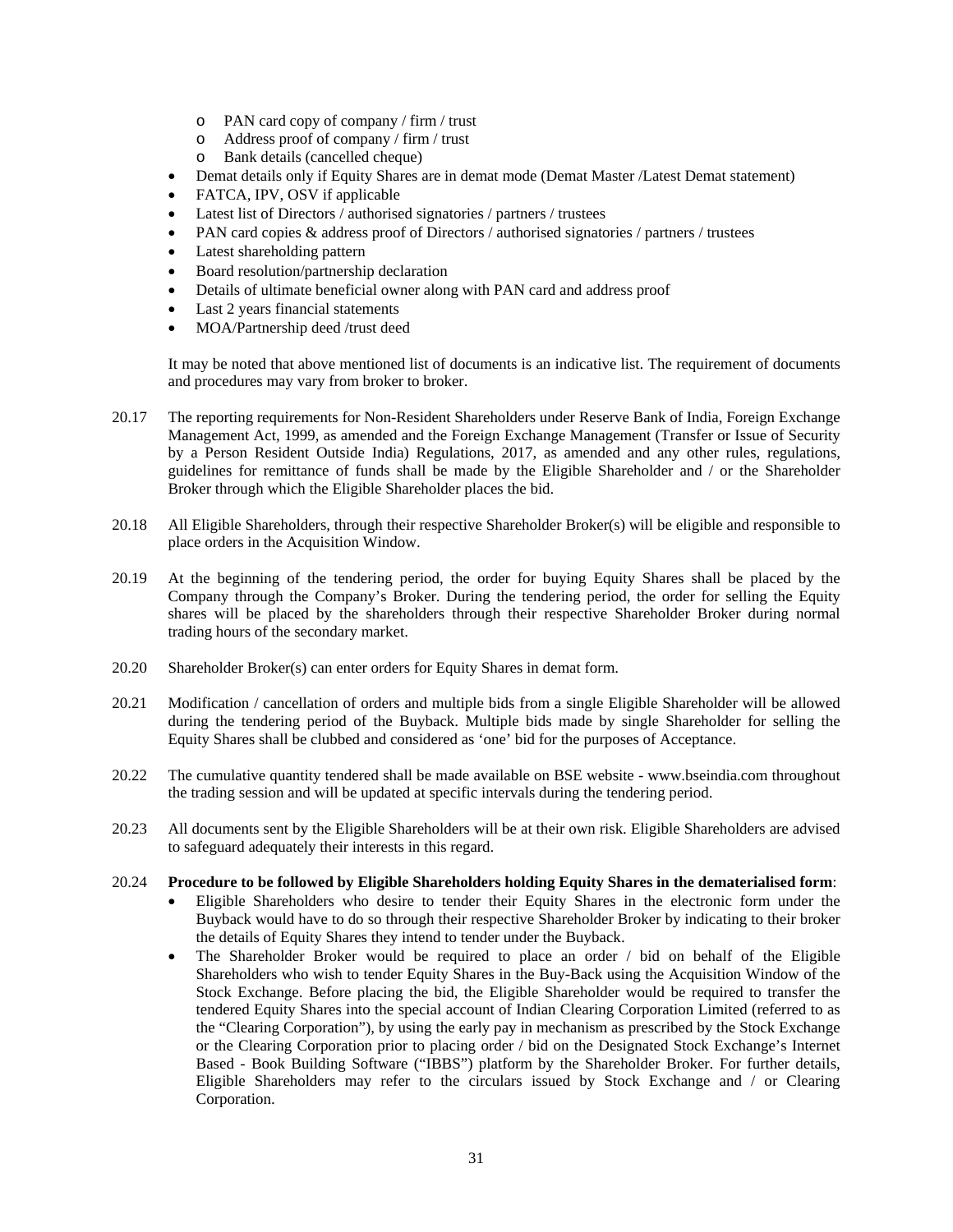- PAN card copy of company / firm / trust
  - Address proof of company / firm / trust
  - Bank details (cancelled cheque)
- Demat details only if Equity Shares are in demat mode (Demat Master /Latest Demat statement)
- FATCA, IPV, OSV if applicable
- Latest list of Directors / authorised signatories / partners / trustees
- PAN card copies & address proof of Directors / authorised signatories / partners / trustees
- Latest shareholding pattern
- Board resolution/partnership declaration
- Details of ultimate beneficial owner along with PAN card and address proof
- Last 2 years financial statements
- MOA/Partnership deed /trust deed

It may be noted that above mentioned list of documents is an indicative list. The requirement of documents and procedures may vary from broker to broker.

20.17 The reporting requirements for Non-Resident Shareholders under Reserve Bank of India, Foreign Exchange Management Act, 1999, as amended and the Foreign Exchange Management (Transfer or Issue of Security by a Person Resident Outside India) Regulations, 2017, as amended and any other rules, regulations, guidelines for remittance of funds shall be made by the Eligible Shareholder and / or the Shareholder Broker through which the Eligible Shareholder places the bid.

20.18 All Eligible Shareholders, through their respective Shareholder Broker(s) will be eligible and responsible to place orders in the Acquisition Window.

20.19 At the beginning of the tendering period, the order for buying Equity Shares shall be placed by the Company through the Company's Broker. During the tendering period, the order for selling the Equity shares will be placed by the shareholders through their respective Shareholder Broker during normal trading hours of the secondary market.

20.20 Shareholder Broker(s) can enter orders for Equity Shares in demat form.

20.21 Modification / cancellation of orders and multiple bids from a single Eligible Shareholder will be allowed during the tendering period of the Buyback. Multiple bids made by single Shareholder for selling the Equity Shares shall be clubbed and considered as 'one' bid for the purposes of Acceptance.

20.22 The cumulative quantity tendered shall be made available on BSE website - www.bseindia.com throughout the trading session and will be updated at specific intervals during the tendering period.

20.23 All documents sent by the Eligible Shareholders will be at their own risk. Eligible Shareholders are advised to safeguard adequately their interests in this regard.

20.24 **Procedure to be followed by Eligible Shareholders holding Equity Shares in the dematerialised form**:

- Eligible Shareholders who desire to tender their Equity Shares in the electronic form under the Buyback would have to do so through their respective Shareholder Broker by indicating to their broker the details of Equity Shares they intend to tender under the Buyback.
- The Shareholder Broker would be required to place an order / bid on behalf of the Eligible Shareholders who wish to tender Equity Shares in the Buy-Back using the Acquisition Window of the Stock Exchange. Before placing the bid, the Eligible Shareholder would be required to transfer the tendered Equity Shares into the special account of Indian Clearing Corporation Limited (referred to as the "Clearing Corporation"), by using the early pay in mechanism as prescribed by the Stock Exchange or the Clearing Corporation prior to placing order / bid on the Designated Stock Exchange's Internet Based - Book Building Software ("IBBS") platform by the Shareholder Broker. For further details, Eligible Shareholders may refer to the circulars issued by Stock Exchange and / or Clearing Corporation.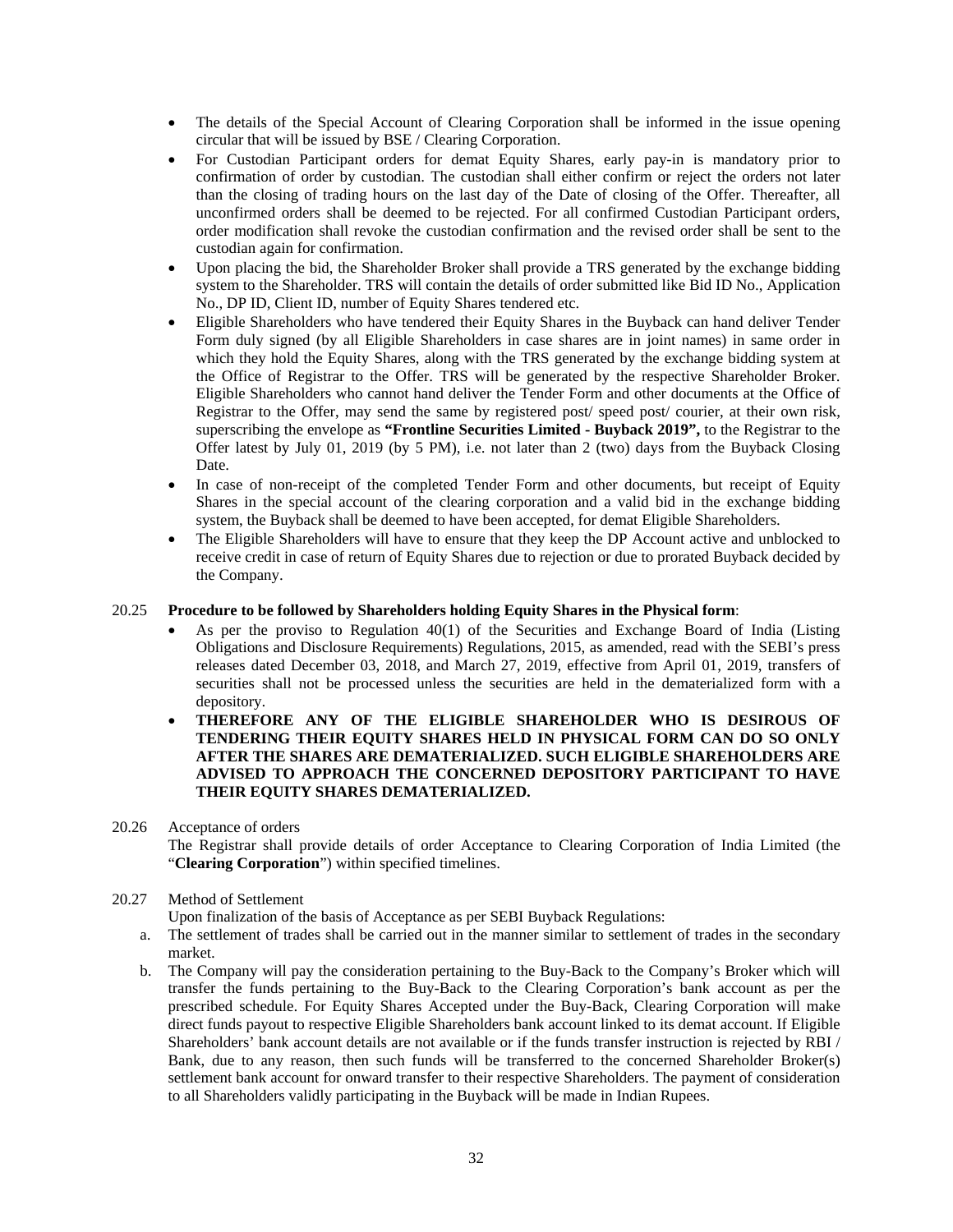- The details of the Special Account of Clearing Corporation shall be informed in the issue opening circular that will be issued by BSE / Clearing Corporation.
- For Custodian Participant orders for demat Equity Shares, early pay-in is mandatory prior to confirmation of order by custodian. The custodian shall either confirm or reject the orders not later than the closing of trading hours on the last day of the Date of closing of the Offer. Thereafter, all unconfirmed orders shall be deemed to be rejected. For all confirmed Custodian Participant orders, order modification shall revoke the custodian confirmation and the revised order shall be sent to the custodian again for confirmation.
- Upon placing the bid, the Shareholder Broker shall provide a TRS generated by the exchange bidding system to the Shareholder. TRS will contain the details of order submitted like Bid ID No., Application No., DP ID, Client ID, number of Equity Shares tendered etc.
- Eligible Shareholders who have tendered their Equity Shares in the Buyback can hand deliver Tender Form duly signed (by all Eligible Shareholders in case shares are in joint names) in same order in which they hold the Equity Shares, along with the TRS generated by the exchange bidding system at the Office of Registrar to the Offer. TRS will be generated by the respective Shareholder Broker. Eligible Shareholders who cannot hand deliver the Tender Form and other documents at the Office of Registrar to the Offer, may send the same by registered post/ speed post/ courier, at their own risk, superscribing the envelope as **"Frontline Securities Limited - Buyback 2019",** to the Registrar to the Offer latest by July 01, 2019 (by 5 PM), i.e. not later than 2 (two) days from the Buyback Closing Date.
- In case of non-receipt of the completed Tender Form and other documents, but receipt of Equity Shares in the special account of the clearing corporation and a valid bid in the exchange bidding system, the Buyback shall be deemed to have been accepted, for demat Eligible Shareholders.
- The Eligible Shareholders will have to ensure that they keep the DP Account active and unblocked to receive credit in case of return of Equity Shares due to rejection or due to prorated Buyback decided by the Company.

20.25 **Procedure to be followed by Shareholders holding Equity Shares in the Physical form**:

- As per the proviso to Regulation 40(1) of the Securities and Exchange Board of India (Listing Obligations and Disclosure Requirements) Regulations, 2015, as amended, read with the SEBI's press releases dated December 03, 2018, and March 27, 2019, effective from April 01, 2019, transfers of securities shall not be processed unless the securities are held in the dematerialized form with a depository.
- **THEREFORE ANY OF THE ELIGIBLE SHAREHOLDER WHO IS DESIROUS OF TENDERING THEIR EQUITY SHARES HELD IN PHYSICAL FORM CAN DO SO ONLY AFTER THE SHARES ARE DEMATERIALIZED. SUCH ELIGIBLE SHAREHOLDERS ARE ADVISED TO APPROACH THE CONCERNED DEPOSITORY PARTICIPANT TO HAVE THEIR EQUITY SHARES DEMATERIALIZED.**

20.26 Acceptance of orders

The Registrar shall provide details of order Acceptance to Clearing Corporation of India Limited (the "**Clearing Corporation**") within specified timelines.

20.27 Method of Settlement

Upon finalization of the basis of Acceptance as per SEBI Buyback Regulations:

a. The settlement of trades shall be carried out in the manner similar to settlement of trades in the secondary market.

b. The Company will pay the consideration pertaining to the Buy-Back to the Company's Broker which will transfer the funds pertaining to the Buy-Back to the Clearing Corporation's bank account as per the prescribed schedule. For Equity Shares Accepted under the Buy-Back, Clearing Corporation will make direct funds payout to respective Eligible Shareholders bank account linked to its demat account. If Eligible Shareholders' bank account details are not available or if the funds transfer instruction is rejected by RBI / Bank, due to any reason, then such funds will be transferred to the concerned Shareholder Broker(s) settlement bank account for onward transfer to their respective Shareholders. The payment of consideration to all Shareholders validly participating in the Buyback will be made in Indian Rupees.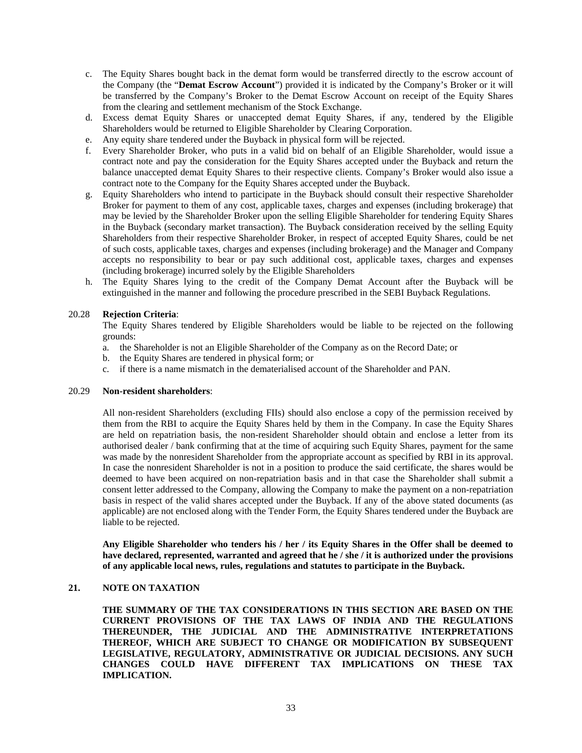c. The Equity Shares bought back in the demat form would be transferred directly to the escrow account of the Company (the "**Demat Escrow Account**") provided it is indicated by the Company's Broker or it will be transferred by the Company's Broker to the Demat Escrow Account on receipt of the Equity Shares from the clearing and settlement mechanism of the Stock Exchange.
d. Excess demat Equity Shares or unaccepted demat Equity Shares, if any, tendered by the Eligible Shareholders would be returned to Eligible Shareholder by Clearing Corporation.
e. Any equity share tendered under the Buyback in physical form will be rejected.
f. Every Shareholder Broker, who puts in a valid bid on behalf of an Eligible Shareholder, would issue a contract note and pay the consideration for the Equity Shares accepted under the Buyback and return the balance unaccepted demat Equity Shares to their respective clients. Company's Broker would also issue a contract note to the Company for the Equity Shares accepted under the Buyback.
g. Equity Shareholders who intend to participate in the Buyback should consult their respective Shareholder Broker for payment to them of any cost, applicable taxes, charges and expenses (including brokerage) that may be levied by the Shareholder Broker upon the selling Eligible Shareholder for tendering Equity Shares in the Buyback (secondary market transaction). The Buyback consideration received by the selling Equity Shareholders from their respective Shareholder Broker, in respect of accepted Equity Shares, could be net of such costs, applicable taxes, charges and expenses (including brokerage) and the Manager and Company accepts no responsibility to bear or pay such additional cost, applicable taxes, charges and expenses (including brokerage) incurred solely by the Eligible Shareholders
h. The Equity Shares lying to the credit of the Company Demat Account after the Buyback will be extinguished in the manner and following the procedure prescribed in the SEBI Buyback Regulations.

20.28 **Rejection Criteria**:

The Equity Shares tendered by Eligible Shareholders would be liable to be rejected on the following grounds:

a. the Shareholder is not an Eligible Shareholder of the Company as on the Record Date; or
b. the Equity Shares are tendered in physical form; or
c. if there is a name mismatch in the dematerialised account of the Shareholder and PAN.

20.29 **Non-resident shareholders**:

All non-resident Shareholders (excluding FIIs) should also enclose a copy of the permission received by them from the RBI to acquire the Equity Shares held by them in the Company. In case the Equity Shares are held on repatriation basis, the non-resident Shareholder should obtain and enclose a letter from its authorised dealer / bank confirming that at the time of acquiring such Equity Shares, payment for the same was made by the nonresident Shareholder from the appropriate account as specified by RBI in its approval. In case the nonresident Shareholder is not in a position to produce the said certificate, the shares would be deemed to have been acquired on non-repatriation basis and in that case the Shareholder shall submit a consent letter addressed to the Company, allowing the Company to make the payment on a non-repatriation basis in respect of the valid shares accepted under the Buyback. If any of the above stated documents (as applicable) are not enclosed along with the Tender Form, the Equity Shares tendered under the Buyback are liable to be rejected.

**Any Eligible Shareholder who tenders his / her / its Equity Shares in the Offer shall be deemed to have declared, represented, warranted and agreed that he / she / it is authorized under the provisions of any applicable local news, rules, regulations and statutes to participate in the Buyback.**

## 21. NOTE ON TAXATION

**THE SUMMARY OF THE TAX CONSIDERATIONS IN THIS SECTION ARE BASED ON THE CURRENT PROVISIONS OF THE TAX LAWS OF INDIA AND THE REGULATIONS THEREUNDER, THE JUDICIAL AND THE ADMINISTRATIVE INTERPRETATIONS THEREOF, WHICH ARE SUBJECT TO CHANGE OR MODIFICATION BY SUBSEQUENT LEGISLATIVE, REGULATORY, ADMINISTRATIVE OR JUDICIAL DECISIONS. ANY SUCH CHANGES COULD HAVE DIFFERENT TAX IMPLICATIONS ON THESE TAX IMPLICATION.**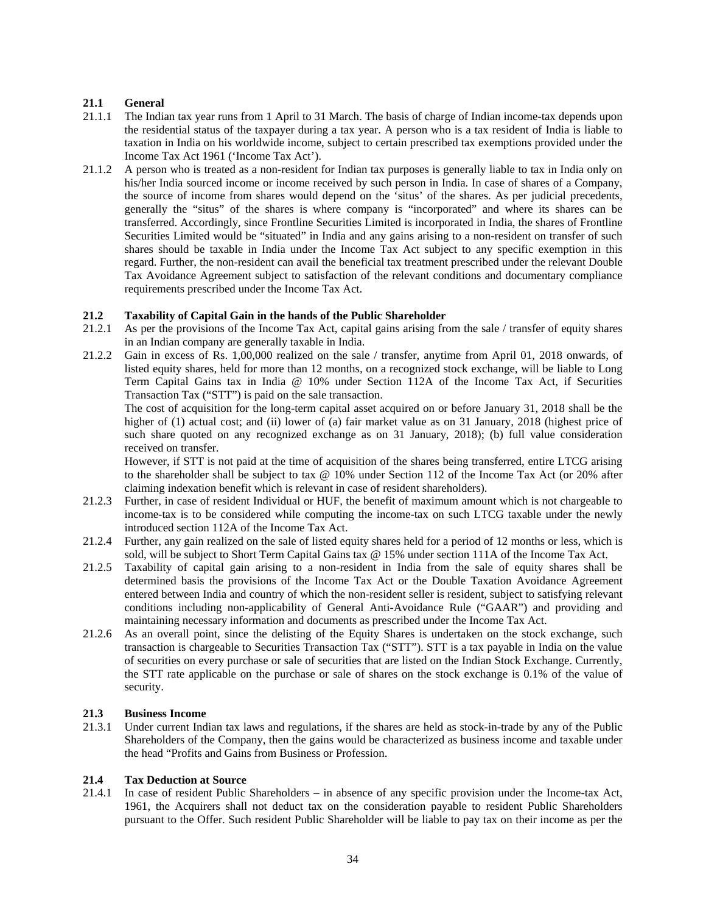### 21.1 General

21.1.1 The Indian tax year runs from 1 April to 31 March. The basis of charge of Indian income-tax depends upon the residential status of the taxpayer during a tax year. A person who is a tax resident of India is liable to taxation in India on his worldwide income, subject to certain prescribed tax exemptions provided under the Income Tax Act 1961 ('Income Tax Act').

21.1.2 A person who is treated as a non-resident for Indian tax purposes is generally liable to tax in India only on his/her India sourced income or income received by such person in India. In case of shares of a Company, the source of income from shares would depend on the 'situs' of the shares. As per judicial precedents, generally the "situs" of the shares is where company is "incorporated" and where its shares can be transferred. Accordingly, since Frontline Securities Limited is incorporated in India, the shares of Frontline Securities Limited would be "situated" in India and any gains arising to a non-resident on transfer of such shares should be taxable in India under the Income Tax Act subject to any specific exemption in this regard. Further, the non-resident can avail the beneficial tax treatment prescribed under the relevant Double Tax Avoidance Agreement subject to satisfaction of the relevant conditions and documentary compliance requirements prescribed under the Income Tax Act.

### 21.2 Taxability of Capital Gain in the hands of the Public Shareholder

21.2.1 As per the provisions of the Income Tax Act, capital gains arising from the sale / transfer of equity shares in an Indian company are generally taxable in India.

21.2.2 Gain in excess of Rs. 1,00,000 realized on the sale / transfer, anytime from April 01, 2018 onwards, of listed equity shares, held for more than 12 months, on a recognized stock exchange, will be liable to Long Term Capital Gains tax in India @ 10% under Section 112A of the Income Tax Act, if Securities Transaction Tax ("STT") is paid on the sale transaction.

The cost of acquisition for the long-term capital asset acquired on or before January 31, 2018 shall be the higher of (1) actual cost; and (ii) lower of (a) fair market value as on 31 January, 2018 (highest price of such share quoted on any recognized exchange as on 31 January, 2018); (b) full value consideration received on transfer.

However, if STT is not paid at the time of acquisition of the shares being transferred, entire LTCG arising to the shareholder shall be subject to tax @ 10% under Section 112 of the Income Tax Act (or 20% after claiming indexation benefit which is relevant in case of resident shareholders).

21.2.3 Further, in case of resident Individual or HUF, the benefit of maximum amount which is not chargeable to income-tax is to be considered while computing the income-tax on such LTCG taxable under the newly introduced section 112A of the Income Tax Act.

21.2.4 Further, any gain realized on the sale of listed equity shares held for a period of 12 months or less, which is sold, will be subject to Short Term Capital Gains tax @ 15% under section 111A of the Income Tax Act.

21.2.5 Taxability of capital gain arising to a non-resident in India from the sale of equity shares shall be determined basis the provisions of the Income Tax Act or the Double Taxation Avoidance Agreement entered between India and country of which the non-resident seller is resident, subject to satisfying relevant conditions including non-applicability of General Anti-Avoidance Rule ("GAAR") and providing and maintaining necessary information and documents as prescribed under the Income Tax Act.

21.2.6 As an overall point, since the delisting of the Equity Shares is undertaken on the stock exchange, such transaction is chargeable to Securities Transaction Tax ("STT"). STT is a tax payable in India on the value of securities on every purchase or sale of securities that are listed on the Indian Stock Exchange. Currently, the STT rate applicable on the purchase or sale of shares on the stock exchange is 0.1% of the value of security.

### 21.3 Business Income

21.3.1 Under current Indian tax laws and regulations, if the shares are held as stock-in-trade by any of the Public Shareholders of the Company, then the gains would be characterized as business income and taxable under the head "Profits and Gains from Business or Profession.

### 21.4 Tax Deduction at Source

21.4.1 In case of resident Public Shareholders – in absence of any specific provision under the Income-tax Act, 1961, the Acquirers shall not deduct tax on the consideration payable to resident Public Shareholders pursuant to the Offer. Such resident Public Shareholder will be liable to pay tax on their income as per the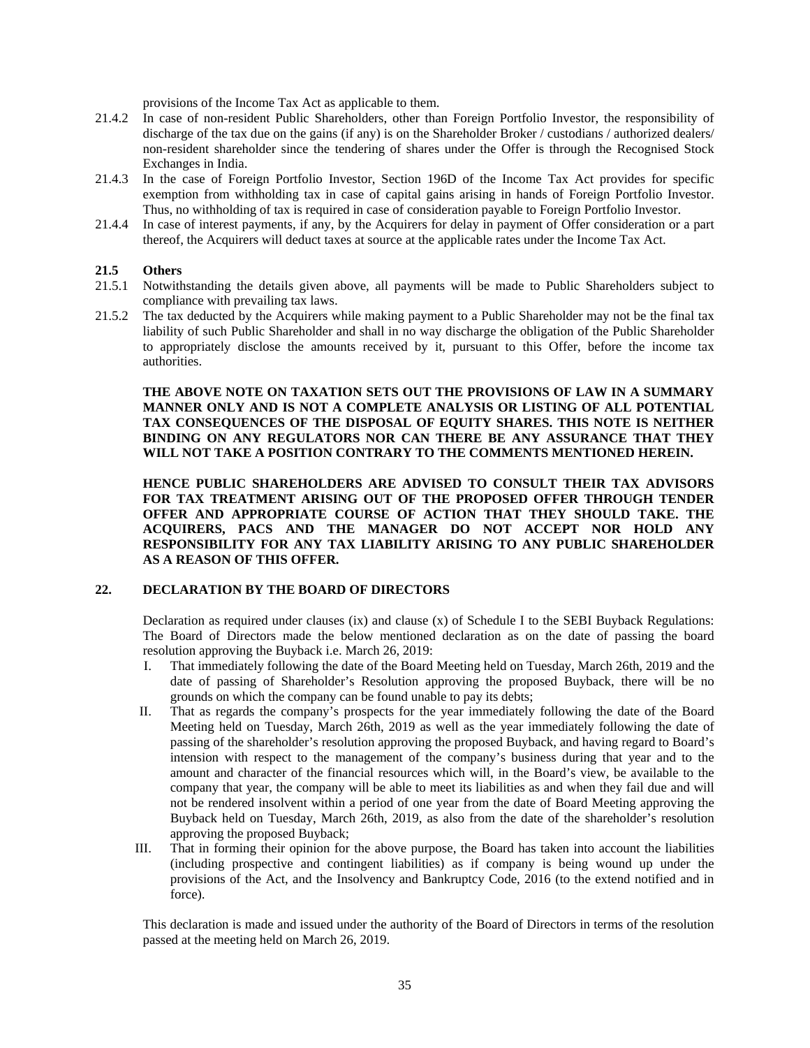provisions of the Income Tax Act as applicable to them.

21.4.2 In case of non-resident Public Shareholders, other than Foreign Portfolio Investor, the responsibility of discharge of the tax due on the gains (if any) is on the Shareholder Broker / custodians / authorized dealers/ non-resident shareholder since the tendering of shares under the Offer is through the Recognised Stock Exchanges in India.

21.4.3 In the case of Foreign Portfolio Investor, Section 196D of the Income Tax Act provides for specific exemption from withholding tax in case of capital gains arising in hands of Foreign Portfolio Investor. Thus, no withholding of tax is required in case of consideration payable to Foreign Portfolio Investor.

21.4.4 In case of interest payments, if any, by the Acquirers for delay in payment of Offer consideration or a part thereof, the Acquirers will deduct taxes at source at the applicable rates under the Income Tax Act.

**21.5 Others**

21.5.1 Notwithstanding the details given above, all payments will be made to Public Shareholders subject to compliance with prevailing tax laws.

21.5.2 The tax deducted by the Acquirers while making payment to a Public Shareholder may not be the final tax liability of such Public Shareholder and shall in no way discharge the obligation of the Public Shareholder to appropriately disclose the amounts received by it, pursuant to this Offer, before the income tax authorities.

**THE ABOVE NOTE ON TAXATION SETS OUT THE PROVISIONS OF LAW IN A SUMMARY MANNER ONLY AND IS NOT A COMPLETE ANALYSIS OR LISTING OF ALL POTENTIAL TAX CONSEQUENCES OF THE DISPOSAL OF EQUITY SHARES. THIS NOTE IS NEITHER BINDING ON ANY REGULATORS NOR CAN THERE BE ANY ASSURANCE THAT THEY WILL NOT TAKE A POSITION CONTRARY TO THE COMMENTS MENTIONED HEREIN.**

**HENCE PUBLIC SHAREHOLDERS ARE ADVISED TO CONSULT THEIR TAX ADVISORS FOR TAX TREATMENT ARISING OUT OF THE PROPOSED OFFER THROUGH TENDER OFFER AND APPROPRIATE COURSE OF ACTION THAT THEY SHOULD TAKE. THE ACQUIRERS, PACS AND THE MANAGER DO NOT ACCEPT NOR HOLD ANY RESPONSIBILITY FOR ANY TAX LIABILITY ARISING TO ANY PUBLIC SHAREHOLDER AS A REASON OF THIS OFFER.**

## 22. DECLARATION BY THE BOARD OF DIRECTORS

Declaration as required under clauses (ix) and clause (x) of Schedule I to the SEBI Buyback Regulations: The Board of Directors made the below mentioned declaration as on the date of passing the board resolution approving the Buyback i.e. March 26, 2019:

I. That immediately following the date of the Board Meeting held on Tuesday, March 26th, 2019 and the date of passing of Shareholder's Resolution approving the proposed Buyback, there will be no grounds on which the company can be found unable to pay its debts;

II. That as regards the company's prospects for the year immediately following the date of the Board Meeting held on Tuesday, March 26th, 2019 as well as the year immediately following the date of passing of the shareholder's resolution approving the proposed Buyback, and having regard to Board's intension with respect to the management of the company's business during that year and to the amount and character of the financial resources which will, in the Board's view, be available to the company that year, the company will be able to meet its liabilities as and when they fail due and will not be rendered insolvent within a period of one year from the date of Board Meeting approving the Buyback held on Tuesday, March 26th, 2019, as also from the date of the shareholder's resolution approving the proposed Buyback;

III. That in forming their opinion for the above purpose, the Board has taken into account the liabilities (including prospective and contingent liabilities) as if company is being wound up under the provisions of the Act, and the Insolvency and Bankruptcy Code, 2016 (to the extend notified and in force).

This declaration is made and issued under the authority of the Board of Directors in terms of the resolution passed at the meeting held on March 26, 2019.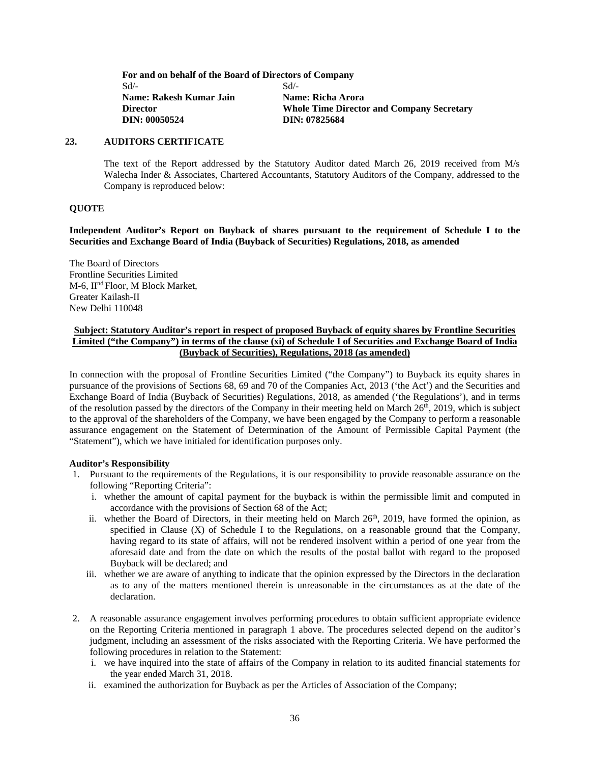**For and on behalf of the Board of Directors of Company**

| Sd/- | Sd/- |
|---|---|
| **Name: Rakesh Kumar Jain** | **Name: Richa Arora** |
| **Director** | **Whole Time Director and Company Secretary** |
| **DIN: 00050524** | **DIN: 07825684** |

**23. AUDITORS CERTIFICATE**

The text of the Report addressed by the Statutory Auditor dated March 26, 2019 received from M/s Walecha Inder & Associates, Chartered Accountants, Statutory Auditors of the Company, addressed to the Company is reproduced below:

**QUOTE**

**Independent Auditor's Report on Buyback of shares pursuant to the requirement of Schedule I to the Securities and Exchange Board of India (Buyback of Securities) Regulations, 2018, as amended**

The Board of Directors
Frontline Securities Limited
M-6, IInd Floor, M Block Market,
Greater Kailash-II
New Delhi 110048

**<u>Subject: Statutory Auditor's report in respect of proposed Buyback of equity shares by Frontline Securities Limited ("the Company") in terms of the clause (xi) of Schedule I of Securities and Exchange Board of India (Buyback of Securities), Regulations, 2018 (as amended)</u>**

In connection with the proposal of Frontline Securities Limited ("the Company") to Buyback its equity shares in pursuance of the provisions of Sections 68, 69 and 70 of the Companies Act, 2013 ('the Act') and the Securities and Exchange Board of India (Buyback of Securities) Regulations, 2018, as amended ('the Regulations'), and in terms of the resolution passed by the directors of the Company in their meeting held on March 26th, 2019, which is subject to the approval of the shareholders of the Company, we have been engaged by the Company to perform a reasonable assurance engagement on the Statement of Determination of the Amount of Permissible Capital Payment (the "Statement"), which we have initialed for identification purposes only.

**Auditor's Responsibility**

1. Pursuant to the requirements of the Regulations, it is our responsibility to provide reasonable assurance on the following "Reporting Criteria":
   i. whether the amount of capital payment for the buyback is within the permissible limit and computed in accordance with the provisions of Section 68 of the Act;
   ii. whether the Board of Directors, in their meeting held on March 26th, 2019, have formed the opinion, as specified in Clause (X) of Schedule I to the Regulations, on a reasonable ground that the Company, having regard to its state of affairs, will not be rendered insolvent within a period of one year from the aforesaid date and from the date on which the results of the postal ballot with regard to the proposed Buyback will be declared; and
   iii. whether we are aware of anything to indicate that the opinion expressed by the Directors in the declaration as to any of the matters mentioned therein is unreasonable in the circumstances as at the date of the declaration.

2. A reasonable assurance engagement involves performing procedures to obtain sufficient appropriate evidence on the Reporting Criteria mentioned in paragraph 1 above. The procedures selected depend on the auditor's judgment, including an assessment of the risks associated with the Reporting Criteria. We have performed the following procedures in relation to the Statement:
   i. we have inquired into the state of affairs of the Company in relation to its audited financial statements for the year ended March 31, 2018.
   ii. examined the authorization for Buyback as per the Articles of Association of the Company;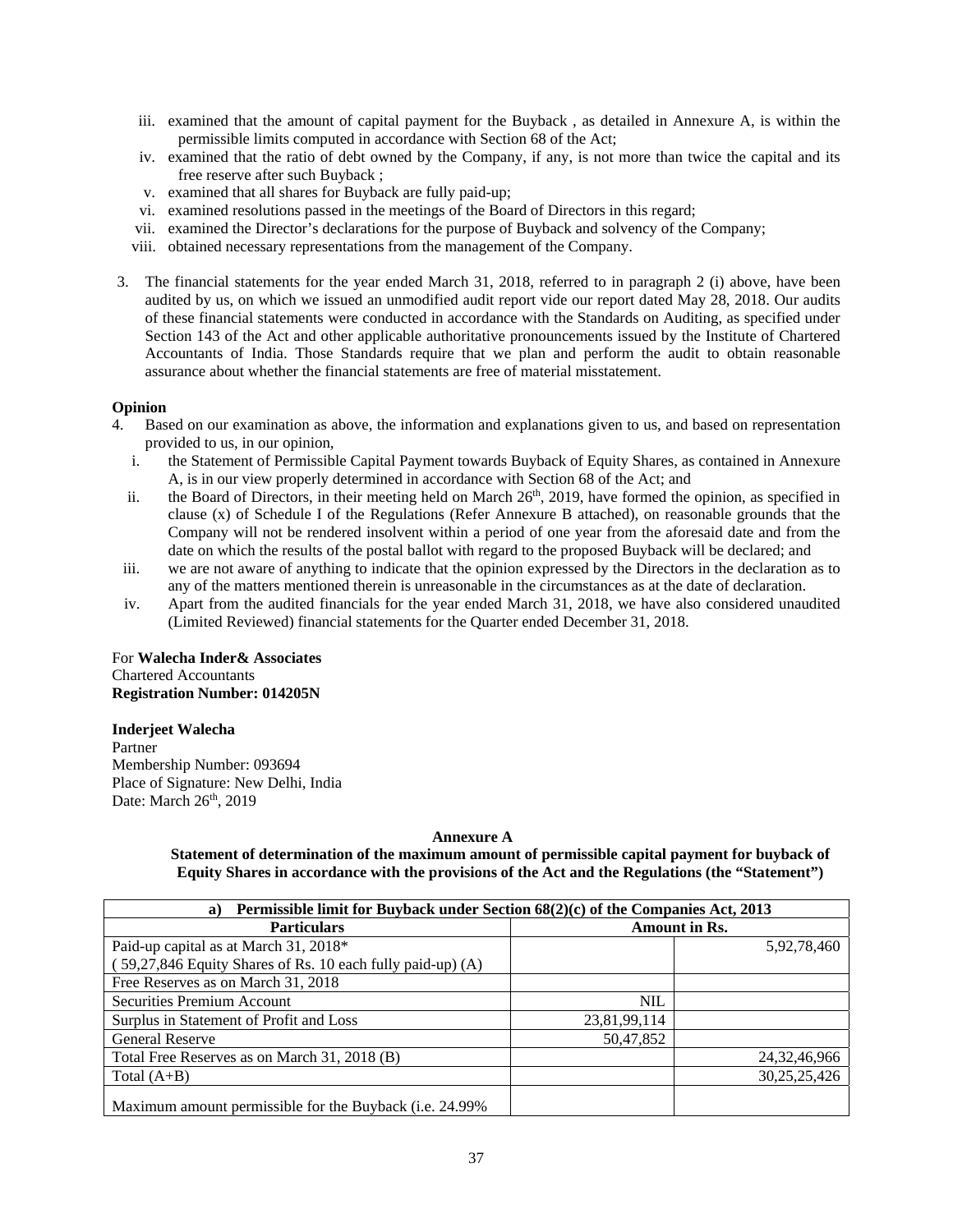iii. examined that the amount of capital payment for the Buyback , as detailed in Annexure A, is within the permissible limits computed in accordance with Section 68 of the Act;

iv. examined that the ratio of debt owned by the Company, if any, is not more than twice the capital and its free reserve after such Buyback ;

v. examined that all shares for Buyback are fully paid-up;

vi. examined resolutions passed in the meetings of the Board of Directors in this regard;

vii. examined the Director's declarations for the purpose of Buyback and solvency of the Company;

viii. obtained necessary representations from the management of the Company.

3. The financial statements for the year ended March 31, 2018, referred to in paragraph 2 (i) above, have been audited by us, on which we issued an unmodified audit report vide our report dated May 28, 2018. Our audits of these financial statements were conducted in accordance with the Standards on Auditing, as specified under Section 143 of the Act and other applicable authoritative pronouncements issued by the Institute of Chartered Accountants of India. Those Standards require that we plan and perform the audit to obtain reasonable assurance about whether the financial statements are free of material misstatement.

**Opinion**

4. Based on our examination as above, the information and explanations given to us, and based on representation provided to us, in our opinion,

i. the Statement of Permissible Capital Payment towards Buyback of Equity Shares, as contained in Annexure A, is in our view properly determined in accordance with Section 68 of the Act; and

ii. the Board of Directors, in their meeting held on March 26th, 2019, have formed the opinion, as specified in clause (x) of Schedule I of the Regulations (Refer Annexure B attached), on reasonable grounds that the Company will not be rendered insolvent within a period of one year from the aforesaid date and from the date on which the results of the postal ballot with regard to the proposed Buyback will be declared; and

iii. we are not aware of anything to indicate that the opinion expressed by the Directors in the declaration as to any of the matters mentioned therein is unreasonable in the circumstances as at the date of declaration.

iv. Apart from the audited financials for the year ended March 31, 2018, we have also considered unaudited (Limited Reviewed) financial statements for the Quarter ended December 31, 2018.

For **Walecha Inder& Associates**
Chartered Accountants
**Registration Number: 014205N**

**Inderjeet Walecha**
Partner
Membership Number: 093694
Place of Signature: New Delhi, India
Date: March 26th, 2019

**Annexure A**

**Statement of determination of the maximum amount of permissible capital payment for buyback of Equity Shares in accordance with the provisions of the Act and the Regulations (the "Statement")**

| **a) Permissible limit for Buyback under Section 68(2)(c) of the Companies Act, 2013** | | |
|---|---|---|
| **Particulars** | **Amount in Rs.** | |
| Paid-up capital as at March 31, 2018* ( 59,27,846 Equity Shares of Rs. 10 each fully paid-up) (A) | | 5,92,78,460 |
| Free Reserves as on March 31, 2018 | | |
| Securities Premium Account | NIL | |
| Surplus in Statement of Profit and Loss | 23,81,99,114 | |
| General Reserve | 50,47,852 | |
| Total Free Reserves as on March 31, 2018 (B) | | 24,32,46,966 |
| Total (A+B) | | 30,25,25,426 |
| Maximum amount permissible for the Buyback (i.e. 24.99% | | |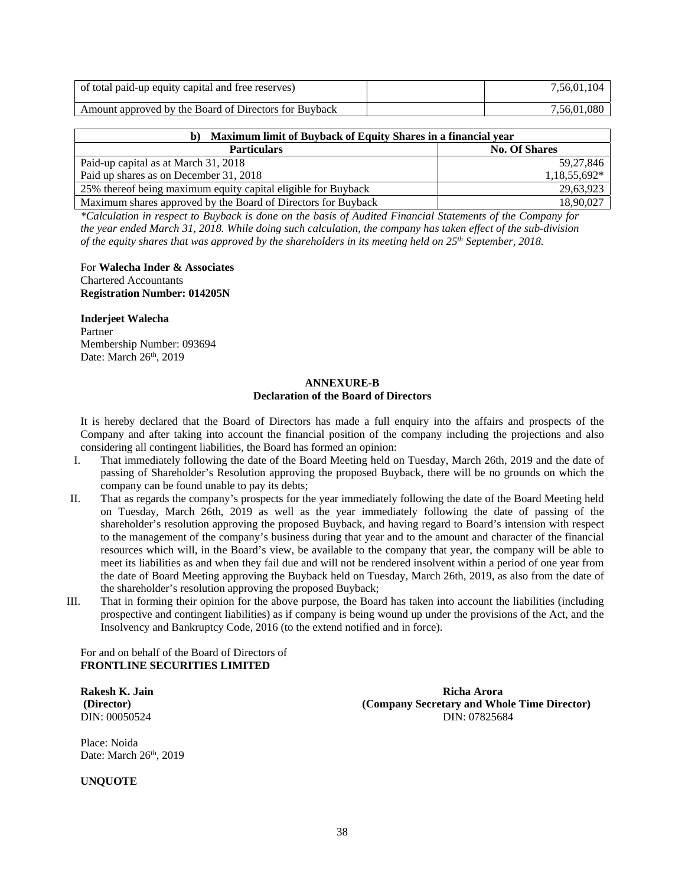| of total paid-up equity capital and free reserves) | | 7,56,01,104 |
|---|---|---|
| Amount approved by the Board of Directors for Buyback | | 7,56,01,080 |

| **b) Maximum limit of Buyback of Equity Shares in a financial year** | |
|---|---|
| **Particulars** | **No. Of Shares** |
| Paid-up capital as at March 31, 2018 | 59,27,846 |
| Paid up shares as on December 31, 2018 | 1,18,55,692* |
| 25% thereof being maximum equity capital eligible for Buyback | 29,63,923 |
| Maximum shares approved by the Board of Directors for Buyback | 18,90,027 |

*\*Calculation in respect to Buyback is done on the basis of Audited Financial Statements of the Company for the year ended March 31, 2018. While doing such calculation, the company has taken effect of the sub-division of the equity shares that was approved by the shareholders in its meeting held on 25th September, 2018.*

For **Walecha Inder & Associates**
Chartered Accountants
**Registration Number: 014205N**

**Inderjeet Walecha**
Partner
Membership Number: 093694
Date: March 26th, 2019

## ANNEXURE-B
### Declaration of the Board of Directors

It is hereby declared that the Board of Directors has made a full enquiry into the affairs and prospects of the Company and after taking into account the financial position of the company including the projections and also considering all contingent liabilities, the Board has formed an opinion:

I. That immediately following the date of the Board Meeting held on Tuesday, March 26th, 2019 and the date of passing of Shareholder's Resolution approving the proposed Buyback, there will be no grounds on which the company can be found unable to pay its debts;

II. That as regards the company's prospects for the year immediately following the date of the Board Meeting held on Tuesday, March 26th, 2019 as well as the year immediately following the date of passing of the shareholder's resolution approving the proposed Buyback, and having regard to Board's intension with respect to the management of the company's business during that year and to the amount and character of the financial resources which will, in the Board's view, be available to the company that year, the company will be able to meet its liabilities as and when they fail due and will not be rendered insolvent within a period of one year from the date of Board Meeting approving the Buyback held on Tuesday, March 26th, 2019, as also from the date of the shareholder's resolution approving the proposed Buyback;

III. That in forming their opinion for the above purpose, the Board has taken into account the liabilities (including prospective and contingent liabilities) as if company is being wound up under the provisions of the Act, and the Insolvency and Bankruptcy Code, 2016 (to the extend notified and in force).

For and on behalf of the Board of Directors of
**FRONTLINE SECURITIES LIMITED**

**Rakesh K. Jain**
**(Director)**
DIN: 00050524

**Richa Arora**
**(Company Secretary and Whole Time Director)**
DIN: 07825684

Place: Noida
Date: March 26th, 2019

**UNQUOTE**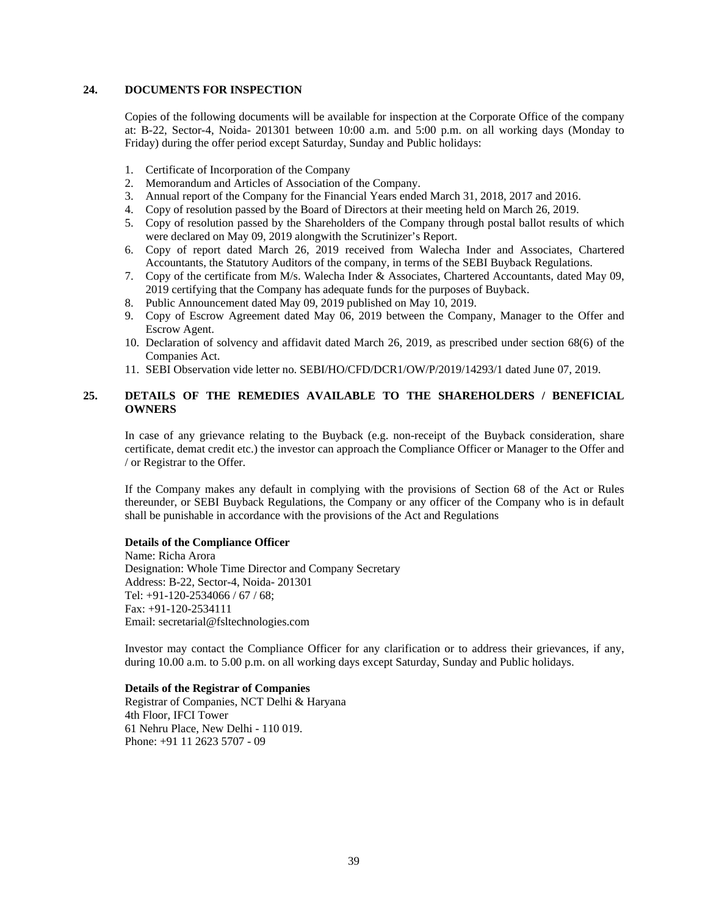## 24. DOCUMENTS FOR INSPECTION

Copies of the following documents will be available for inspection at the Corporate Office of the company at: B-22, Sector-4, Noida- 201301 between 10:00 a.m. and 5:00 p.m. on all working days (Monday to Friday) during the offer period except Saturday, Sunday and Public holidays:

1. Certificate of Incorporation of the Company
2. Memorandum and Articles of Association of the Company.
3. Annual report of the Company for the Financial Years ended March 31, 2018, 2017 and 2016.
4. Copy of resolution passed by the Board of Directors at their meeting held on March 26, 2019.
5. Copy of resolution passed by the Shareholders of the Company through postal ballot results of which were declared on May 09, 2019 alongwith the Scrutinizer's Report.
6. Copy of report dated March 26, 2019 received from Walecha Inder and Associates, Chartered Accountants, the Statutory Auditors of the company, in terms of the SEBI Buyback Regulations.
7. Copy of the certificate from M/s. Walecha Inder & Associates, Chartered Accountants, dated May 09, 2019 certifying that the Company has adequate funds for the purposes of Buyback.
8. Public Announcement dated May 09, 2019 published on May 10, 2019.
9. Copy of Escrow Agreement dated May 06, 2019 between the Company, Manager to the Offer and Escrow Agent.
10. Declaration of solvency and affidavit dated March 26, 2019, as prescribed under section 68(6) of the Companies Act.
11. SEBI Observation vide letter no. SEBI/HO/CFD/DCR1/OW/P/2019/14293/1 dated June 07, 2019.

## 25. DETAILS OF THE REMEDIES AVAILABLE TO THE SHAREHOLDERS / BENEFICIAL OWNERS

In case of any grievance relating to the Buyback (e.g. non-receipt of the Buyback consideration, share certificate, demat credit etc.) the investor can approach the Compliance Officer or Manager to the Offer and / or Registrar to the Offer.

If the Company makes any default in complying with the provisions of Section 68 of the Act or Rules thereunder, or SEBI Buyback Regulations, the Company or any officer of the Company who is in default shall be punishable in accordance with the provisions of the Act and Regulations

**Details of the Compliance Officer**
Name: Richa Arora
Designation: Whole Time Director and Company Secretary
Address: B-22, Sector-4, Noida- 201301
Tel: +91-120-2534066 / 67 / 68;
Fax: +91-120-2534111
Email: secretarial@fsltechnologies.com

Investor may contact the Compliance Officer for any clarification or to address their grievances, if any, during 10.00 a.m. to 5.00 p.m. on all working days except Saturday, Sunday and Public holidays.

**Details of the Registrar of Companies**
Registrar of Companies, NCT Delhi & Haryana
4th Floor, IFCI Tower
61 Nehru Place, New Delhi - 110 019.
Phone: +91 11 2623 5707 - 09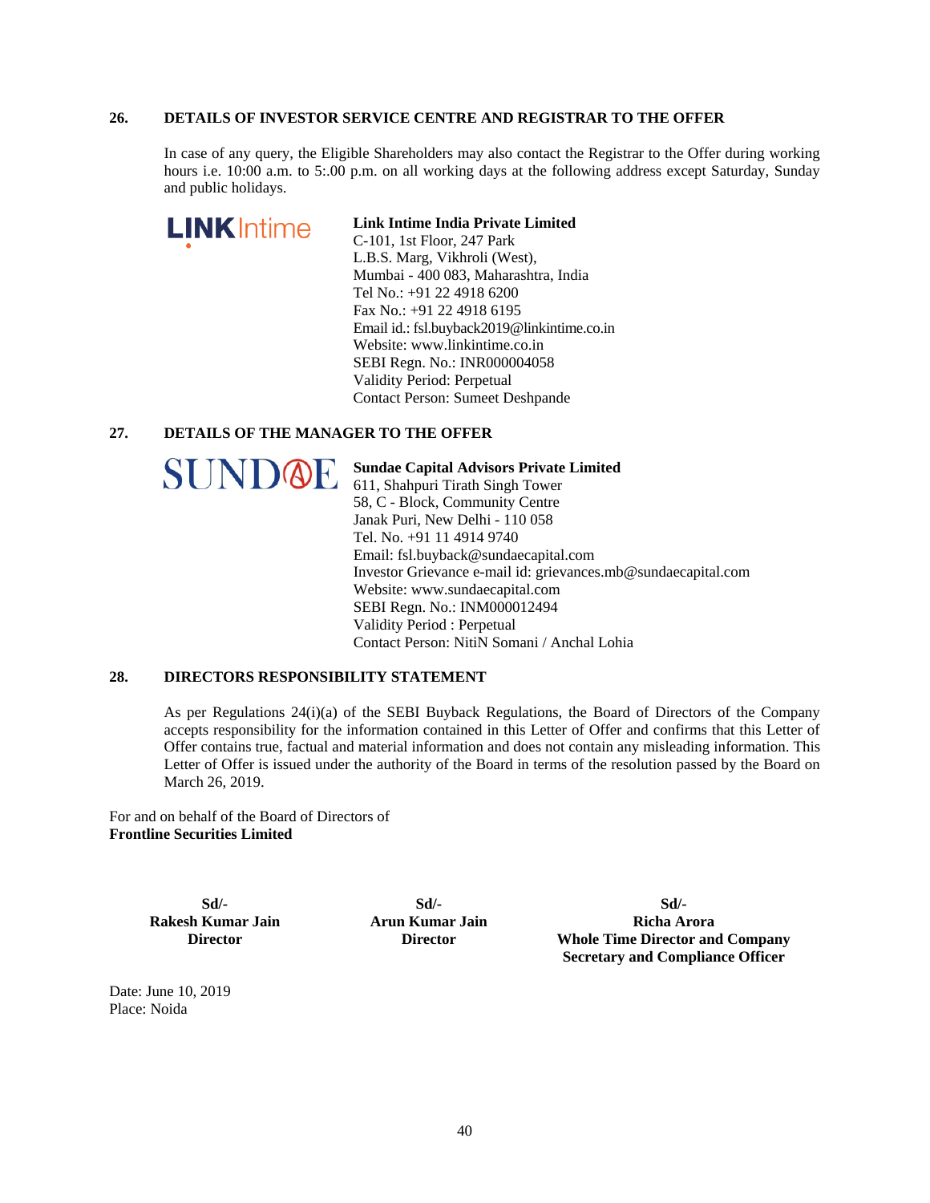## 26. DETAILS OF INVESTOR SERVICE CENTRE AND REGISTRAR TO THE OFFER

In case of any query, the Eligible Shareholders may also contact the Registrar to the Offer during working hours i.e. 10:00 a.m. to 5:.00 p.m. on all working days at the following address except Saturday, Sunday and public holidays.

**Link Intime India Private Limited**
C-101, 1st Floor, 247 Park
L.B.S. Marg, Vikhroli (West),
Mumbai - 400 083, Maharashtra, India
Tel No.: +91 22 4918 6200
Fax No.: +91 22 4918 6195
Email id.: fsl.buyback2019@linkintime.co.in
Website: www.linkintime.co.in
SEBI Regn. No.: INR000004058
Validity Period: Perpetual
Contact Person: Sumeet Deshpande

## 27. DETAILS OF THE MANAGER TO THE OFFER

**Sundae Capital Advisors Private Limited**
611, Shahpuri Tirath Singh Tower
58, C - Block, Community Centre
Janak Puri, New Delhi - 110 058
Tel. No. +91 11 4914 9740
Email: fsl.buyback@sundaecapital.com
Investor Grievance e-mail id: grievances.mb@sundaecapital.com
Website: www.sundaecapital.com
SEBI Regn. No.: INM000012494
Validity Period : Perpetual
Contact Person: NitiN Somani / Anchal Lohia

## 28. DIRECTORS RESPONSIBILITY STATEMENT

As per Regulations 24(i)(a) of the SEBI Buyback Regulations, the Board of Directors of the Company accepts responsibility for the information contained in this Letter of Offer and confirms that this Letter of Offer contains true, factual and material information and does not contain any misleading information. This Letter of Offer is issued under the authority of the Board in terms of the resolution passed by the Board on March 26, 2019.

For and on behalf of the Board of Directors of
**Frontline Securities Limited**

| Sd/- | Sd/- | Sd/- |
|---|---|---|
| **Rakesh Kumar Jain** | **Arun Kumar Jain** | **Richa Arora** |
| **Director** | **Director** | **Whole Time Director and Company Secretary and Compliance Officer** |

Date: June 10, 2019
Place: Noida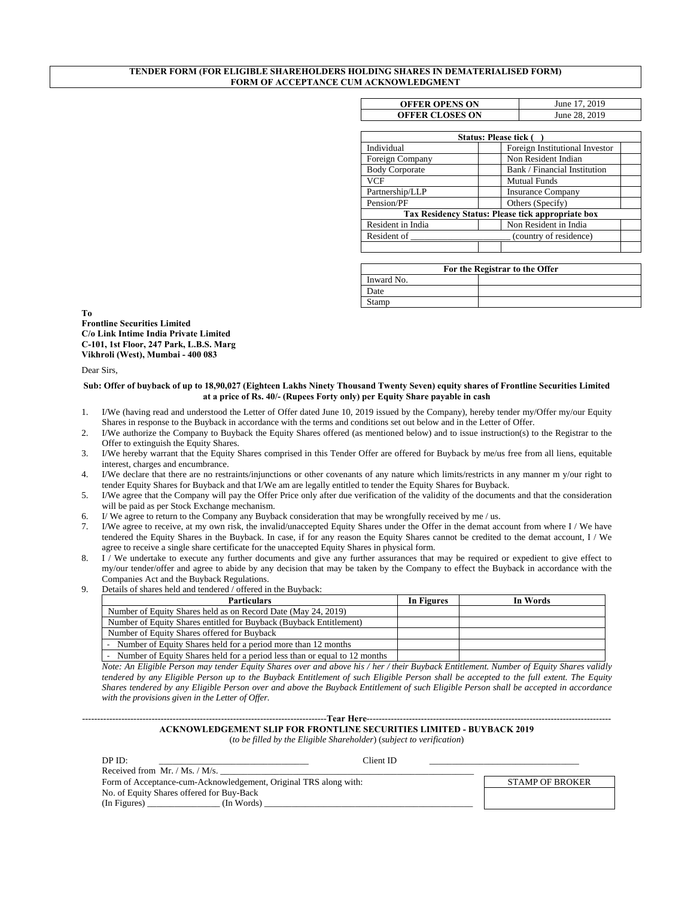**TENDER FORM (FOR ELIGIBLE SHAREHOLDERS HOLDING SHARES IN DEMATERIALISED FORM)**
**FORM OF ACCEPTANCE CUM ACKNOWLEDGMENT**

| OFFER OPENS ON | June 17, 2019 |
|---|---|
| OFFER CLOSES ON | June 28, 2019 |

| Status: Please tick ( ) | | | |
|---|---|---|---|
| Individual | | Foreign Institutional Investor | |
| Foreign Company | | Non Resident Indian | |
| Body Corporate | | Bank / Financial Institution | |
| VCF | | Mutual Funds | |
| Partnership/LLP | | Insurance Company | |
| Pension/PF | | Others (Specify) | |
| **Tax Residency Status: Please tick appropriate box** | | | |
| Resident in India | | Non Resident in India | |
| Resident of _______________________ (country of residence) | | | |
| | | | |

| For the Registrar to the Offer | |
|---|---|
| Inward No. | |
| Date | |
| Stamp | |

**To**
**Frontline Securities Limited**
**C/o Link Intime India Private Limited**
**C-101, 1st Floor, 247 Park, L.B.S. Marg**
**Vikhroli (West), Mumbai - 400 083**

Dear Sirs,

**Sub: Offer of buyback of up to 18,90,027 (Eighteen Lakhs Ninety Thousand Twenty Seven) equity shares of Frontline Securities Limited at a price of Rs. 40/- (Rupees Forty only) per Equity Share payable in cash**

1. I/We (having read and understood the Letter of Offer dated June 10, 2019 issued by the Company), hereby tender my/Offer my/our Equity Shares in response to the Buyback in accordance with the terms and conditions set out below and in the Letter of Offer.
2. I/We authorize the Company to Buyback the Equity Shares offered (as mentioned below) and to issue instruction(s) to the Registrar to the Offer to extinguish the Equity Shares.
3. I/We hereby warrant that the Equity Shares comprised in this Tender Offer are offered for Buyback by me/us free from all liens, equitable interest, charges and encumbrance.
4. I/We declare that there are no restraints/injunctions or other covenants of any nature which limits/restricts in any manner m y/our right to tender Equity Shares for Buyback and that I/We am are legally entitled to tender the Equity Shares for Buyback.
5. I/We agree that the Company will pay the Offer Price only after due verification of the validity of the documents and that the consideration will be paid as per Stock Exchange mechanism.
6. I/ We agree to return to the Company any Buyback consideration that may be wrongfully received by me / us.
7. I/We agree to receive, at my own risk, the invalid/unaccepted Equity Shares under the Offer in the demat account from where I / We have tendered the Equity Shares in the Buyback. In case, if for any reason the Equity Shares cannot be credited to the demat account, I / We agree to receive a single share certificate for the unaccepted Equity Shares in physical form.
8. I / We undertake to execute any further documents and give any further assurances that may be required or expedient to give effect to my/our tender/offer and agree to abide by any decision that may be taken by the Company to effect the Buyback in accordance with the Companies Act and the Buyback Regulations.
9. Details of shares held and tendered / offered in the Buyback:

| Particulars | In Figures | In Words |
|---|---|---|
| Number of Equity Shares held as on Record Date (May 24, 2019) | | |
| Number of Equity Shares entitled for Buyback (Buyback Entitlement) | | |
| Number of Equity Shares offered for Buyback | | |
| - Number of Equity Shares held for a period more than 12 months | | |
| - Number of Equity Shares held for a period less than or equal to 12 months | | |

*Note: An Eligible Person may tender Equity Shares over and above his / her / their Buyback Entitlement. Number of Equity Shares validly tendered by any Eligible Person up to the Buyback Entitlement of such Eligible Person shall be accepted to the full extent. The Equity Shares tendered by any Eligible Person over and above the Buyback Entitlement of such Eligible Person shall be accepted in accordance with the provisions given in the Letter of Offer.*

------------------------------------------------------------------**Tear Here**------------------------------------------------------------------

**ACKNOWLEDGEMENT SLIP FOR FRONTLINE SECURITIES LIMITED - BUYBACK 2019**
(*to be filled by the Eligible Shareholder*) (*subject to verification*)

DP ID: ________________________________ Client ID ________________________________

Received from Mr. / Ms. / M/s. ______________________________________________________

Form of Acceptance-cum-Acknowledgement, Original TRS along with:

No. of Equity Shares offered for Buy-Back

(In Figures) _______________ (In Words) _____________________________________________

| STAMP OF BROKER |
|---|
| |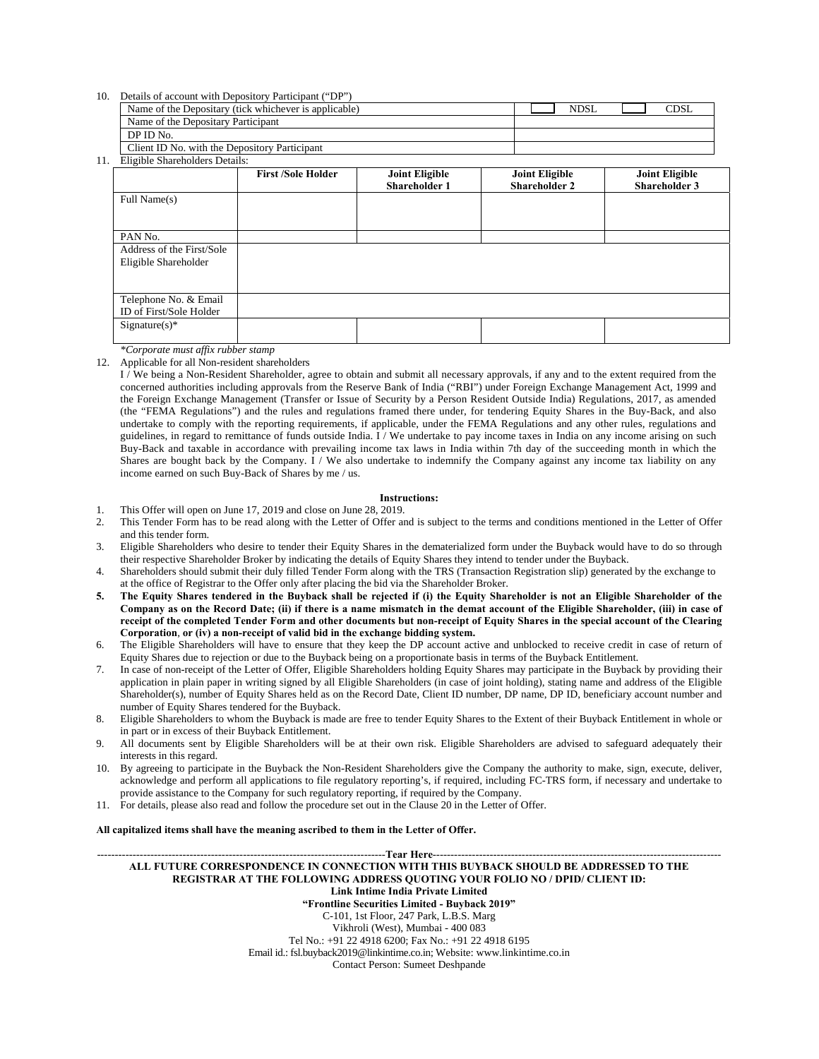10. Details of account with Depository Participant ("DP")

| | |
|---|---|
| Name of the Depositary (tick whichever is applicable) | ☐ NDSL ☐ CDSL |
| Name of the Depositary Participant | |
| DP ID No. | |
| Client ID No. with the Depository Participant | |

11. Eligible Shareholders Details:

| | First /Sole Holder | Joint Eligible Shareholder 1 | Joint Eligible Shareholder 2 | Joint Eligible Shareholder 3 |
|---|---|---|---|---|
| Full Name(s) | | | | |
| PAN No. | | | | |
| Address of the First/Sole Eligible Shareholder | | | | |
| Telephone No. & Email ID of First/Sole Holder | | | | |
| Signature(s)* | | | | |

*\*Corporate must affix rubber stamp*

12. Applicable for all Non-resident shareholders

I / We being a Non-Resident Shareholder, agree to obtain and submit all necessary approvals, if any and to the extent required from the concerned authorities including approvals from the Reserve Bank of India ("RBI") under Foreign Exchange Management Act, 1999 and the Foreign Exchange Management (Transfer or Issue of Security by a Person Resident Outside India) Regulations, 2017, as amended (the "FEMA Regulations") and the rules and regulations framed there under, for tendering Equity Shares in the Buy-Back, and also undertake to comply with the reporting requirements, if applicable, under the FEMA Regulations and any other rules, regulations and guidelines, in regard to remittance of funds outside India. I / We undertake to pay income taxes in India on any income arising on such Buy-Back and taxable in accordance with prevailing income tax laws in India within 7th day of the succeeding month in which the Shares are bought back by the Company. I / We also undertake to indemnify the Company against any income tax liability on any income earned on such Buy-Back of Shares by me / us.

**Instructions:**

1. This Offer will open on June 17, 2019 and close on June 28, 2019.
2. This Tender Form has to be read along with the Letter of Offer and is subject to the terms and conditions mentioned in the Letter of Offer and this tender form.
3. Eligible Shareholders who desire to tender their Equity Shares in the dematerialized form under the Buyback would have to do so through their respective Shareholder Broker by indicating the details of Equity Shares they intend to tender under the Buyback.
4. Shareholders should submit their duly filled Tender Form along with the TRS (Transaction Registration slip) generated by the exchange to at the office of Registrar to the Offer only after placing the bid via the Shareholder Broker.
5. **The Equity Shares tendered in the Buyback shall be rejected if (i) the Equity Shareholder is not an Eligible Shareholder of the Company as on the Record Date; (ii) if there is a name mismatch in the demat account of the Eligible Shareholder, (iii) in case of receipt of the completed Tender Form and other documents but non-receipt of Equity Shares in the special account of the Clearing Corporation, or (iv) a non-receipt of valid bid in the exchange bidding system.**
6. The Eligible Shareholders will have to ensure that they keep the DP account active and unblocked to receive credit in case of return of Equity Shares due to rejection or due to the Buyback being on a proportionate basis in terms of the Buyback Entitlement.
7. In case of non-receipt of the Letter of Offer, Eligible Shareholders holding Equity Shares may participate in the Buyback by providing their application in plain paper in writing signed by all Eligible Shareholders (in case of joint holding), stating name and address of the Eligible Shareholder(s), number of Equity Shares held as on the Record Date, Client ID number, DP name, DP ID, beneficiary account number and number of Equity Shares tendered for the Buyback.
8. Eligible Shareholders to whom the Buyback is made are free to tender Equity Shares to the Extent of their Buyback Entitlement in whole or in part or in excess of their Buyback Entitlement.
9. All documents sent by Eligible Shareholders will be at their own risk. Eligible Shareholders are advised to safeguard adequately their interests in this regard.
10. By agreeing to participate in the Buyback the Non-Resident Shareholders give the Company the authority to make, sign, execute, deliver, acknowledge and perform all applications to file regulatory reporting's, if required, including FC-TRS form, if necessary and undertake to provide assistance to the Company for such regulatory reporting, if required by the Company.
11. For details, please also read and follow the procedure set out in the Clause 20 in the Letter of Offer.

**All capitalized items shall have the meaning ascribed to them in the Letter of Offer.**

--------------------------------------------------------------------------------**Tear Here**--------------------------------------------------------------------------------

**ALL FUTURE CORRESPONDENCE IN CONNECTION WITH THIS BUYBACK SHOULD BE ADDRESSED TO THE REGISTRAR AT THE FOLLOWING ADDRESS QUOTING YOUR FOLIO NO / DPID/ CLIENT ID:**

**Link Intime India Private Limited**

**"Frontline Securities Limited - Buyback 2019"**

C-101, 1st Floor, 247 Park, L.B.S. Marg

Vikhroli (West), Mumbai - 400 083

Tel No.: +91 22 4918 6200; Fax No.: +91 22 4918 6195

Email id.: fsl.buyback2019@linkintime.co.in; Website: www.linkintime.co.in

Contact Person: Sumeet Deshpande